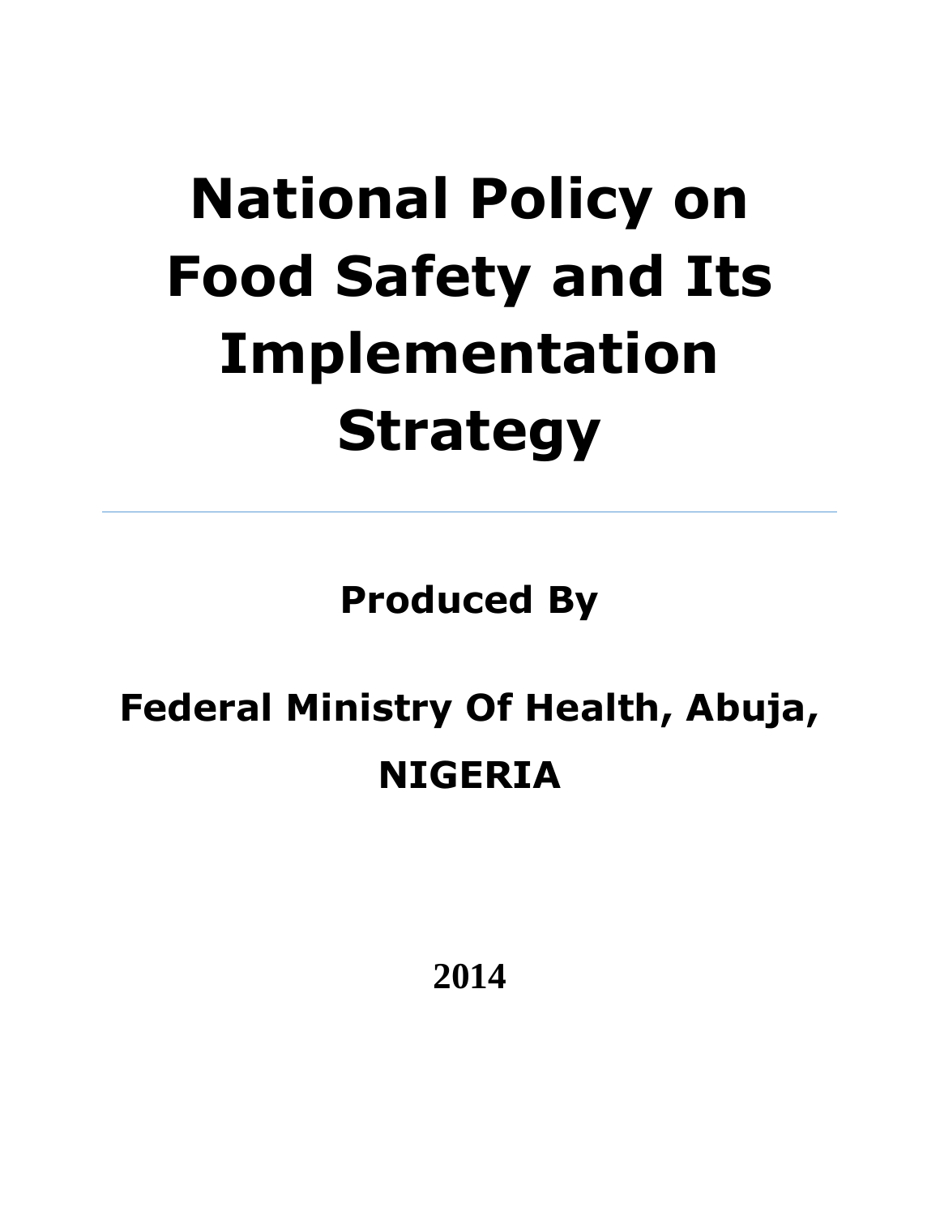# National Policy on Food Safety and Its Implementation Strategy

---

**Produced By**

**Federal Ministry Of Health, Abuja, NIGERIA**

**2014**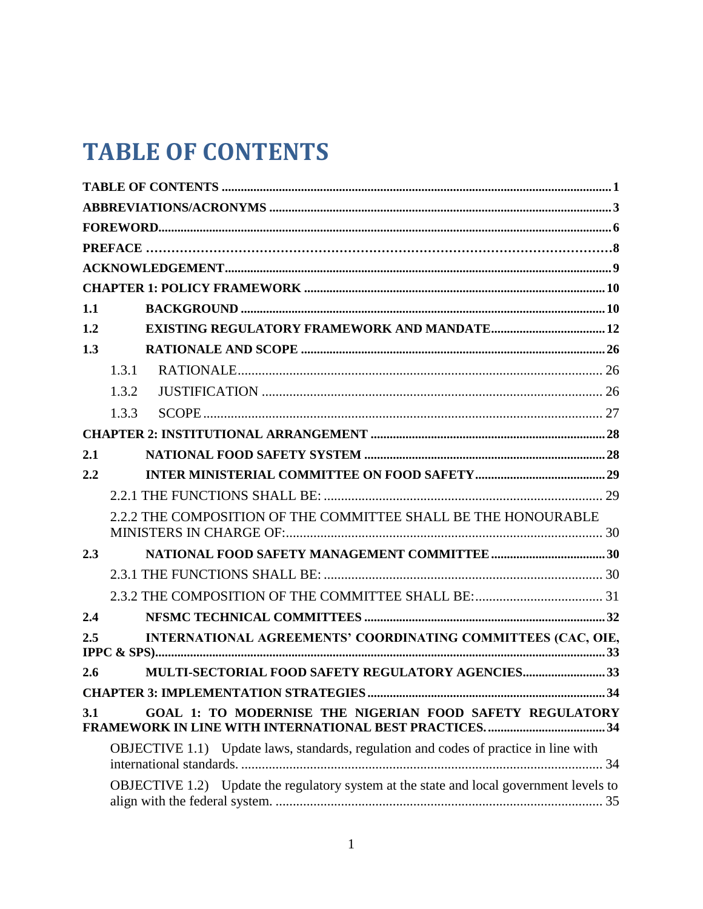# TABLE OF CONTENTS

**TABLE OF CONTENTS** .......... **1**

**ABBREVIATIONS/ACRONYMS** .......... **3**

**FOREWORD** .......... **6**

**PREFACE** .......... **8**

**ACKNOWLEDGEMENT** .......... **9**

**CHAPTER 1: POLICY FRAMEWORK** .......... **10**

**1.1 BACKGROUND** .......... **10**

**1.2 EXISTING REGULATORY FRAMEWORK AND MANDATE** .......... **12**

**1.3 RATIONALE AND SCOPE** .......... **26**

- 1.3.1 RATIONALE .......... 26
- 1.3.2 JUSTIFICATION .......... 26
- 1.3.3 SCOPE .......... 27

**CHAPTER 2: INSTITUTIONAL ARRANGEMENT** .......... **28**

**2.1 NATIONAL FOOD SAFETY SYSTEM** .......... **28**

**2.2 INTER MINISTERIAL COMMITTEE ON FOOD SAFETY** .......... **29**

- 2.2.1 THE FUNCTIONS SHALL BE: .......... 29
- 2.2.2 THE COMPOSITION OF THE COMMITTEE SHALL BE THE HONOURABLE MINISTERS IN CHARGE OF: .......... 30

**2.3 NATIONAL FOOD SAFETY MANAGEMENT COMMITTEE** .......... **30**

- 2.3.1 THE FUNCTIONS SHALL BE: .......... 30
- 2.3.2 THE COMPOSITION OF THE COMMITTEE SHALL BE: .......... 31

**2.4 NFSMC TECHNICAL COMMITTEES** .......... **32**

**2.5 INTERNATIONAL AGREEMENTS' COORDINATING COMMITTEES (CAC, OIE, IPPC & SPS)** .......... **33**

**2.6 MULTI-SECTORIAL FOOD SAFETY REGULATORY AGENCIES** .......... **33**

**CHAPTER 3: IMPLEMENTATION STRATEGIES** .......... **34**

**3.1 GOAL 1: TO MODERNISE THE NIGERIAN FOOD SAFETY REGULATORY FRAMEWORK IN LINE WITH INTERNATIONAL BEST PRACTICES.** .......... **34**

- OBJECTIVE 1.1) Update laws, standards, regulation and codes of practice in line with international standards. .......... 34
- OBJECTIVE 1.2) Update the regulatory system at the state and local government levels to align with the federal system. .......... 35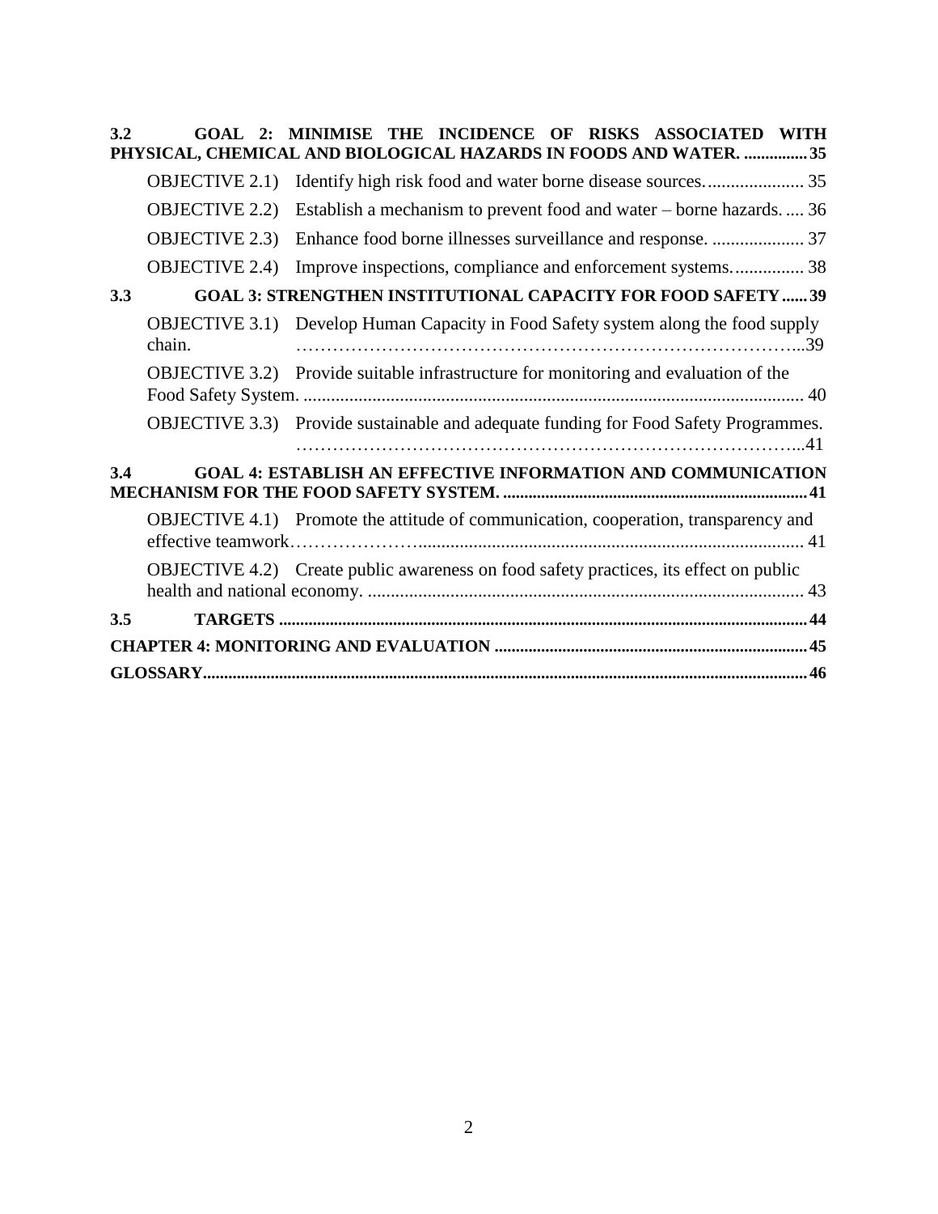**3.2 GOAL 2: MINIMISE THE INCIDENCE OF RISKS ASSOCIATED WITH PHYSICAL, CHEMICAL AND BIOLOGICAL HAZARDS IN FOODS AND WATER. ............... 35**

OBJECTIVE 2.1) Identify high risk food and water borne disease sources..................... 35

OBJECTIVE 2.2) Establish a mechanism to prevent food and water – borne hazards. .... 36

OBJECTIVE 2.3) Enhance food borne illnesses surveillance and response. .................... 37

OBJECTIVE 2.4) Improve inspections, compliance and enforcement systems................ 38

**3.3 GOAL 3: STRENGTHEN INSTITUTIONAL CAPACITY FOR FOOD SAFETY ...... 39**

OBJECTIVE 3.1) Develop Human Capacity in Food Safety system along the food supply chain. …………………………………………………………………...39

OBJECTIVE 3.2) Provide suitable infrastructure for monitoring and evaluation of the Food Safety System. ............................................................................................................ 40

OBJECTIVE 3.3) Provide sustainable and adequate funding for Food Safety Programmes. ……………………………………………………………………...41

**3.4 GOAL 4: ESTABLISH AN EFFECTIVE INFORMATION AND COMMUNICATION MECHANISM FOR THE FOOD SAFETY SYSTEM. ........................................................................ 41**

OBJECTIVE 4.1) Promote the attitude of communication, cooperation, transparency and effective teamwork………………….................................................................................. 41

OBJECTIVE 4.2) Create public awareness on food safety practices, its effect on public health and national economy. .............................................................................................. 43

**3.5 TARGETS ........................................................................................................................... 44**

**CHAPTER 4: MONITORING AND EVALUATION ......................................................................... 45**

**GLOSSARY............................................................................................................................................. 46**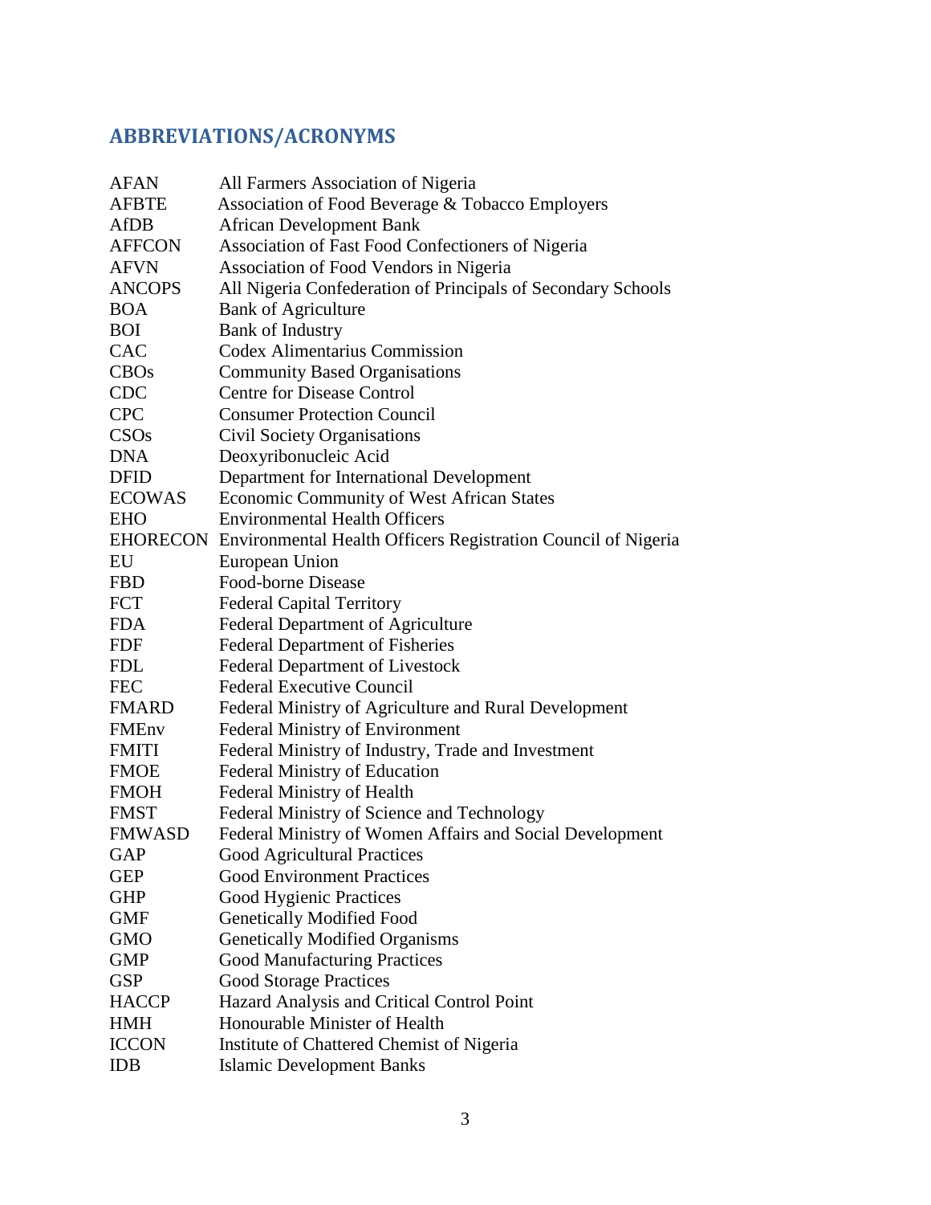## ABBREVIATIONS/ACRONYMS

| | |
|---|---|
| AFAN | All Farmers Association of Nigeria |
| AFBTE | Association of Food Beverage & Tobacco Employers |
| AfDB | African Development Bank |
| AFFCON | Association of Fast Food Confectioners of Nigeria |
| AFVN | Association of Food Vendors in Nigeria |
| ANCOPS | All Nigeria Confederation of Principals of Secondary Schools |
| BOA | Bank of Agriculture |
| BOI | Bank of Industry |
| CAC | Codex Alimentarius Commission |
| CBOs | Community Based Organisations |
| CDC | Centre for Disease Control |
| CPC | Consumer Protection Council |
| CSOs | Civil Society Organisations |
| DNA | Deoxyribonucleic Acid |
| DFID | Department for International Development |
| ECOWAS | Economic Community of West African States |
| EHO | Environmental Health Officers |
| EHORECON | Environmental Health Officers Registration Council of Nigeria |
| EU | European Union |
| FBD | Food-borne Disease |
| FCT | Federal Capital Territory |
| FDA | Federal Department of Agriculture |
| FDF | Federal Department of Fisheries |
| FDL | Federal Department of Livestock |
| FEC | Federal Executive Council |
| FMARD | Federal Ministry of Agriculture and Rural Development |
| FMEnv | Federal Ministry of Environment |
| FMITI | Federal Ministry of Industry, Trade and Investment |
| FMOE | Federal Ministry of Education |
| FMOH | Federal Ministry of Health |
| FMST | Federal Ministry of Science and Technology |
| FMWASD | Federal Ministry of Women Affairs and Social Development |
| GAP | Good Agricultural Practices |
| GEP | Good Environment Practices |
| GHP | Good Hygienic Practices |
| GMF | Genetically Modified Food |
| GMO | Genetically Modified Organisms |
| GMP | Good Manufacturing Practices |
| GSP | Good Storage Practices |
| HACCP | Hazard Analysis and Critical Control Point |
| HMH | Honourable Minister of Health |
| ICCON | Institute of Chattered Chemist of Nigeria |
| IDB | Islamic Development Banks |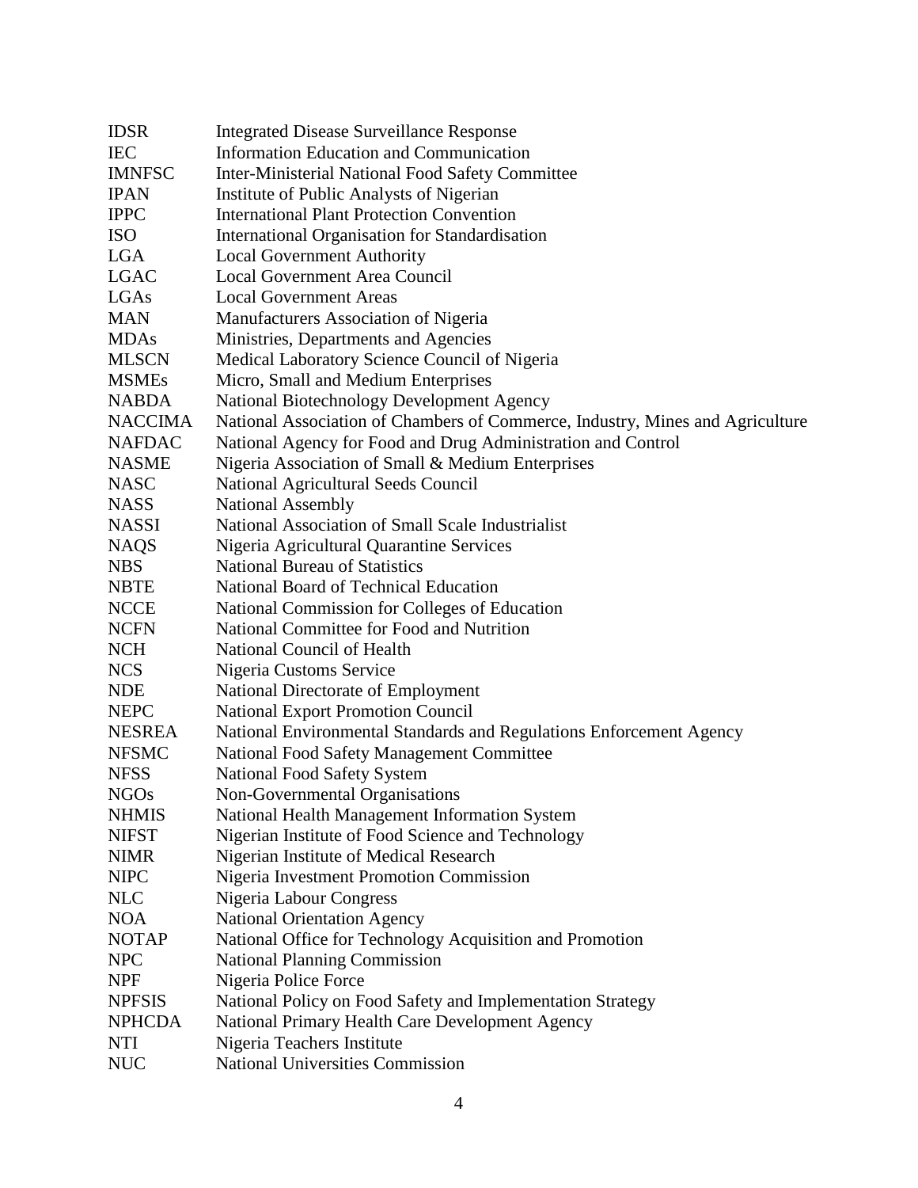| | |
|---|---|
| IDSR | Integrated Disease Surveillance Response |
| IEC | Information Education and Communication |
| IMNFSC | Inter-Ministerial National Food Safety Committee |
| IPAN | Institute of Public Analysts of Nigerian |
| IPPC | International Plant Protection Convention |
| ISO | International Organisation for Standardisation |
| LGA | Local Government Authority |
| LGAC | Local Government Area Council |
| LGAs | Local Government Areas |
| MAN | Manufacturers Association of Nigeria |
| MDAs | Ministries, Departments and Agencies |
| MLSCN | Medical Laboratory Science Council of Nigeria |
| MSMEs | Micro, Small and Medium Enterprises |
| NABDA | National Biotechnology Development Agency |
| NACCIMA | National Association of Chambers of Commerce, Industry, Mines and Agriculture |
| NAFDAC | National Agency for Food and Drug Administration and Control |
| NASME | Nigeria Association of Small & Medium Enterprises |
| NASC | National Agricultural Seeds Council |
| NASS | National Assembly |
| NASSI | National Association of Small Scale Industrialist |
| NAQS | Nigeria Agricultural Quarantine Services |
| NBS | National Bureau of Statistics |
| NBTE | National Board of Technical Education |
| NCCE | National Commission for Colleges of Education |
| NCFN | National Committee for Food and Nutrition |
| NCH | National Council of Health |
| NCS | Nigeria Customs Service |
| NDE | National Directorate of Employment |
| NEPC | National Export Promotion Council |
| NESREA | National Environmental Standards and Regulations Enforcement Agency |
| NFSMC | National Food Safety Management Committee |
| NFSS | National Food Safety System |
| NGOs | Non-Governmental Organisations |
| NHMIS | National Health Management Information System |
| NIFST | Nigerian Institute of Food Science and Technology |
| NIMR | Nigerian Institute of Medical Research |
| NIPC | Nigeria Investment Promotion Commission |
| NLC | Nigeria Labour Congress |
| NOA | National Orientation Agency |
| NOTAP | National Office for Technology Acquisition and Promotion |
| NPC | National Planning Commission |
| NPF | Nigeria Police Force |
| NPFSIS | National Policy on Food Safety and Implementation Strategy |
| NPHCDA | National Primary Health Care Development Agency |
| NTI | Nigeria Teachers Institute |
| NUC | National Universities Commission |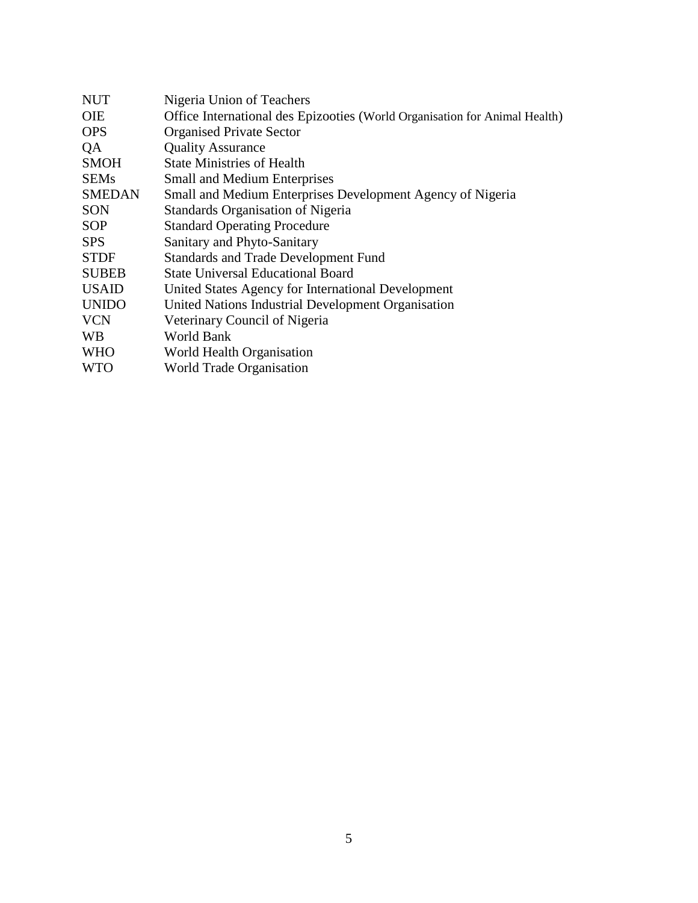| | |
|---|---|
| NUT | Nigeria Union of Teachers |
| OIE | Office International des Epizooties (World Organisation for Animal Health) |
| OPS | Organised Private Sector |
| QA | Quality Assurance |
| SMOH | State Ministries of Health |
| SEMs | Small and Medium Enterprises |
| SMEDAN | Small and Medium Enterprises Development Agency of Nigeria |
| SON | Standards Organisation of Nigeria |
| SOP | Standard Operating Procedure |
| SPS | Sanitary and Phyto-Sanitary |
| STDF | Standards and Trade Development Fund |
| SUBEB | State Universal Educational Board |
| USAID | United States Agency for International Development |
| UNIDO | United Nations Industrial Development Organisation |
| VCN | Veterinary Council of Nigeria |
| WB | World Bank |
| WHO | World Health Organisation |
| WTO | World Trade Organisation |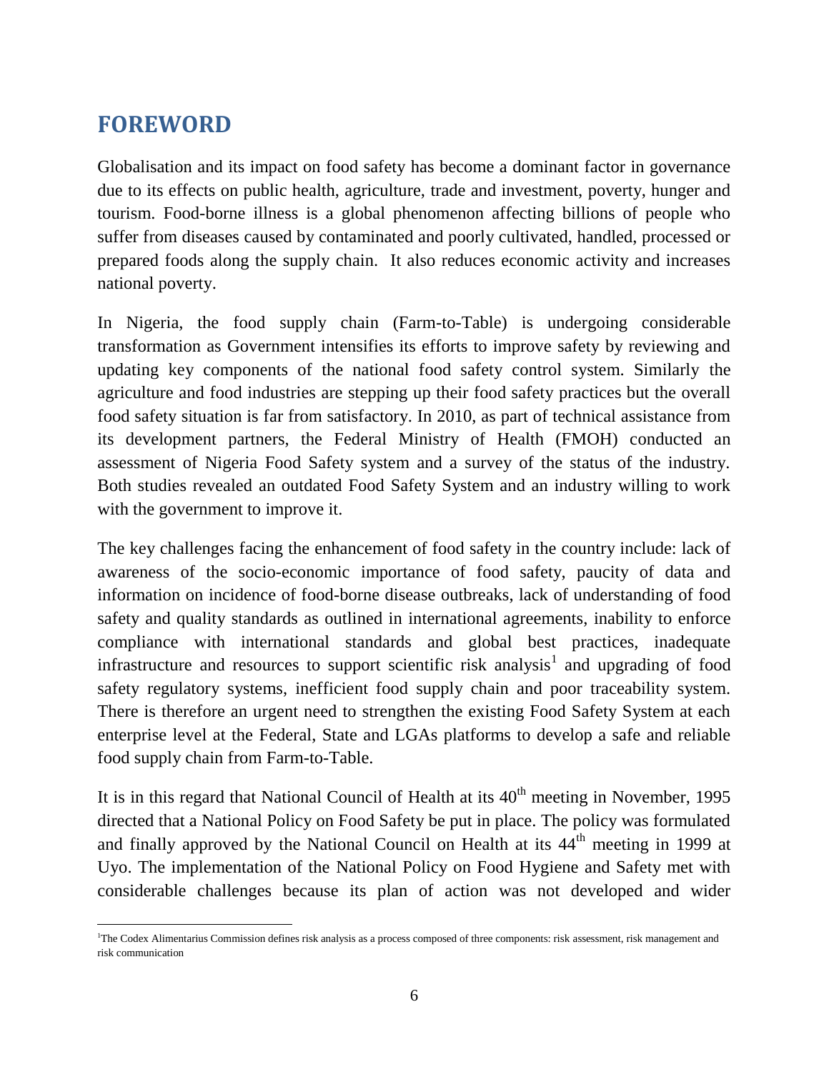# FOREWORD

Globalisation and its impact on food safety has become a dominant factor in governance due to its effects on public health, agriculture, trade and investment, poverty, hunger and tourism. Food-borne illness is a global phenomenon affecting billions of people who suffer from diseases caused by contaminated and poorly cultivated, handled, processed or prepared foods along the supply chain. It also reduces economic activity and increases national poverty.

In Nigeria, the food supply chain (Farm-to-Table) is undergoing considerable transformation as Government intensifies its efforts to improve safety by reviewing and updating key components of the national food safety control system. Similarly the agriculture and food industries are stepping up their food safety practices but the overall food safety situation is far from satisfactory. In 2010, as part of technical assistance from its development partners, the Federal Ministry of Health (FMOH) conducted an assessment of Nigeria Food Safety system and a survey of the status of the industry. Both studies revealed an outdated Food Safety System and an industry willing to work with the government to improve it.

The key challenges facing the enhancement of food safety in the country include: lack of awareness of the socio-economic importance of food safety, paucity of data and information on incidence of food-borne disease outbreaks, lack of understanding of food safety and quality standards as outlined in international agreements, inability to enforce compliance with international standards and global best practices, inadequate infrastructure and resources to support scientific risk analysis[1] and upgrading of food safety regulatory systems, inefficient food supply chain and poor traceability system. There is therefore an urgent need to strengthen the existing Food Safety System at each enterprise level at the Federal, State and LGAs platforms to develop a safe and reliable food supply chain from Farm-to-Table.

It is in this regard that National Council of Health at its 40th meeting in November, 1995 directed that a National Policy on Food Safety be put in place. The policy was formulated and finally approved by the National Council on Health at its 44th meeting in 1999 at Uyo. The implementation of the National Policy on Food Hygiene and Safety met with considerable challenges because its plan of action was not developed and wider

[1]The Codex Alimentarius Commission defines risk analysis as a process composed of three components: risk assessment, risk management and risk communication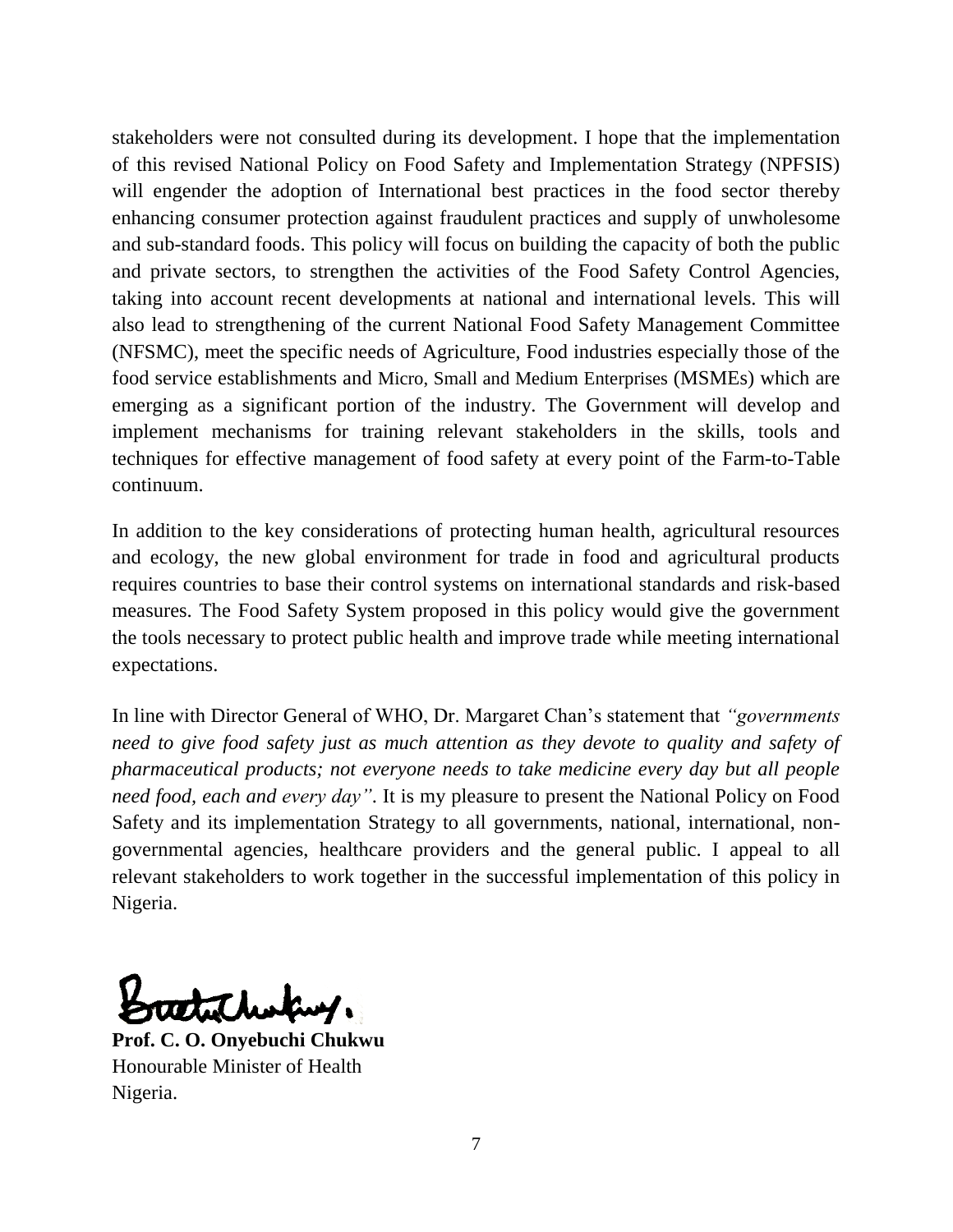stakeholders were not consulted during its development. I hope that the implementation of this revised National Policy on Food Safety and Implementation Strategy (NPFSIS) will engender the adoption of International best practices in the food sector thereby enhancing consumer protection against fraudulent practices and supply of unwholesome and sub-standard foods. This policy will focus on building the capacity of both the public and private sectors, to strengthen the activities of the Food Safety Control Agencies, taking into account recent developments at national and international levels. This will also lead to strengthening of the current National Food Safety Management Committee (NFSMC), meet the specific needs of Agriculture, Food industries especially those of the food service establishments and Micro, Small and Medium Enterprises (MSMEs) which are emerging as a significant portion of the industry. The Government will develop and implement mechanisms for training relevant stakeholders in the skills, tools and techniques for effective management of food safety at every point of the Farm-to-Table continuum.

In addition to the key considerations of protecting human health, agricultural resources and ecology, the new global environment for trade in food and agricultural products requires countries to base their control systems on international standards and risk-based measures. The Food Safety System proposed in this policy would give the government the tools necessary to protect public health and improve trade while meeting international expectations.

In line with Director General of WHO, Dr. Margaret Chan's statement that *"governments need to give food safety just as much attention as they devote to quality and safety of pharmaceutical products; not everyone needs to take medicine every day but all people need food, each and every day"*. It is my pleasure to present the National Policy on Food Safety and its implementation Strategy to all governments, national, international, non-governmental agencies, healthcare providers and the general public. I appeal to all relevant stakeholders to work together in the successful implementation of this policy in Nigeria.

**Prof. C. O. Onyebuchi Chukwu**
Honourable Minister of Health
Nigeria.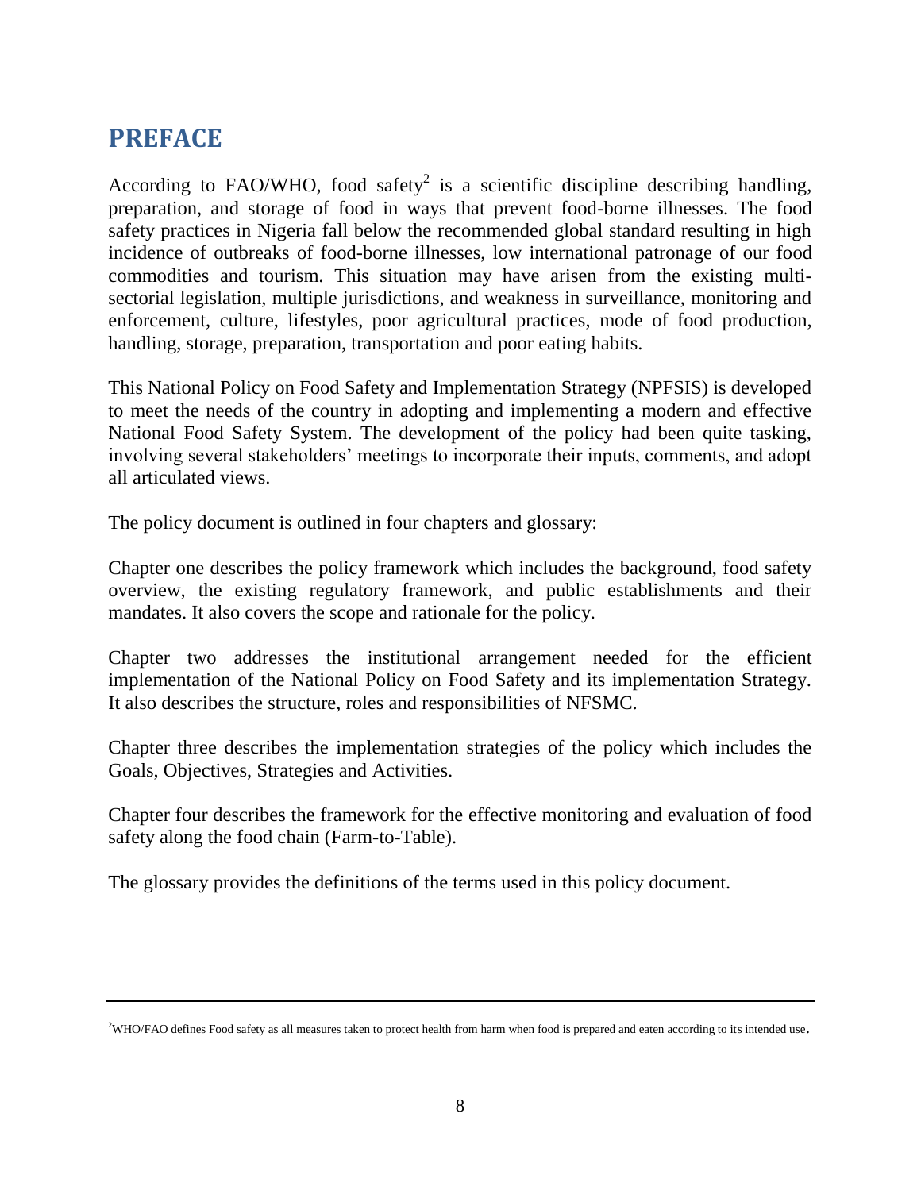# PREFACE

According to FAO/WHO, food safety[2] is a scientific discipline describing handling, preparation, and storage of food in ways that prevent food-borne illnesses. The food safety practices in Nigeria fall below the recommended global standard resulting in high incidence of outbreaks of food-borne illnesses, low international patronage of our food commodities and tourism. This situation may have arisen from the existing multi-sectorial legislation, multiple jurisdictions, and weakness in surveillance, monitoring and enforcement, culture, lifestyles, poor agricultural practices, mode of food production, handling, storage, preparation, transportation and poor eating habits.

This National Policy on Food Safety and Implementation Strategy (NPFSIS) is developed to meet the needs of the country in adopting and implementing a modern and effective National Food Safety System. The development of the policy had been quite tasking, involving several stakeholders' meetings to incorporate their inputs, comments, and adopt all articulated views.

The policy document is outlined in four chapters and glossary:

Chapter one describes the policy framework which includes the background, food safety overview, the existing regulatory framework, and public establishments and their mandates. It also covers the scope and rationale for the policy.

Chapter two addresses the institutional arrangement needed for the efficient implementation of the National Policy on Food Safety and its implementation Strategy. It also describes the structure, roles and responsibilities of NFSMC.

Chapter three describes the implementation strategies of the policy which includes the Goals, Objectives, Strategies and Activities.

Chapter four describes the framework for the effective monitoring and evaluation of food safety along the food chain (Farm-to-Table).

The glossary provides the definitions of the terms used in this policy document.

---

[2]WHO/FAO defines Food safety as all measures taken to protect health from harm when food is prepared and eaten according to its intended use.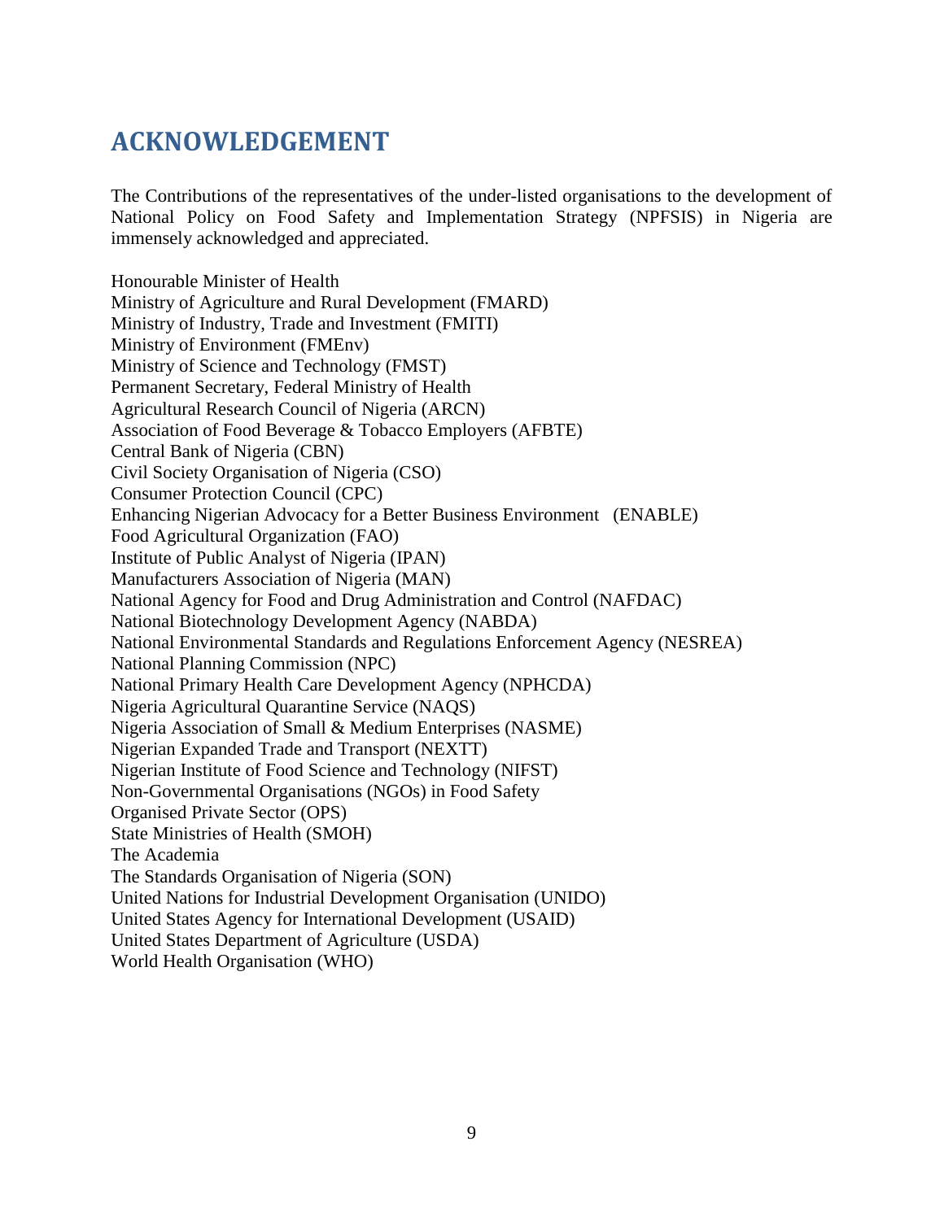# ACKNOWLEDGEMENT

The Contributions of the representatives of the under-listed organisations to the development of National Policy on Food Safety and Implementation Strategy (NPFSIS) in Nigeria are immensely acknowledged and appreciated.

Honourable Minister of Health
Ministry of Agriculture and Rural Development (FMARD)
Ministry of Industry, Trade and Investment (FMITI)
Ministry of Environment (FMEnv)
Ministry of Science and Technology (FMST)
Permanent Secretary, Federal Ministry of Health
Agricultural Research Council of Nigeria (ARCN)
Association of Food Beverage & Tobacco Employers (AFBTE)
Central Bank of Nigeria (CBN)
Civil Society Organisation of Nigeria (CSO)
Consumer Protection Council (CPC)
Enhancing Nigerian Advocacy for a Better Business Environment (ENABLE)
Food Agricultural Organization (FAO)
Institute of Public Analyst of Nigeria (IPAN)
Manufacturers Association of Nigeria (MAN)
National Agency for Food and Drug Administration and Control (NAFDAC)
National Biotechnology Development Agency (NABDA)
National Environmental Standards and Regulations Enforcement Agency (NESREA)
National Planning Commission (NPC)
National Primary Health Care Development Agency (NPHCDA)
Nigeria Agricultural Quarantine Service (NAQS)
Nigeria Association of Small & Medium Enterprises (NASME)
Nigerian Expanded Trade and Transport (NEXTT)
Nigerian Institute of Food Science and Technology (NIFST)
Non-Governmental Organisations (NGOs) in Food Safety
Organised Private Sector (OPS)
State Ministries of Health (SMOH)
The Academia
The Standards Organisation of Nigeria (SON)
United Nations for Industrial Development Organisation (UNIDO)
United States Agency for International Development (USAID)
United States Department of Agriculture (USDA)
World Health Organisation (WHO)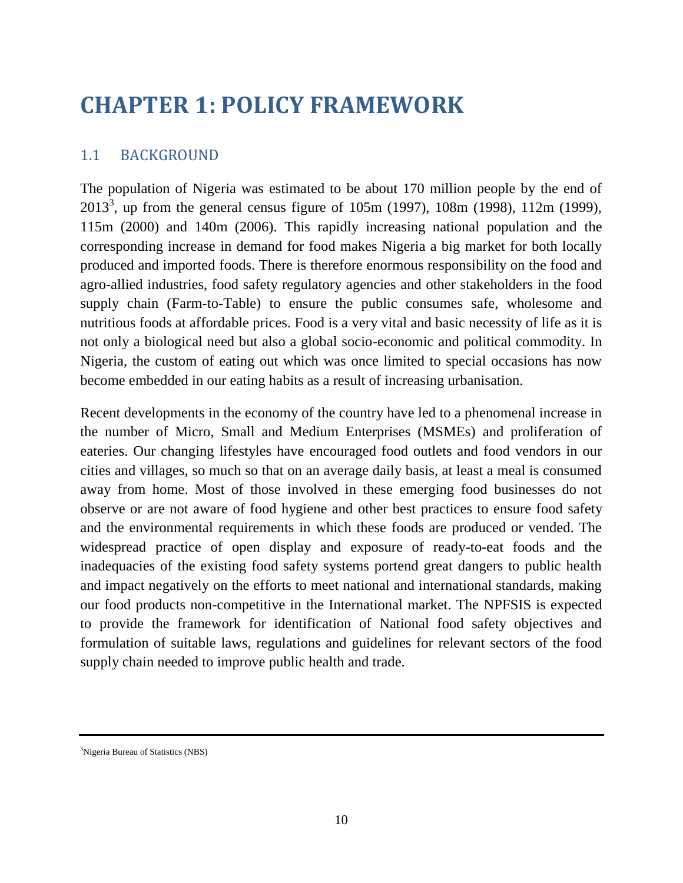# CHAPTER 1: POLICY FRAMEWORK

## 1.1 BACKGROUND

The population of Nigeria was estimated to be about 170 million people by the end of 2013[3], up from the general census figure of 105m (1997), 108m (1998), 112m (1999), 115m (2000) and 140m (2006). This rapidly increasing national population and the corresponding increase in demand for food makes Nigeria a big market for both locally produced and imported foods. There is therefore enormous responsibility on the food and agro-allied industries, food safety regulatory agencies and other stakeholders in the food supply chain (Farm-to-Table) to ensure the public consumes safe, wholesome and nutritious foods at affordable prices. Food is a very vital and basic necessity of life as it is not only a biological need but also a global socio-economic and political commodity. In Nigeria, the custom of eating out which was once limited to special occasions has now become embedded in our eating habits as a result of increasing urbanisation.

Recent developments in the economy of the country have led to a phenomenal increase in the number of Micro, Small and Medium Enterprises (MSMEs) and proliferation of eateries. Our changing lifestyles have encouraged food outlets and food vendors in our cities and villages, so much so that on an average daily basis, at least a meal is consumed away from home. Most of those involved in these emerging food businesses do not observe or are not aware of food hygiene and other best practices to ensure food safety and the environmental requirements in which these foods are produced or vended. The widespread practice of open display and exposure of ready-to-eat foods and the inadequacies of the existing food safety systems portend great dangers to public health and impact negatively on the efforts to meet national and international standards, making our food products non-competitive in the International market. The NPFSIS is expected to provide the framework for identification of National food safety objectives and formulation of suitable laws, regulations and guidelines for relevant sectors of the food supply chain needed to improve public health and trade.

---

[3] Nigeria Bureau of Statistics (NBS)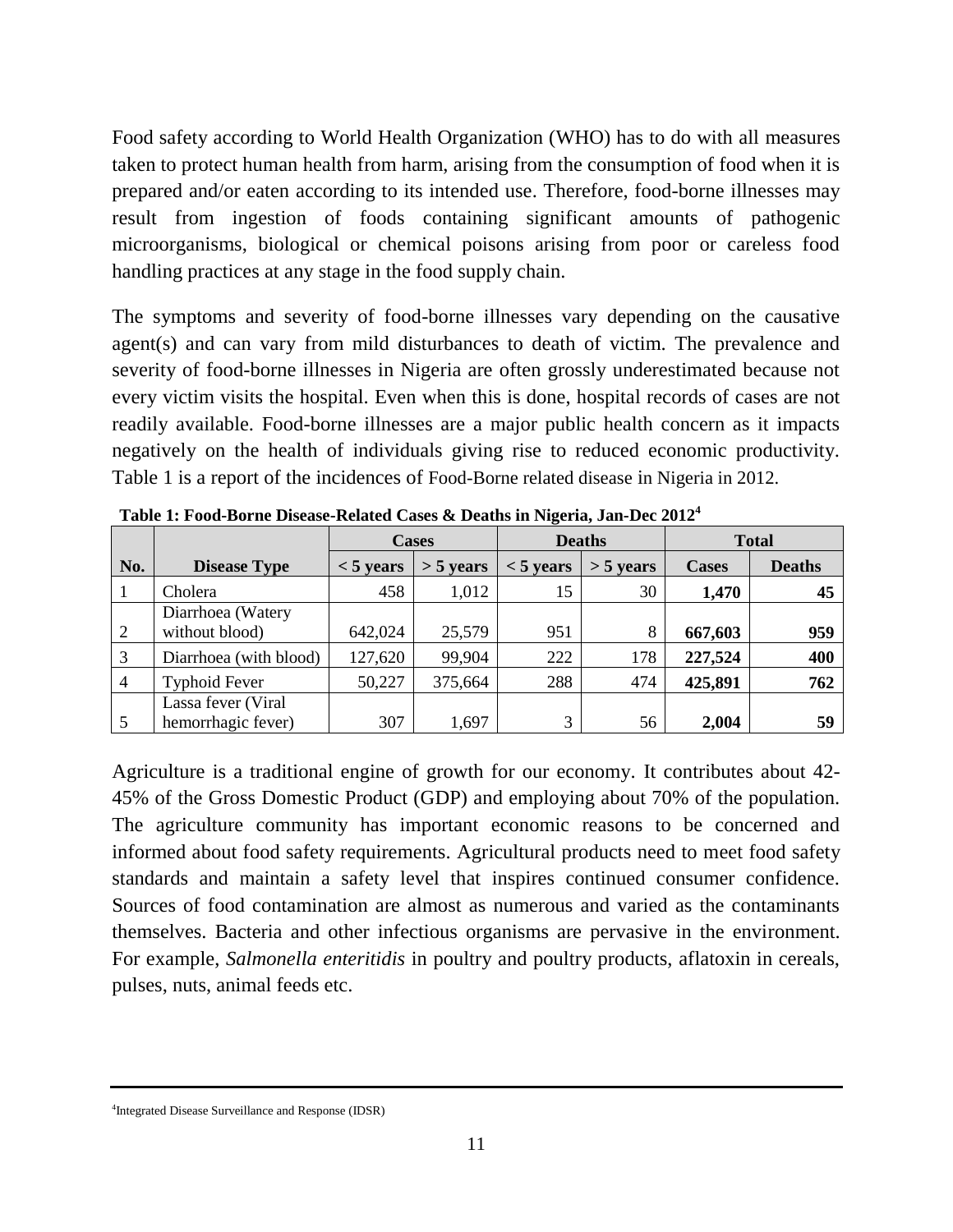Food safety according to World Health Organization (WHO) has to do with all measures taken to protect human health from harm, arising from the consumption of food when it is prepared and/or eaten according to its intended use. Therefore, food-borne illnesses may result from ingestion of foods containing significant amounts of pathogenic microorganisms, biological or chemical poisons arising from poor or careless food handling practices at any stage in the food supply chain.

The symptoms and severity of food-borne illnesses vary depending on the causative agent(s) and can vary from mild disturbances to death of victim. The prevalence and severity of food-borne illnesses in Nigeria are often grossly underestimated because not every victim visits the hospital. Even when this is done, hospital records of cases are not readily available. Food-borne illnesses are a major public health concern as it impacts negatively on the health of individuals giving rise to reduced economic productivity. Table 1 is a report of the incidences of Food-Borne related disease in Nigeria in 2012.

**Table 1: Food-Borne Disease-Related Cases & Deaths in Nigeria, Jan-Dec 2012[4]**

| | | Cases | | Deaths | | Total | |
|---|---|---|---|---|---|---|---|
| **No.** | **Disease Type** | **< 5 years** | **> 5 years** | **< 5 years** | **> 5 years** | **Cases** | **Deaths** |
| 1 | Cholera | 458 | 1,012 | 15 | 30 | **1,470** | **45** |
| 2 | Diarrhoea (Watery without blood) | 642,024 | 25,579 | 951 | 8 | **667,603** | **959** |
| 3 | Diarrhoea (with blood) | 127,620 | 99,904 | 222 | 178 | **227,524** | **400** |
| 4 | Typhoid Fever | 50,227 | 375,664 | 288 | 474 | **425,891** | **762** |
| 5 | Lassa fever (Viral hemorrhagic fever) | 307 | 1,697 | 3 | 56 | **2,004** | **59** |

Agriculture is a traditional engine of growth for our economy. It contributes about 42-45% of the Gross Domestic Product (GDP) and employing about 70% of the population. The agriculture community has important economic reasons to be concerned and informed about food safety requirements. Agricultural products need to meet food safety standards and maintain a safety level that inspires continued consumer confidence. Sources of food contamination are almost as numerous and varied as the contaminants themselves. Bacteria and other infectious organisms are pervasive in the environment. For example, *Salmonella enteritidis* in poultry and poultry products, aflatoxin in cereals, pulses, nuts, animal feeds etc.

[4]Integrated Disease Surveillance and Response (IDSR)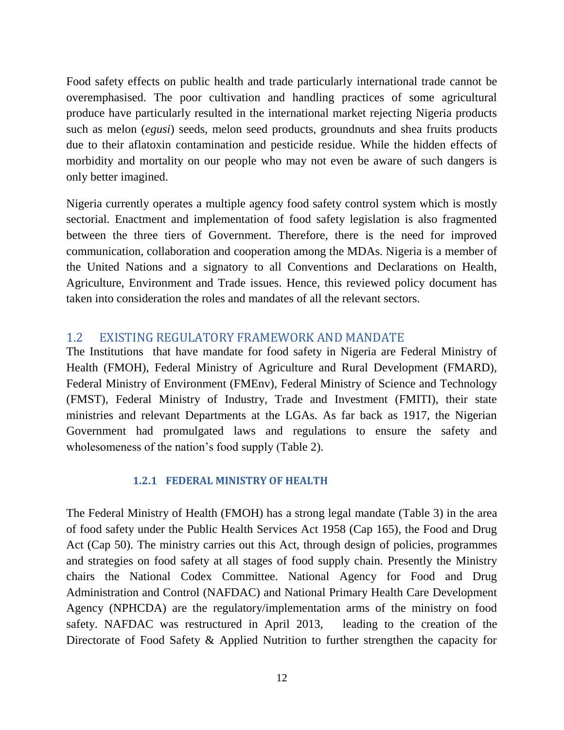Food safety effects on public health and trade particularly international trade cannot be overemphasised. The poor cultivation and handling practices of some agricultural produce have particularly resulted in the international market rejecting Nigeria products such as melon (*egusi*) seeds, melon seed products, groundnuts and shea fruits products due to their aflatoxin contamination and pesticide residue. While the hidden effects of morbidity and mortality on our people who may not even be aware of such dangers is only better imagined.

Nigeria currently operates a multiple agency food safety control system which is mostly sectorial. Enactment and implementation of food safety legislation is also fragmented between the three tiers of Government. Therefore, there is the need for improved communication, collaboration and cooperation among the MDAs. Nigeria is a member of the United Nations and a signatory to all Conventions and Declarations on Health, Agriculture, Environment and Trade issues. Hence, this reviewed policy document has taken into consideration the roles and mandates of all the relevant sectors.

## 1.2 EXISTING REGULATORY FRAMEWORK AND MANDATE

The Institutions that have mandate for food safety in Nigeria are Federal Ministry of Health (FMOH), Federal Ministry of Agriculture and Rural Development (FMARD), Federal Ministry of Environment (FMEnv), Federal Ministry of Science and Technology (FMST), Federal Ministry of Industry, Trade and Investment (FMITI), their state ministries and relevant Departments at the LGAs. As far back as 1917, the Nigerian Government had promulgated laws and regulations to ensure the safety and wholesomeness of the nation's food supply (Table 2).

### 1.2.1 FEDERAL MINISTRY OF HEALTH

The Federal Ministry of Health (FMOH) has a strong legal mandate (Table 3) in the area of food safety under the Public Health Services Act 1958 (Cap 165), the Food and Drug Act (Cap 50). The ministry carries out this Act, through design of policies, programmes and strategies on food safety at all stages of food supply chain. Presently the Ministry chairs the National Codex Committee. National Agency for Food and Drug Administration and Control (NAFDAC) and National Primary Health Care Development Agency (NPHCDA) are the regulatory/implementation arms of the ministry on food safety. NAFDAC was restructured in April 2013, leading to the creation of the Directorate of Food Safety & Applied Nutrition to further strengthen the capacity for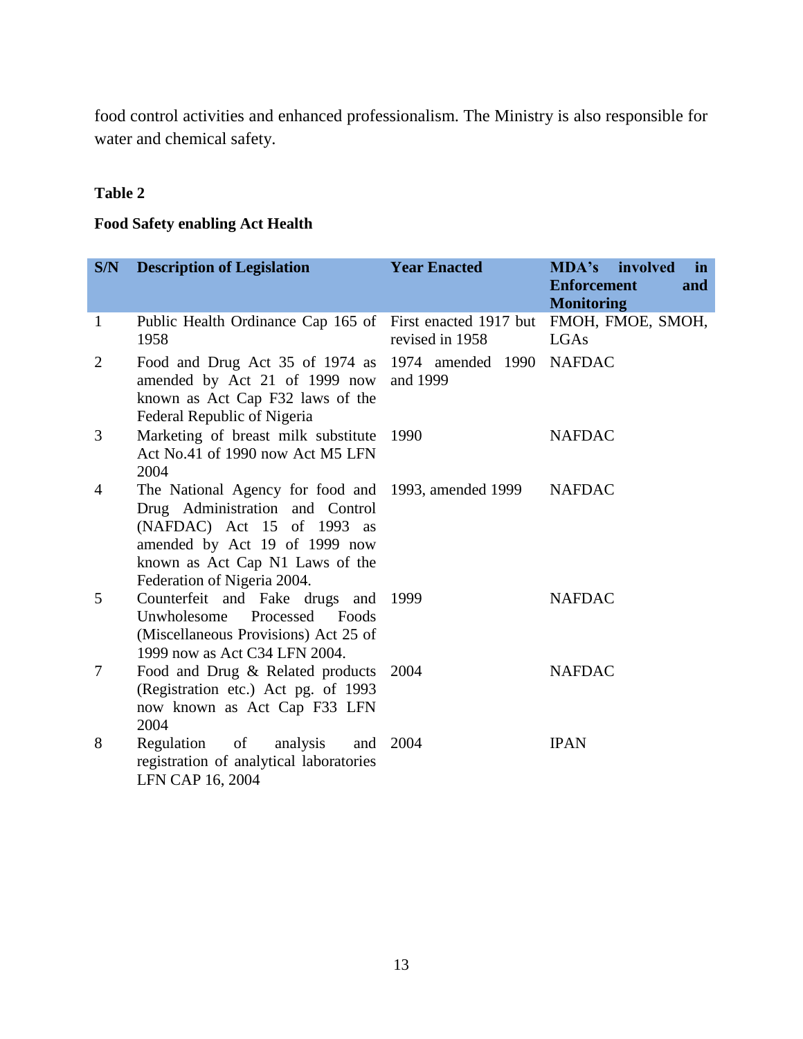food control activities and enhanced professionalism. The Ministry is also responsible for water and chemical safety.

**Table 2**

**Food Safety enabling Act Health**

| S/N | Description of Legislation | Year Enacted | MDA's involved in Enforcement and Monitoring |
|---|---|---|---|
| 1 | Public Health Ordinance Cap 165 of 1958 | First enacted 1917 but revised in 1958 | FMOH, FMOE, SMOH, LGAs |
| 2 | Food and Drug Act 35 of 1974 as amended by Act 21 of 1999 now known as Act Cap F32 laws of the Federal Republic of Nigeria | 1974 amended 1990 and 1999 | NAFDAC |
| 3 | Marketing of breast milk substitute Act No.41 of 1990 now Act M5 LFN 2004 | 1990 | NAFDAC |
| 4 | The National Agency for food and Drug Administration and Control (NAFDAC) Act 15 of 1993 as amended by Act 19 of 1999 now known as Act Cap N1 Laws of the Federation of Nigeria 2004. | 1993, amended 1999 | NAFDAC |
| 5 | Counterfeit and Fake drugs and Unwholesome Processed Foods (Miscellaneous Provisions) Act 25 of 1999 now as Act C34 LFN 2004. | 1999 | NAFDAC |
| 7 | Food and Drug & Related products (Registration etc.) Act pg. of 1993 now known as Act Cap F33 LFN 2004 | 2004 | NAFDAC |
| 8 | Regulation of analysis and registration of analytical laboratories LFN CAP 16, 2004 | 2004 | IPAN |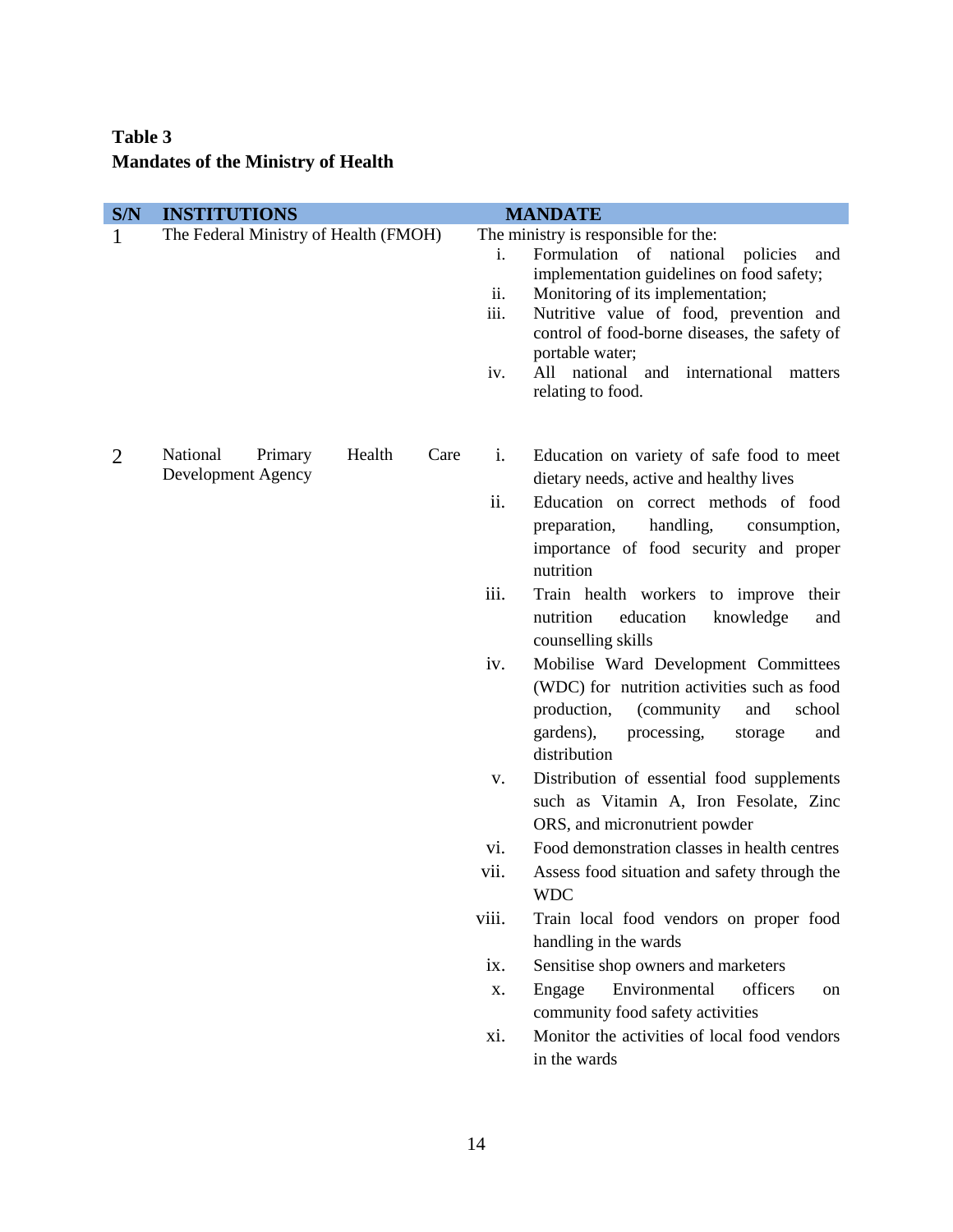**Table 3**
**Mandates of the Ministry of Health**

| S/N | INSTITUTIONS | MANDATE |
|---|---|---|
| 1 | The Federal Ministry of Health (FMOH) | The ministry is responsible for the:<br>i. Formulation of national policies and implementation guidelines on food safety;<br>ii. Monitoring of its implementation;<br>iii. Nutritive value of food, prevention and control of food-borne diseases, the safety of portable water;<br>iv. All national and international matters relating to food. |
| 2 | National Primary Health Care Development Agency | i. Education on variety of safe food to meet dietary needs, active and healthy lives<br>ii. Education on correct methods of food preparation, handling, consumption, importance of food security and proper nutrition<br>iii. Train health workers to improve their nutrition education knowledge and counselling skills<br>iv. Mobilise Ward Development Committees (WDC) for nutrition activities such as food production, (community and school gardens), processing, storage and distribution<br>v. Distribution of essential food supplements such as Vitamin A, Iron Fesolate, Zinc ORS, and micronutrient powder<br>vi. Food demonstration classes in health centres<br>vii. Assess food situation and safety through the WDC<br>viii. Train local food vendors on proper food handling in the wards<br>ix. Sensitise shop owners and marketers<br>x. Engage Environmental officers on community food safety activities<br>xi. Monitor the activities of local food vendors in the wards |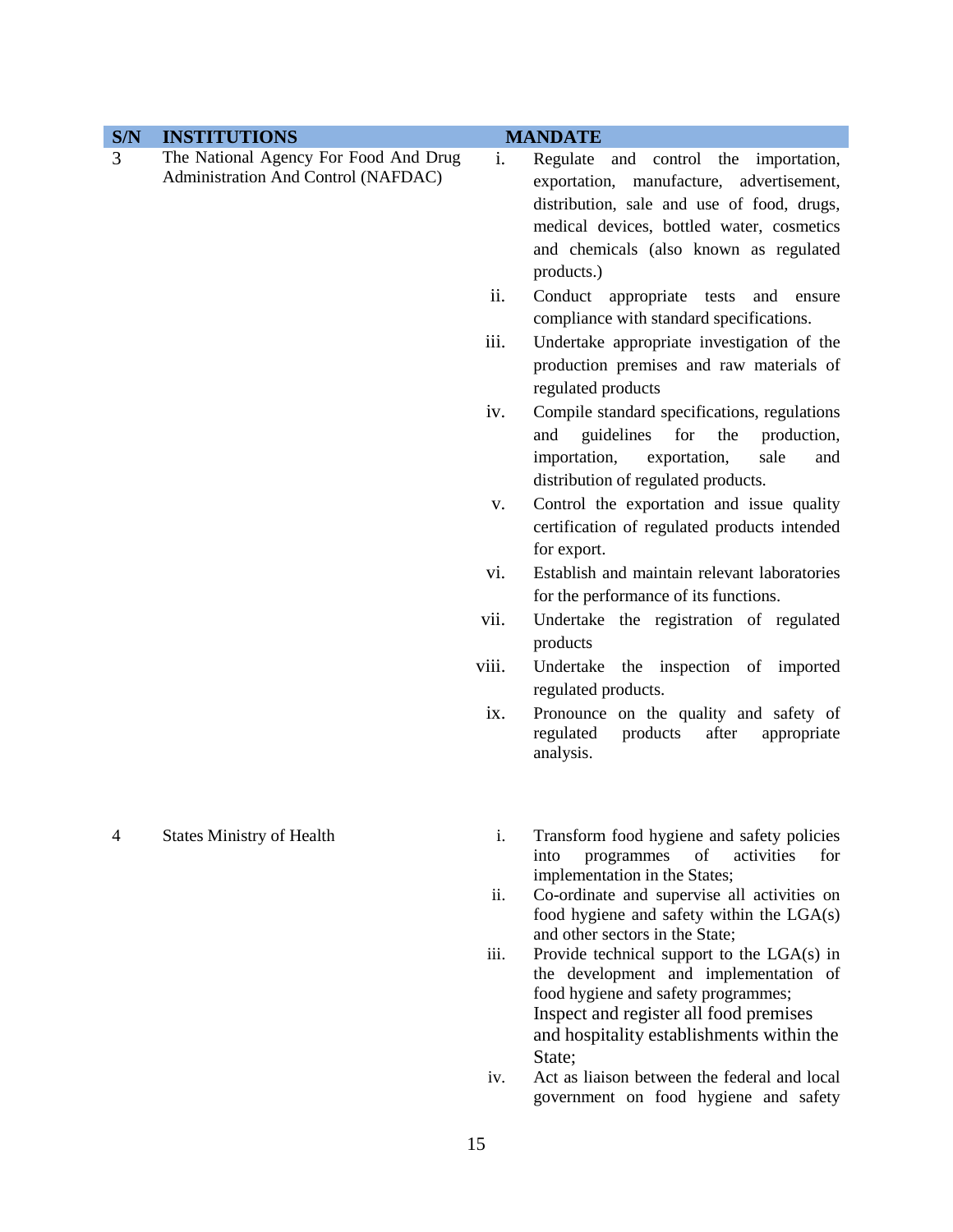| S/N | INSTITUTIONS | MANDATE |
|---|---|---|
| 3 | The National Agency For Food And Drug Administration And Control (NAFDAC) | i. Regulate and control the importation, exportation, manufacture, advertisement, distribution, sale and use of food, drugs, medical devices, bottled water, cosmetics and chemicals (also known as regulated products.)<br>ii. Conduct appropriate tests and ensure compliance with standard specifications.<br>iii. Undertake appropriate investigation of the production premises and raw materials of regulated products<br>iv. Compile standard specifications, regulations and guidelines for the production, importation, exportation, sale and distribution of regulated products.<br>v. Control the exportation and issue quality certification of regulated products intended for export.<br>vi. Establish and maintain relevant laboratories for the performance of its functions.<br>vii. Undertake the registration of regulated products<br>viii. Undertake the inspection of imported regulated products.<br>ix. Pronounce on the quality and safety of regulated products after appropriate analysis. |
| 4 | States Ministry of Health | i. Transform food hygiene and safety policies into programmes of activities for implementation in the States;<br>ii. Co-ordinate and supervise all activities on food hygiene and safety within the LGA(s) and other sectors in the State;<br>iii. Provide technical support to the LGA(s) in the development and implementation of food hygiene and safety programmes; Inspect and register all food premises and hospitality establishments within the State;<br>iv. Act as liaison between the federal and local government on food hygiene and safety |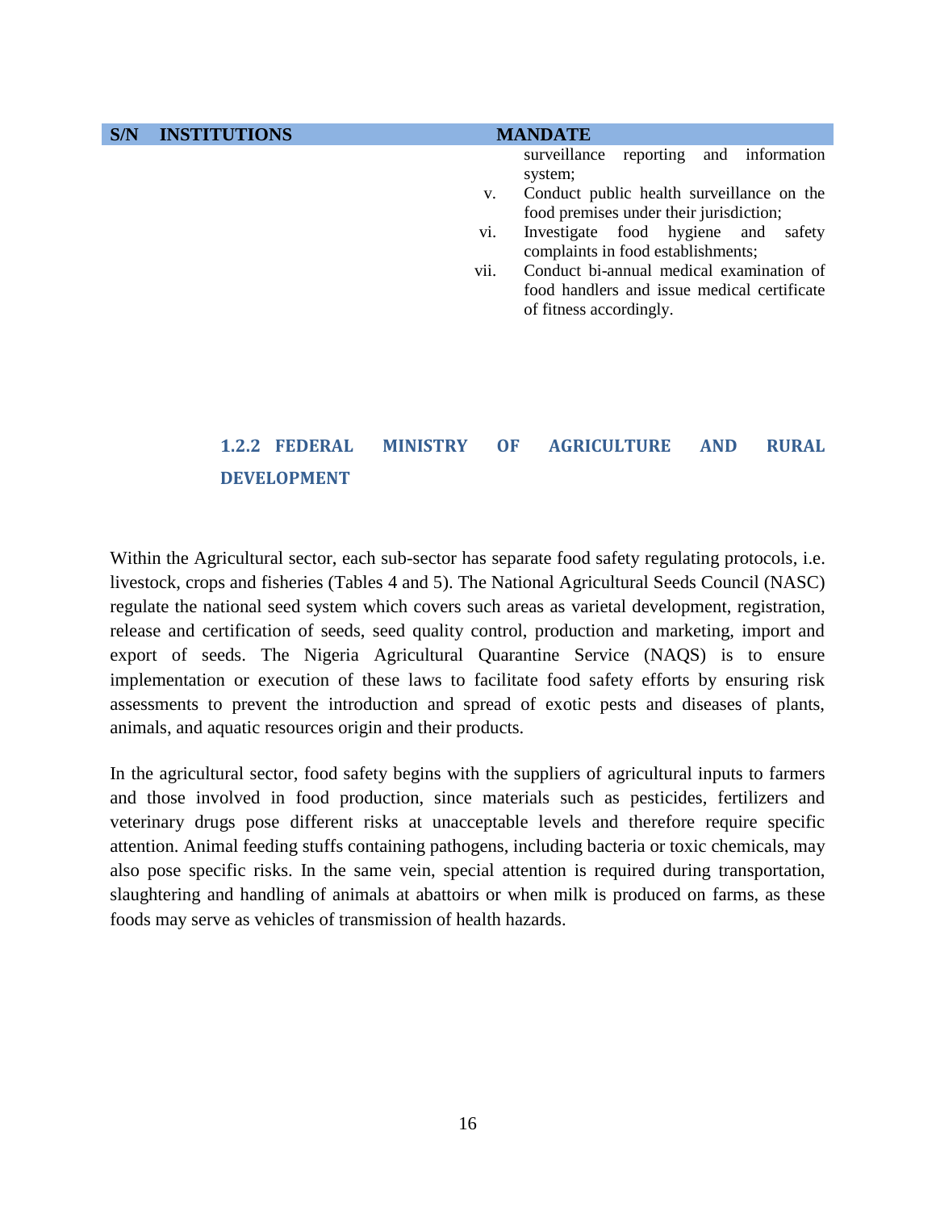| S/N | INSTITUTIONS | MANDATE |
| --- | --- | --- |
| | | surveillance reporting and information system;<br>v. Conduct public health surveillance on the food premises under their jurisdiction;<br>vi. Investigate food hygiene and safety complaints in food establishments;<br>vii. Conduct bi-annual medical examination of food handlers and issue medical certificate of fitness accordingly. |

### 1.2.2 FEDERAL MINISTRY OF AGRICULTURE AND RURAL DEVELOPMENT

Within the Agricultural sector, each sub-sector has separate food safety regulating protocols, i.e. livestock, crops and fisheries (Tables 4 and 5). The National Agricultural Seeds Council (NASC) regulate the national seed system which covers such areas as varietal development, registration, release and certification of seeds, seed quality control, production and marketing, import and export of seeds. The Nigeria Agricultural Quarantine Service (NAQS) is to ensure implementation or execution of these laws to facilitate food safety efforts by ensuring risk assessments to prevent the introduction and spread of exotic pests and diseases of plants, animals, and aquatic resources origin and their products.

In the agricultural sector, food safety begins with the suppliers of agricultural inputs to farmers and those involved in food production, since materials such as pesticides, fertilizers and veterinary drugs pose different risks at unacceptable levels and therefore require specific attention. Animal feeding stuffs containing pathogens, including bacteria or toxic chemicals, may also pose specific risks. In the same vein, special attention is required during transportation, slaughtering and handling of animals at abattoirs or when milk is produced on farms, as these foods may serve as vehicles of transmission of health hazards.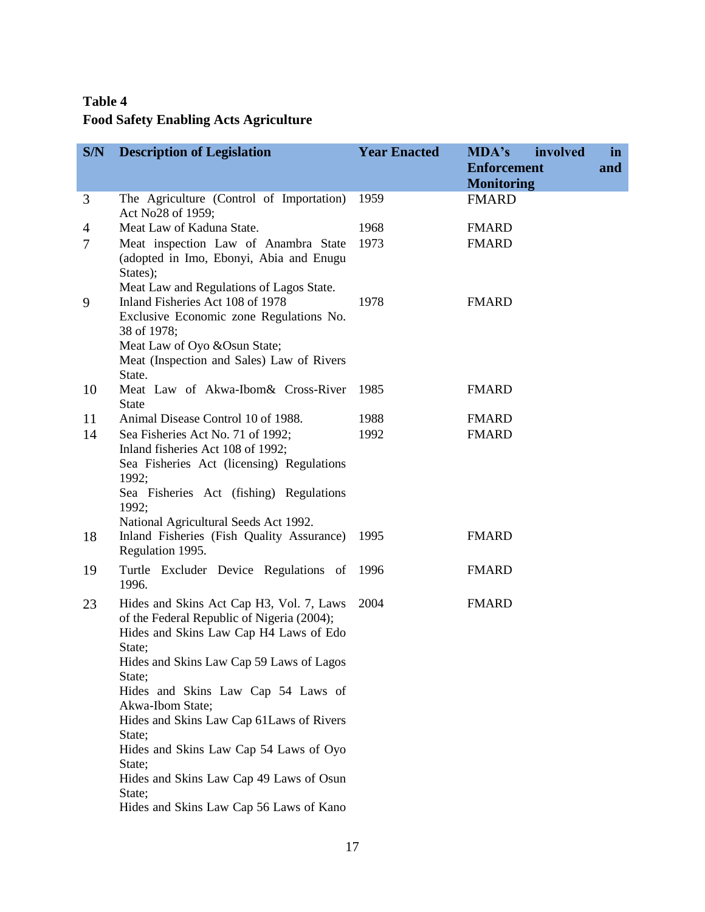**Table 4**
**Food Safety Enabling Acts Agriculture**

| S/N | Description of Legislation | Year Enacted | MDA's involved in Enforcement and Monitoring |
|---|---|---|---|
| 3 | The Agriculture (Control of Importation) Act No28 of 1959; | 1959 | FMARD |
| 4 | Meat Law of Kaduna State. | 1968 | FMARD |
| 7 | Meat inspection Law of Anambra State (adopted in Imo, Ebonyi, Abia and Enugu States);<br>Meat Law and Regulations of Lagos State. | 1973 | FMARD |
| 9 | Inland Fisheries Act 108 of 1978<br>Exclusive Economic zone Regulations No. 38 of 1978;<br>Meat Law of Oyo &Osun State;<br>Meat (Inspection and Sales) Law of Rivers State. | 1978 | FMARD |
| 10 | Meat Law of Akwa-Ibom& Cross-River State | 1985 | FMARD |
| 11 | Animal Disease Control 10 of 1988. | 1988 | FMARD |
| 14 | Sea Fisheries Act No. 71 of 1992;<br>Inland fisheries Act 108 of 1992;<br>Sea Fisheries Act (licensing) Regulations 1992;<br>Sea Fisheries Act (fishing) Regulations 1992;<br>National Agricultural Seeds Act 1992. | 1992 | FMARD |
| 18 | Inland Fisheries (Fish Quality Assurance) Regulation 1995. | 1995 | FMARD |
| 19 | Turtle Excluder Device Regulations of 1996. | 1996 | FMARD |
| 23 | Hides and Skins Act Cap H3, Vol. 7, Laws of the Federal Republic of Nigeria (2004);<br>Hides and Skins Law Cap H4 Laws of Edo State;<br>Hides and Skins Law Cap 59 Laws of Lagos State;<br>Hides and Skins Law Cap 54 Laws of Akwa-Ibom State;<br>Hides and Skins Law Cap 61Laws of Rivers State;<br>Hides and Skins Law Cap 54 Laws of Oyo State;<br>Hides and Skins Law Cap 49 Laws of Osun State;<br>Hides and Skins Law Cap 56 Laws of Kano | 2004 | FMARD |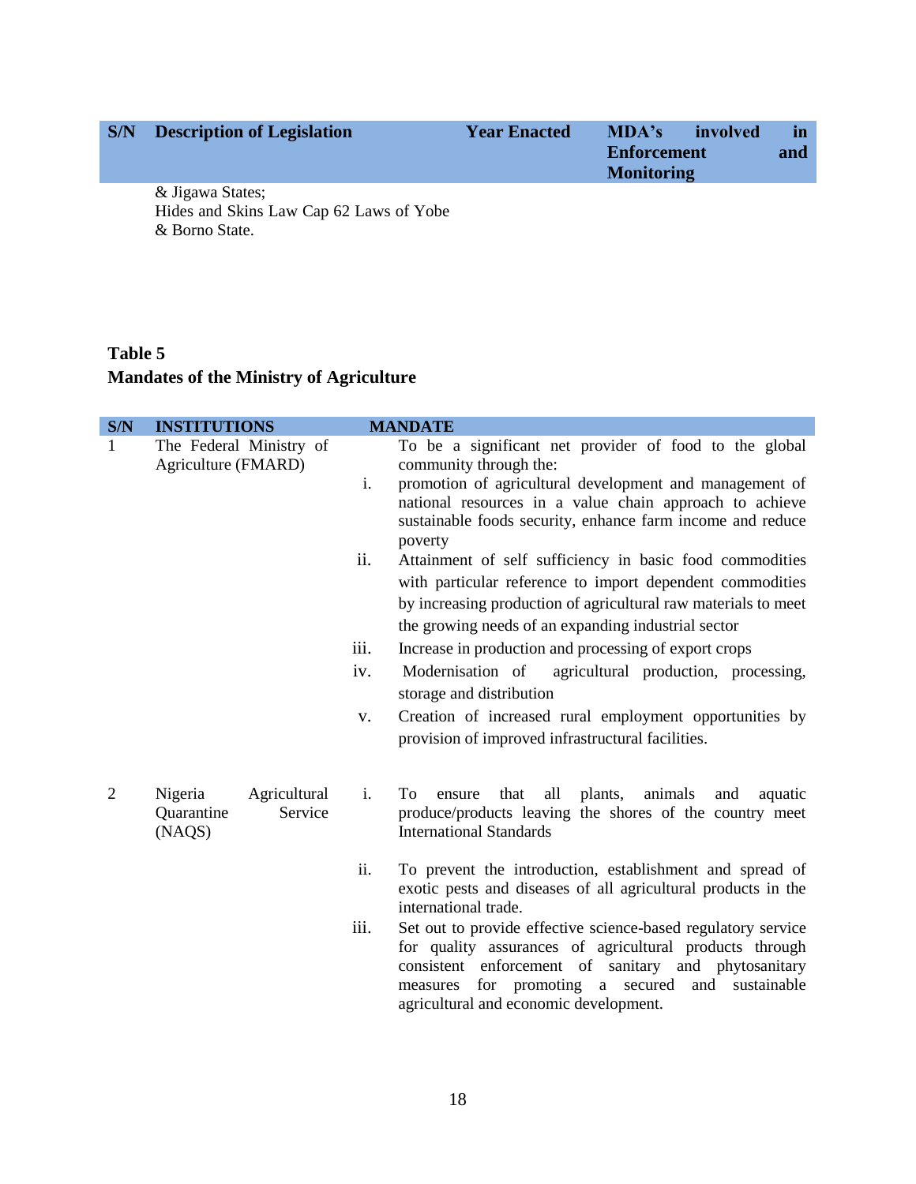| S/N | Description of Legislation | Year Enacted | MDA's involved in Enforcement and Monitoring |
|---|---|---|---|
| | & Jigawa States; Hides and Skins Law Cap 62 Laws of Yobe & Borno State. | | |

**Table 5**
**Mandates of the Ministry of Agriculture**

| S/N | INSTITUTIONS | MANDATE |
|---|---|---|
| 1 | The Federal Ministry of Agriculture (FMARD) | To be a significant net provider of food to the global community through the:<br>i. promotion of agricultural development and management of national resources in a value chain approach to achieve sustainable foods security, enhance farm income and reduce poverty<br>ii. Attainment of self sufficiency in basic food commodities with particular reference to import dependent commodities by increasing production of agricultural raw materials to meet the growing needs of an expanding industrial sector<br>iii. Increase in production and processing of export crops<br>iv. Modernisation of agricultural production, processing, storage and distribution<br>v. Creation of increased rural employment opportunities by provision of improved infrastructural facilities. |
| 2 | Nigeria Agricultural Quarantine Service (NAQS) | i. To ensure that all plants, animals and aquatic produce/products leaving the shores of the country meet International Standards<br>ii. To prevent the introduction, establishment and spread of exotic pests and diseases of all agricultural products in the international trade.<br>iii. Set out to provide effective science-based regulatory service for quality assurances of agricultural products through consistent enforcement of sanitary and phytosanitary measures for promoting a secured and sustainable agricultural and economic development. |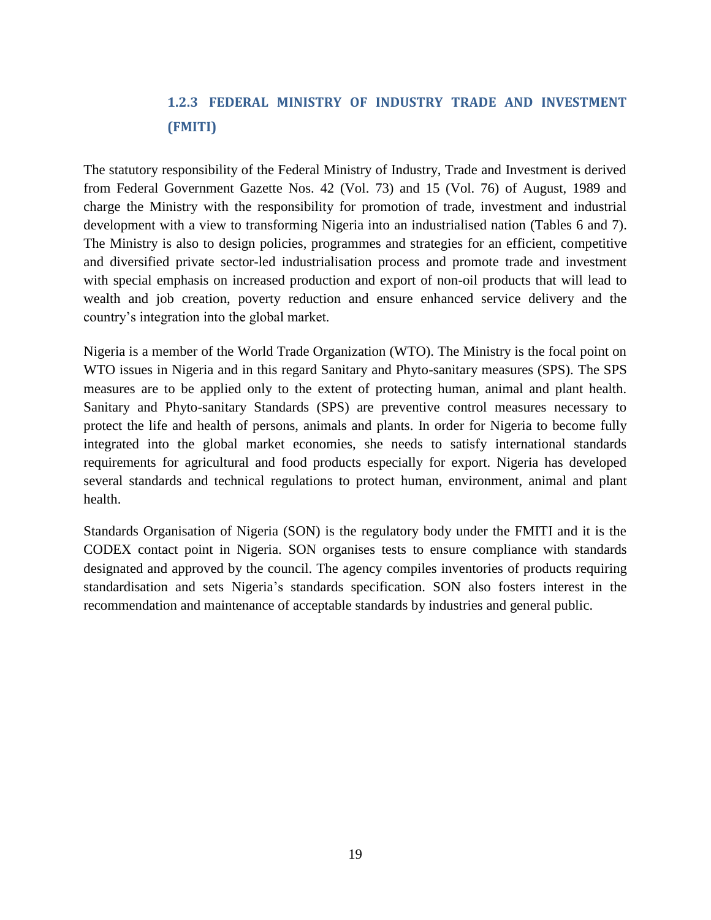### 1.2.3 FEDERAL MINISTRY OF INDUSTRY TRADE AND INVESTMENT (FMITI)

The statutory responsibility of the Federal Ministry of Industry, Trade and Investment is derived from Federal Government Gazette Nos. 42 (Vol. 73) and 15 (Vol. 76) of August, 1989 and charge the Ministry with the responsibility for promotion of trade, investment and industrial development with a view to transforming Nigeria into an industrialised nation (Tables 6 and 7). The Ministry is also to design policies, programmes and strategies for an efficient, competitive and diversified private sector-led industrialisation process and promote trade and investment with special emphasis on increased production and export of non-oil products that will lead to wealth and job creation, poverty reduction and ensure enhanced service delivery and the country's integration into the global market.

Nigeria is a member of the World Trade Organization (WTO). The Ministry is the focal point on WTO issues in Nigeria and in this regard Sanitary and Phyto-sanitary measures (SPS). The SPS measures are to be applied only to the extent of protecting human, animal and plant health. Sanitary and Phyto-sanitary Standards (SPS) are preventive control measures necessary to protect the life and health of persons, animals and plants. In order for Nigeria to become fully integrated into the global market economies, she needs to satisfy international standards requirements for agricultural and food products especially for export. Nigeria has developed several standards and technical regulations to protect human, environment, animal and plant health.

Standards Organisation of Nigeria (SON) is the regulatory body under the FMITI and it is the CODEX contact point in Nigeria. SON organises tests to ensure compliance with standards designated and approved by the council. The agency compiles inventories of products requiring standardisation and sets Nigeria's standards specification. SON also fosters interest in the recommendation and maintenance of acceptable standards by industries and general public.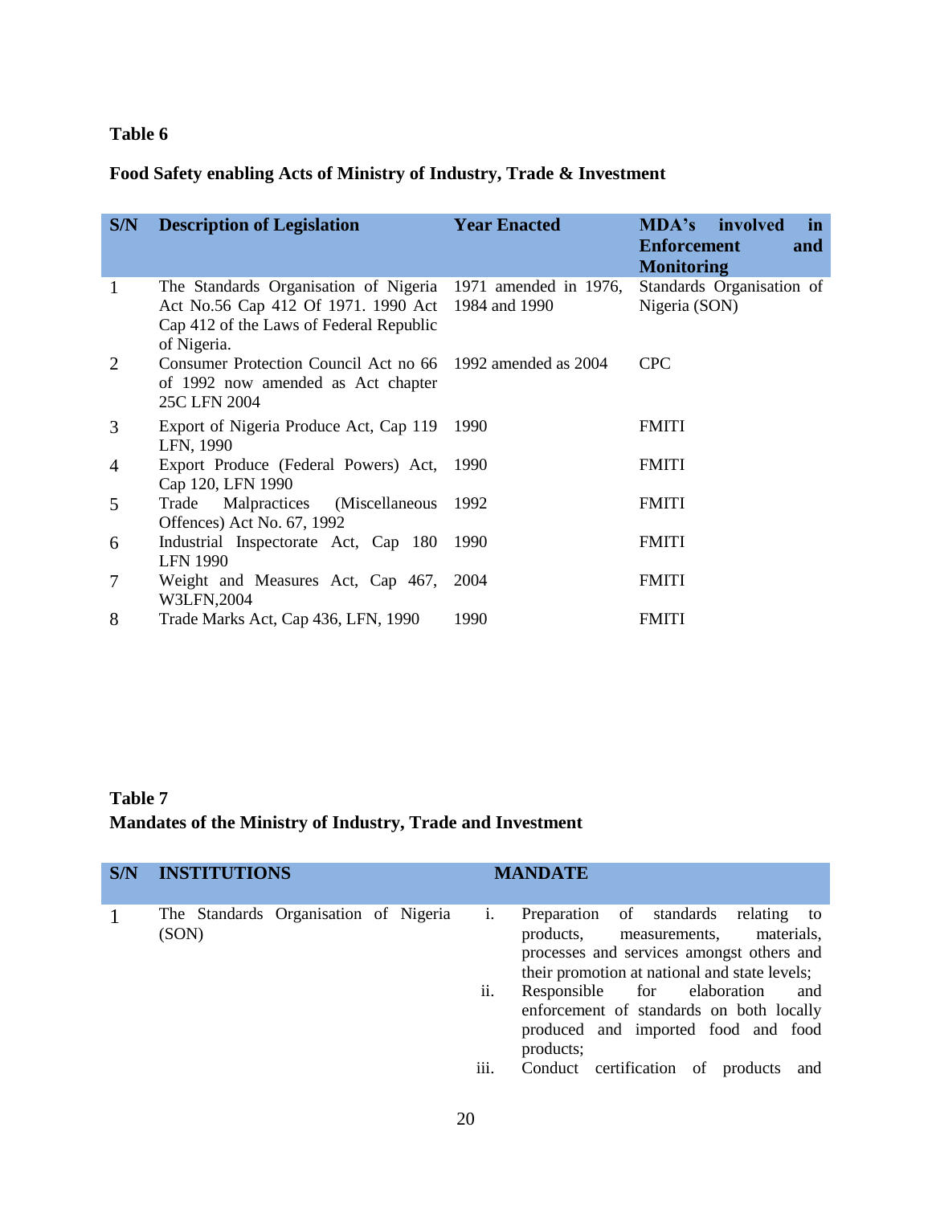**Table 6**

**Food Safety enabling Acts of Ministry of Industry, Trade & Investment**

| S/N | Description of Legislation | Year Enacted | MDA's involved in Enforcement and Monitoring |
|---|---|---|---|
| 1 | The Standards Organisation of Nigeria Act No.56 Cap 412 Of 1971. 1990 Act Cap 412 of the Laws of Federal Republic of Nigeria. | 1971 amended in 1976, 1984 and 1990 | Standards Organisation of Nigeria (SON) |
| 2 | Consumer Protection Council Act no 66 of 1992 now amended as Act chapter 25C LFN 2004 | 1992 amended as 2004 | CPC |
| 3 | Export of Nigeria Produce Act, Cap 119 LFN, 1990 | 1990 | FMITI |
| 4 | Export Produce (Federal Powers) Act, Cap 120, LFN 1990 | 1990 | FMITI |
| 5 | Trade Malpractices (Miscellaneous Offences) Act No. 67, 1992 | 1992 | FMITI |
| 6 | Industrial Inspectorate Act, Cap 180 LFN 1990 | 1990 | FMITI |
| 7 | Weight and Measures Act, Cap 467, W3LFN,2004 | 2004 | FMITI |
| 8 | Trade Marks Act, Cap 436, LFN, 1990 | 1990 | FMITI |

**Table 7**

**Mandates of the Ministry of Industry, Trade and Investment**

| S/N | INSTITUTIONS | MANDATE |
|---|---|---|
| 1 | The Standards Organisation of Nigeria (SON) | i. Preparation of standards relating to products, measurements, materials, processes and services amongst others and their promotion at national and state levels;<br>ii. Responsible for elaboration and enforcement of standards on both locally produced and imported food and food products;<br>iii. Conduct certification of products and |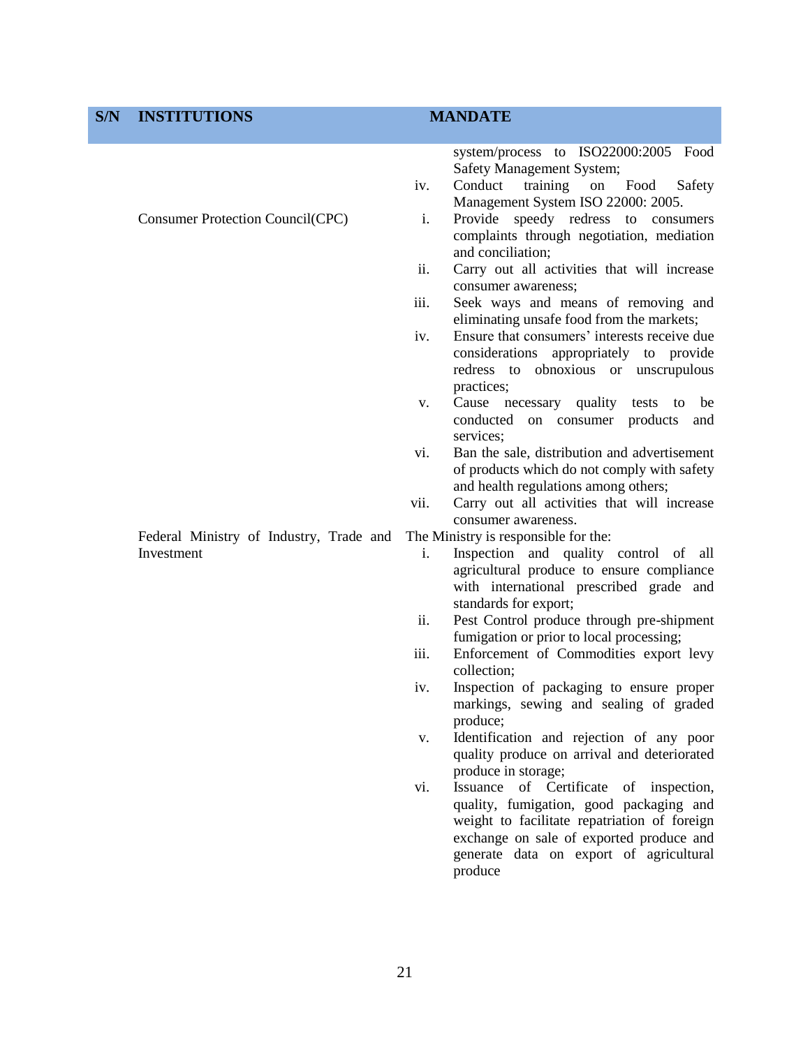| S/N | INSTITUTIONS | MANDATE |
|---|---|---|
| | | system/process to ISO22000:2005 Food Safety Management System;<br>iv. Conduct training on Food Safety Management System ISO 22000: 2005. |
| | Consumer Protection Council(CPC) | i. Provide speedy redress to consumers complaints through negotiation, mediation and conciliation;<br>ii. Carry out all activities that will increase consumer awareness;<br>iii. Seek ways and means of removing and eliminating unsafe food from the markets;<br>iv. Ensure that consumers' interests receive due considerations appropriately to provide redress to obnoxious or unscrupulous practices;<br>v. Cause necessary quality tests to be conducted on consumer products and services;<br>vi. Ban the sale, distribution and advertisement of products which do not comply with safety and health regulations among others;<br>vii. Carry out all activities that will increase consumer awareness. |
| | Federal Ministry of Industry, Trade and Investment | The Ministry is responsible for the:<br>i. Inspection and quality control of all agricultural produce to ensure compliance with international prescribed grade and standards for export;<br>ii. Pest Control produce through pre-shipment fumigation or prior to local processing;<br>iii. Enforcement of Commodities export levy collection;<br>iv. Inspection of packaging to ensure proper markings, sewing and sealing of graded produce;<br>v. Identification and rejection of any poor quality produce on arrival and deteriorated produce in storage;<br>vi. Issuance of Certificate of inspection, quality, fumigation, good packaging and weight to facilitate repatriation of foreign exchange on sale of exported produce and generate data on export of agricultural produce |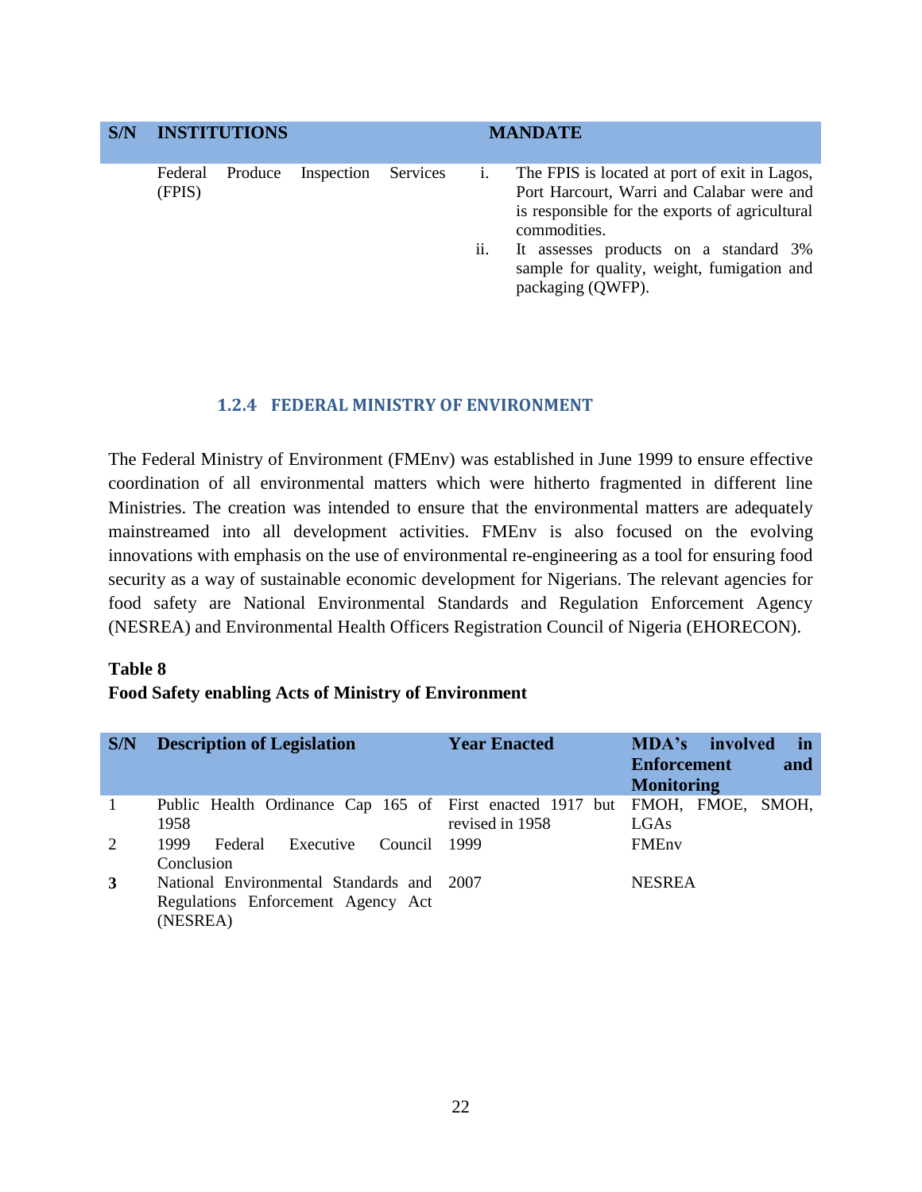| S/N | INSTITUTIONS | MANDATE |
|---|---|---|
| | Federal Produce Inspection Services (FPIS) | i. The FPIS is located at port of exit in Lagos, Port Harcourt, Warri and Calabar were and is responsible for the exports of agricultural commodities.<br>ii. It assesses products on a standard 3% sample for quality, weight, fumigation and packaging (QWFP). |

### 1.2.4 FEDERAL MINISTRY OF ENVIRONMENT

The Federal Ministry of Environment (FMEnv) was established in June 1999 to ensure effective coordination of all environmental matters which were hitherto fragmented in different line Ministries. The creation was intended to ensure that the environmental matters are adequately mainstreamed into all development activities. FMEnv is also focused on the evolving innovations with emphasis on the use of environmental re-engineering as a tool for ensuring food security as a way of sustainable economic development for Nigerians. The relevant agencies for food safety are National Environmental Standards and Regulation Enforcement Agency (NESREA) and Environmental Health Officers Registration Council of Nigeria (EHORECON).

**Table 8**
**Food Safety enabling Acts of Ministry of Environment**

| S/N | Description of Legislation | Year Enacted | MDA's involved in Enforcement and Monitoring |
|---|---|---|---|
| 1 | Public Health Ordinance Cap 165 of 1958 | First enacted 1917 but revised in 1958 | FMOH, FMOE, SMOH, LGAs |
| 2 | 1999 Federal Executive Council Conclusion | 1999 | FMEnv |
| **3** | National Environmental Standards and Regulations Enforcement Agency Act (NESREA) | 2007 | NESREA |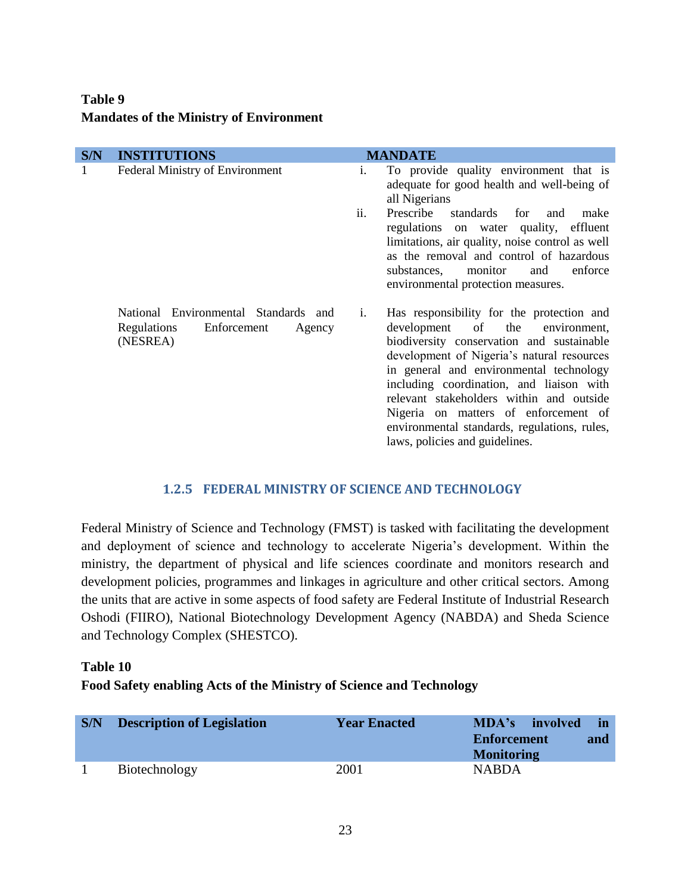**Table 9**
**Mandates of the Ministry of Environment**

| S/N | INSTITUTIONS | MANDATE |
|---|---|---|
| 1 | Federal Ministry of Environment | i. To provide quality environment that is adequate for good health and well-being of all Nigerians<br>ii. Prescribe standards for and make regulations on water quality, effluent limitations, air quality, noise control as well as the removal and control of hazardous substances, monitor and enforce environmental protection measures. |
| | National Environmental Standards and Regulations Enforcement Agency (NESREA) | i. Has responsibility for the protection and development of the environment, biodiversity conservation and sustainable development of Nigeria's natural resources in general and environmental technology including coordination, and liaison with relevant stakeholders within and outside Nigeria on matters of enforcement of environmental standards, regulations, rules, laws, policies and guidelines. |

### 1.2.5 FEDERAL MINISTRY OF SCIENCE AND TECHNOLOGY

Federal Ministry of Science and Technology (FMST) is tasked with facilitating the development and deployment of science and technology to accelerate Nigeria's development. Within the ministry, the department of physical and life sciences coordinate and monitors research and development policies, programmes and linkages in agriculture and other critical sectors. Among the units that are active in some aspects of food safety are Federal Institute of Industrial Research Oshodi (FIIRO), National Biotechnology Development Agency (NABDA) and Sheda Science and Technology Complex (SHESTCO).

**Table 10**
**Food Safety enabling Acts of the Ministry of Science and Technology**

| S/N | Description of Legislation | Year Enacted | MDA's involved in Enforcement and Monitoring |
|---|---|---|---|
| 1 | Biotechnology | 2001 | NABDA |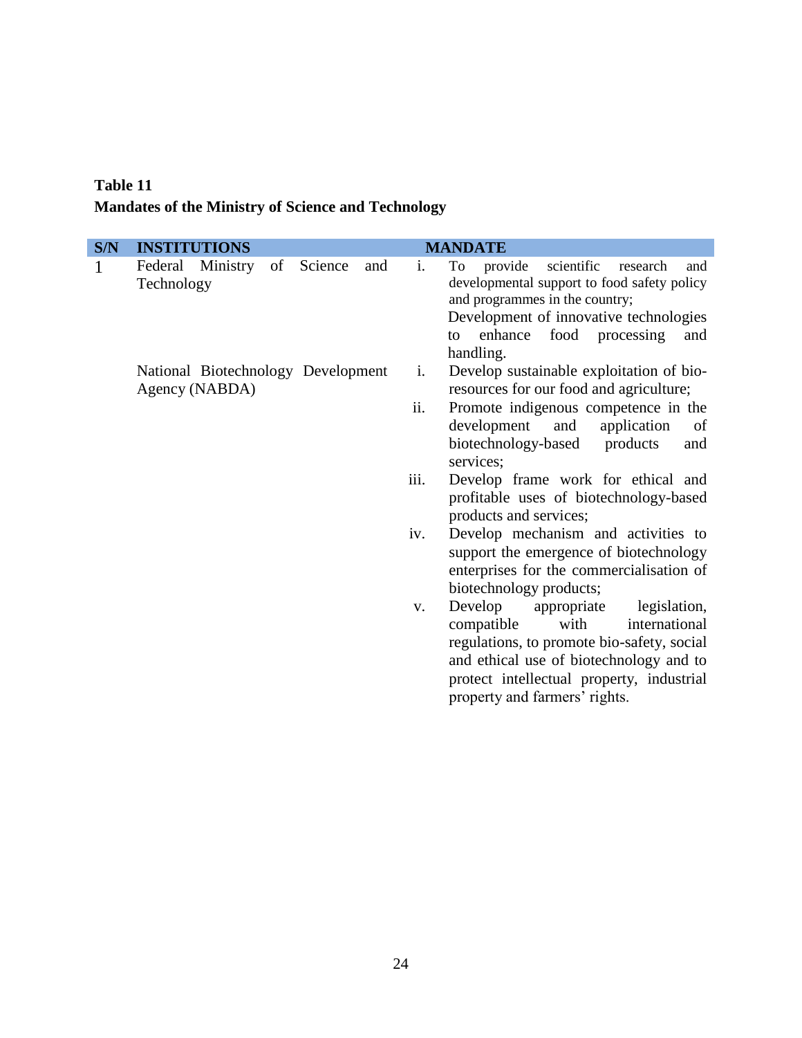**Table 11**
**Mandates of the Ministry of Science and Technology**

| S/N | INSTITUTIONS | MANDATE |
|---|---|---|
| 1 | Federal Ministry of Science and Technology | i. To provide scientific research and developmental support to food safety policy and programmes in the country; Development of innovative technologies to enhance food processing and handling. |
| | National Biotechnology Development Agency (NABDA) | i. Develop sustainable exploitation of bio-resources for our food and agriculture; ii. Promote indigenous competence in the development and application of biotechnology-based products and services; iii. Develop frame work for ethical and profitable uses of biotechnology-based products and services; iv. Develop mechanism and activities to support the emergence of biotechnology enterprises for the commercialisation of biotechnology products; v. Develop appropriate legislation, compatible with international regulations, to promote bio-safety, social and ethical use of biotechnology and to protect intellectual property, industrial property and farmers' rights. |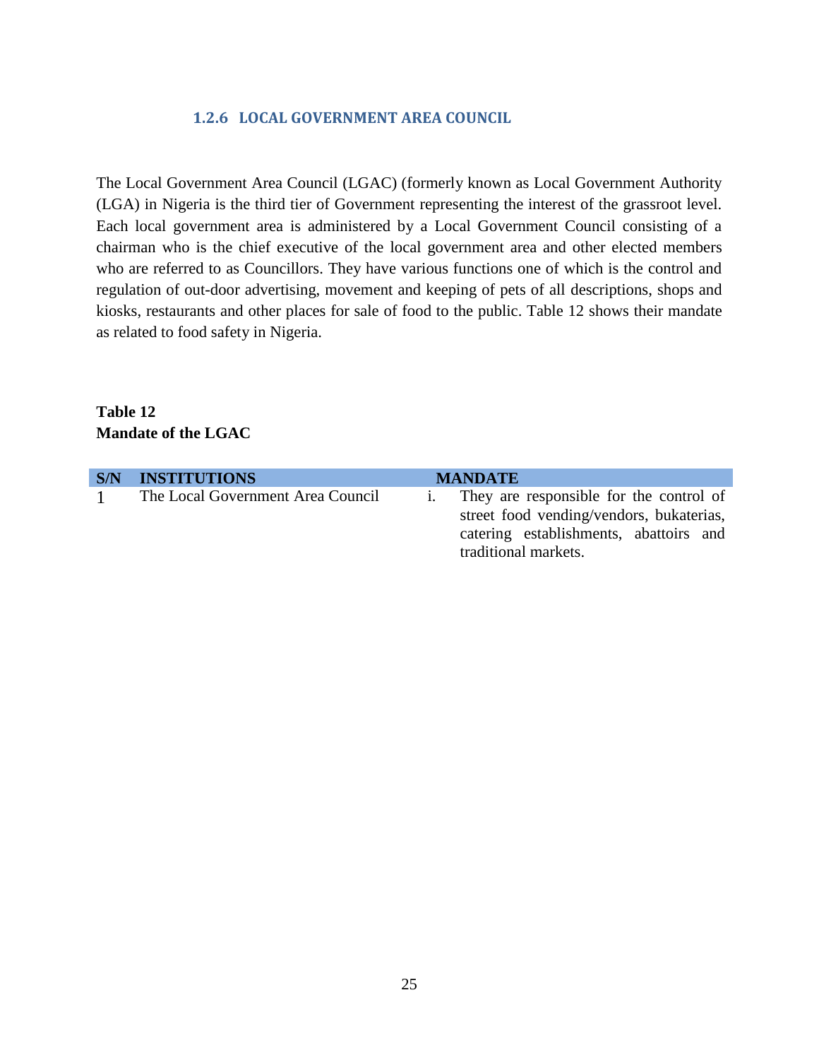### 1.2.6 LOCAL GOVERNMENT AREA COUNCIL

The Local Government Area Council (LGAC) (formerly known as Local Government Authority (LGA) in Nigeria is the third tier of Government representing the interest of the grassroot level. Each local government area is administered by a Local Government Council consisting of a chairman who is the chief executive of the local government area and other elected members who are referred to as Councillors. They have various functions one of which is the control and regulation of out-door advertising, movement and keeping of pets of all descriptions, shops and kiosks, restaurants and other places for sale of food to the public. Table 12 shows their mandate as related to food safety in Nigeria.

**Table 12**
**Mandate of the LGAC**

| S/N | INSTITUTIONS | MANDATE |
|---|---|---|
| 1 | The Local Government Area Council | i. They are responsible for the control of street food vending/vendors, bukaterias, catering establishments, abattoirs and traditional markets. |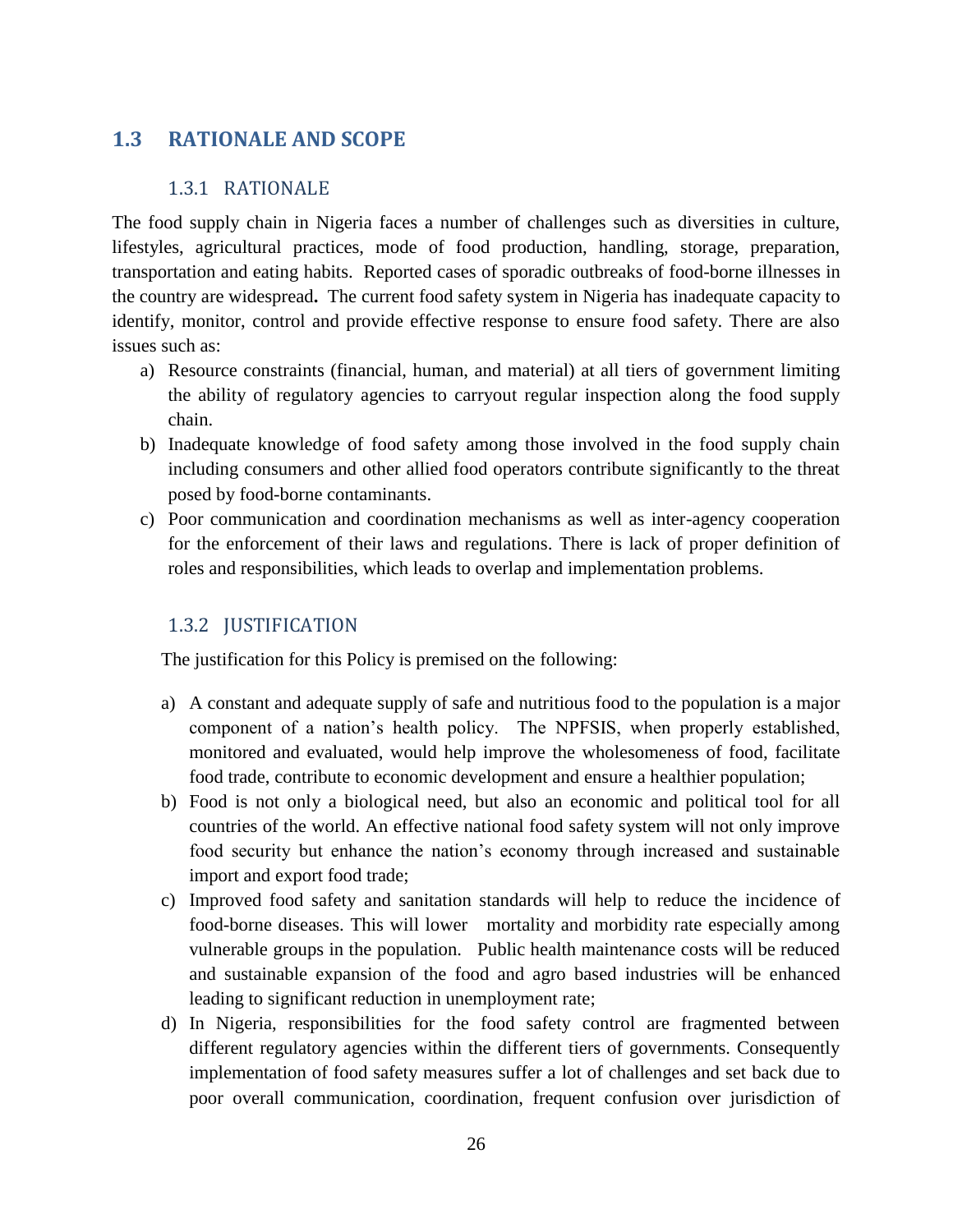## 1.3 RATIONALE AND SCOPE

### 1.3.1 RATIONALE

The food supply chain in Nigeria faces a number of challenges such as diversities in culture, lifestyles, agricultural practices, mode of food production, handling, storage, preparation, transportation and eating habits. Reported cases of sporadic outbreaks of food-borne illnesses in the country are widespread**.** The current food safety system in Nigeria has inadequate capacity to identify, monitor, control and provide effective response to ensure food safety. There are also issues such as:

a) Resource constraints (financial, human, and material) at all tiers of government limiting the ability of regulatory agencies to carryout regular inspection along the food supply chain.
b) Inadequate knowledge of food safety among those involved in the food supply chain including consumers and other allied food operators contribute significantly to the threat posed by food-borne contaminants.
c) Poor communication and coordination mechanisms as well as inter-agency cooperation for the enforcement of their laws and regulations. There is lack of proper definition of roles and responsibilities, which leads to overlap and implementation problems.

### 1.3.2 JUSTIFICATION

The justification for this Policy is premised on the following:

a) A constant and adequate supply of safe and nutritious food to the population is a major component of a nation's health policy. The NPFSIS, when properly established, monitored and evaluated, would help improve the wholesomeness of food, facilitate food trade, contribute to economic development and ensure a healthier population;
b) Food is not only a biological need, but also an economic and political tool for all countries of the world. An effective national food safety system will not only improve food security but enhance the nation's economy through increased and sustainable import and export food trade;
c) Improved food safety and sanitation standards will help to reduce the incidence of food-borne diseases. This will lower mortality and morbidity rate especially among vulnerable groups in the population. Public health maintenance costs will be reduced and sustainable expansion of the food and agro based industries will be enhanced leading to significant reduction in unemployment rate;
d) In Nigeria, responsibilities for the food safety control are fragmented between different regulatory agencies within the different tiers of governments. Consequently implementation of food safety measures suffer a lot of challenges and set back due to poor overall communication, coordination, frequent confusion over jurisdiction of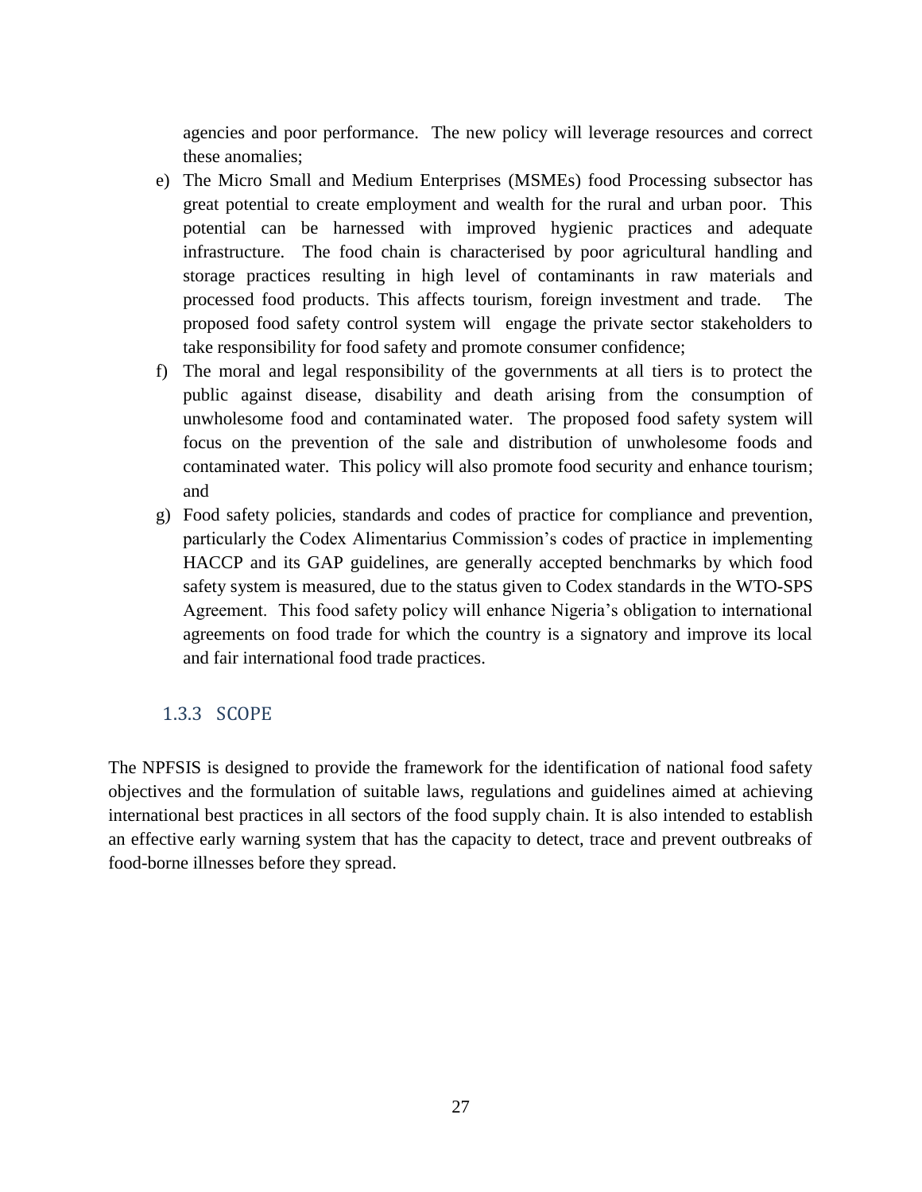agencies and poor performance. The new policy will leverage resources and correct these anomalies;

e) The Micro Small and Medium Enterprises (MSMEs) food Processing subsector has great potential to create employment and wealth for the rural and urban poor. This potential can be harnessed with improved hygienic practices and adequate infrastructure. The food chain is characterised by poor agricultural handling and storage practices resulting in high level of contaminants in raw materials and processed food products. This affects tourism, foreign investment and trade. The proposed food safety control system will engage the private sector stakeholders to take responsibility for food safety and promote consumer confidence;

f) The moral and legal responsibility of the governments at all tiers is to protect the public against disease, disability and death arising from the consumption of unwholesome food and contaminated water. The proposed food safety system will focus on the prevention of the sale and distribution of unwholesome foods and contaminated water. This policy will also promote food security and enhance tourism; and

g) Food safety policies, standards and codes of practice for compliance and prevention, particularly the Codex Alimentarius Commission's codes of practice in implementing HACCP and its GAP guidelines, are generally accepted benchmarks by which food safety system is measured, due to the status given to Codex standards in the WTO-SPS Agreement. This food safety policy will enhance Nigeria's obligation to international agreements on food trade for which the country is a signatory and improve its local and fair international food trade practices.

### 1.3.3 SCOPE

The NPFSIS is designed to provide the framework for the identification of national food safety objectives and the formulation of suitable laws, regulations and guidelines aimed at achieving international best practices in all sectors of the food supply chain. It is also intended to establish an effective early warning system that has the capacity to detect, trace and prevent outbreaks of food-borne illnesses before they spread.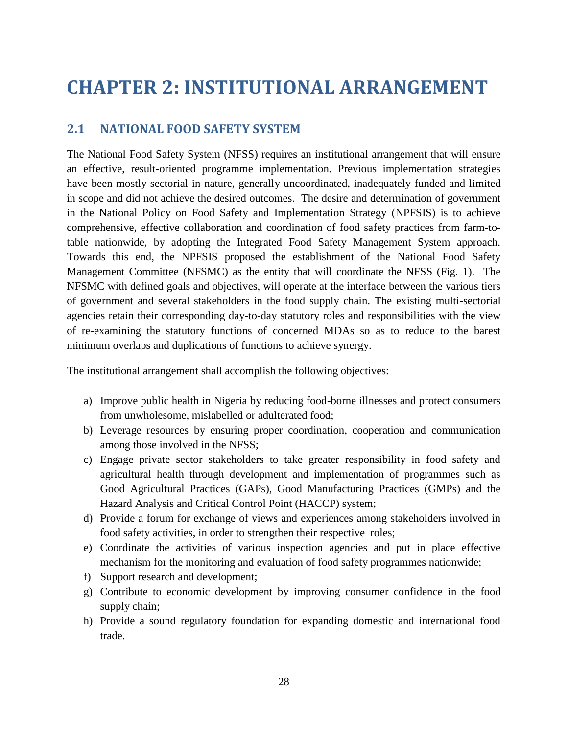# CHAPTER 2: INSTITUTIONAL ARRANGEMENT

## 2.1 NATIONAL FOOD SAFETY SYSTEM

The National Food Safety System (NFSS) requires an institutional arrangement that will ensure an effective, result-oriented programme implementation. Previous implementation strategies have been mostly sectorial in nature, generally uncoordinated, inadequately funded and limited in scope and did not achieve the desired outcomes. The desire and determination of government in the National Policy on Food Safety and Implementation Strategy (NPFSIS) is to achieve comprehensive, effective collaboration and coordination of food safety practices from farm-to-table nationwide, by adopting the Integrated Food Safety Management System approach. Towards this end, the NPFSIS proposed the establishment of the National Food Safety Management Committee (NFSMC) as the entity that will coordinate the NFSS (Fig. 1). The NFSMC with defined goals and objectives, will operate at the interface between the various tiers of government and several stakeholders in the food supply chain. The existing multi-sectorial agencies retain their corresponding day-to-day statutory roles and responsibilities with the view of re-examining the statutory functions of concerned MDAs so as to reduce to the barest minimum overlaps and duplications of functions to achieve synergy.

The institutional arrangement shall accomplish the following objectives:

a) Improve public health in Nigeria by reducing food-borne illnesses and protect consumers from unwholesome, mislabelled or adulterated food;
b) Leverage resources by ensuring proper coordination, cooperation and communication among those involved in the NFSS;
c) Engage private sector stakeholders to take greater responsibility in food safety and agricultural health through development and implementation of programmes such as Good Agricultural Practices (GAPs), Good Manufacturing Practices (GMPs) and the Hazard Analysis and Critical Control Point (HACCP) system;
d) Provide a forum for exchange of views and experiences among stakeholders involved in food safety activities, in order to strengthen their respective roles;
e) Coordinate the activities of various inspection agencies and put in place effective mechanism for the monitoring and evaluation of food safety programmes nationwide;
f) Support research and development;
g) Contribute to economic development by improving consumer confidence in the food supply chain;
h) Provide a sound regulatory foundation for expanding domestic and international food trade.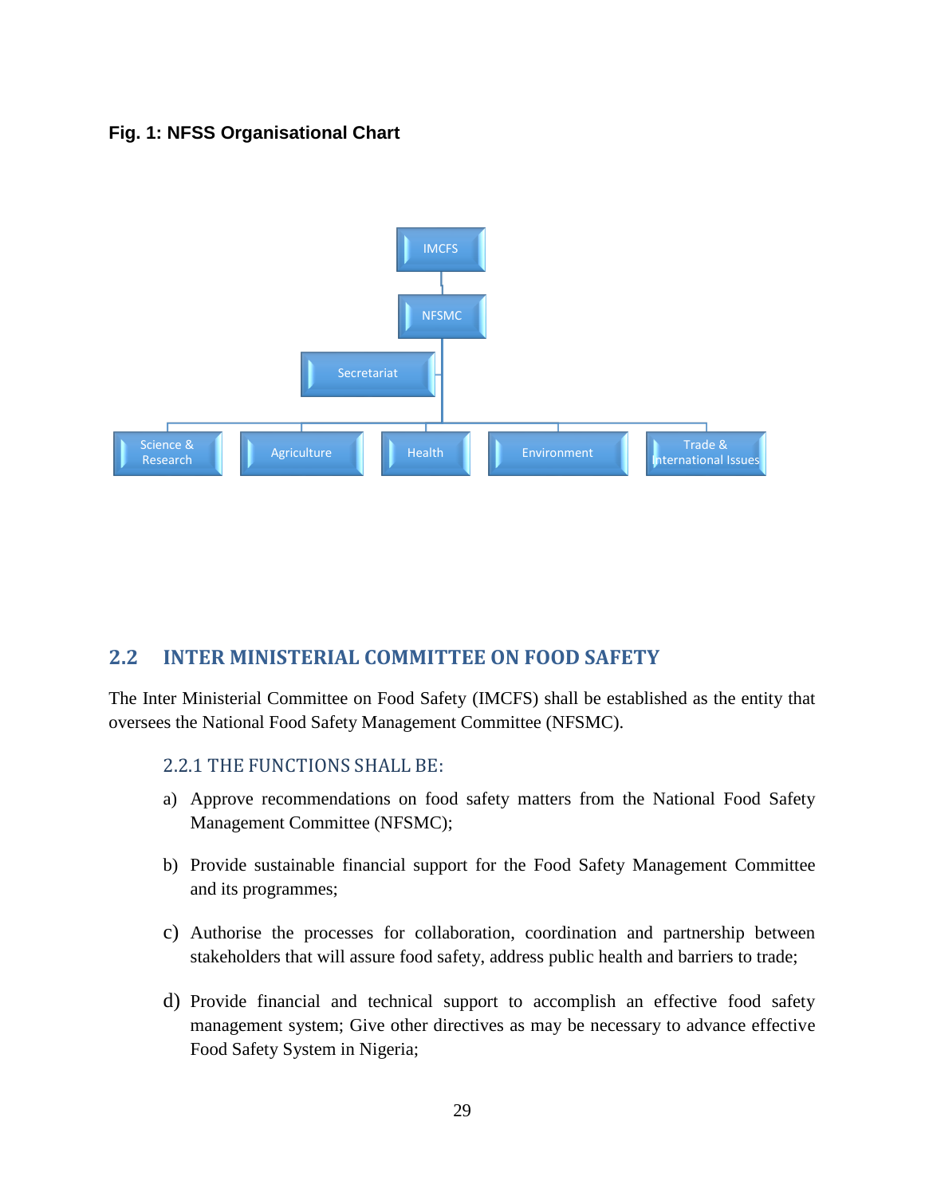**Fig. 1: NFSS Organisational Chart**

IMCFS

NFSMC

Secretariat

Science & Research | Agriculture | Health | Environment | Trade & International Issues

## 2.2 INTER MINISTERIAL COMMITTEE ON FOOD SAFETY

The Inter Ministerial Committee on Food Safety (IMCFS) shall be established as the entity that oversees the National Food Safety Management Committee (NFSMC).

### 2.2.1 THE FUNCTIONS SHALL BE:

a) Approve recommendations on food safety matters from the National Food Safety Management Committee (NFSMC);

b) Provide sustainable financial support for the Food Safety Management Committee and its programmes;

c) Authorise the processes for collaboration, coordination and partnership between stakeholders that will assure food safety, address public health and barriers to trade;

d) Provide financial and technical support to accomplish an effective food safety management system; Give other directives as may be necessary to advance effective Food Safety System in Nigeria;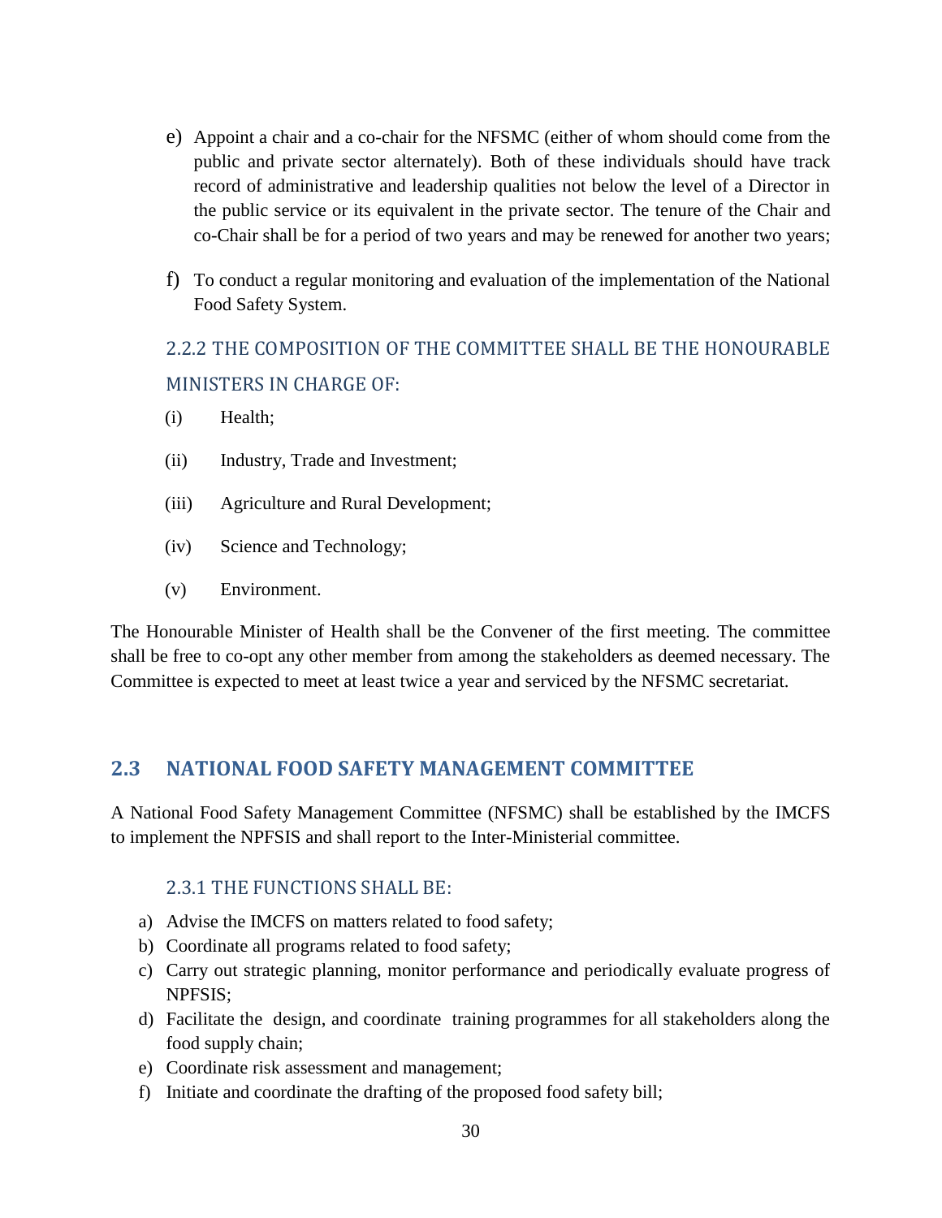e) Appoint a chair and a co-chair for the NFSMC (either of whom should come from the public and private sector alternately). Both of these individuals should have track record of administrative and leadership qualities not below the level of a Director in the public service or its equivalent in the private sector. The tenure of the Chair and co-Chair shall be for a period of two years and may be renewed for another two years;

f) To conduct a regular monitoring and evaluation of the implementation of the National Food Safety System.

### 2.2.2 THE COMPOSITION OF THE COMMITTEE SHALL BE THE HONOURABLE MINISTERS IN CHARGE OF:

(i) Health;

(ii) Industry, Trade and Investment;

(iii) Agriculture and Rural Development;

(iv) Science and Technology;

(v) Environment.

The Honourable Minister of Health shall be the Convener of the first meeting. The committee shall be free to co-opt any other member from among the stakeholders as deemed necessary. The Committee is expected to meet at least twice a year and serviced by the NFSMC secretariat.

## 2.3 NATIONAL FOOD SAFETY MANAGEMENT COMMITTEE

A National Food Safety Management Committee (NFSMC) shall be established by the IMCFS to implement the NPFSIS and shall report to the Inter-Ministerial committee.

### 2.3.1 THE FUNCTIONS SHALL BE:

a) Advise the IMCFS on matters related to food safety;
b) Coordinate all programs related to food safety;
c) Carry out strategic planning, monitor performance and periodically evaluate progress of NPFSIS;
d) Facilitate the design, and coordinate training programmes for all stakeholders along the food supply chain;
e) Coordinate risk assessment and management;
f) Initiate and coordinate the drafting of the proposed food safety bill;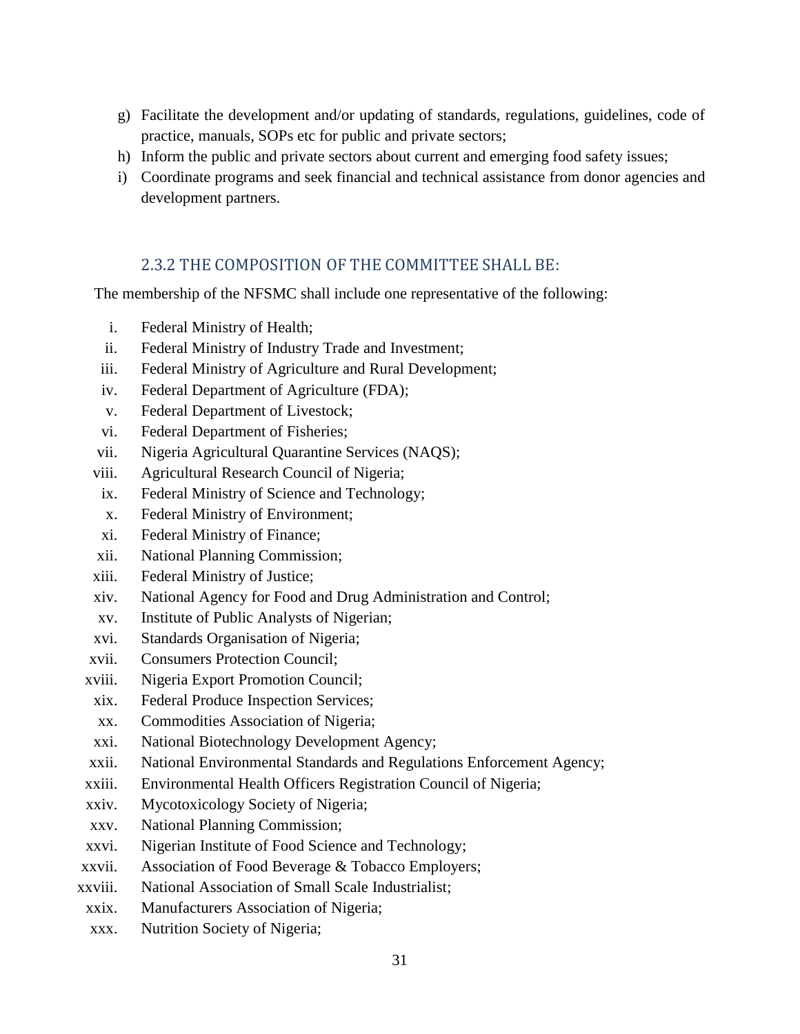g) Facilitate the development and/or updating of standards, regulations, guidelines, code of practice, manuals, SOPs etc for public and private sectors;
h) Inform the public and private sectors about current and emerging food safety issues;
i) Coordinate programs and seek financial and technical assistance from donor agencies and development partners.

### 2.3.2 THE COMPOSITION OF THE COMMITTEE SHALL BE:

The membership of the NFSMC shall include one representative of the following:

i. Federal Ministry of Health;
ii. Federal Ministry of Industry Trade and Investment;
iii. Federal Ministry of Agriculture and Rural Development;
iv. Federal Department of Agriculture (FDA);
v. Federal Department of Livestock;
vi. Federal Department of Fisheries;
vii. Nigeria Agricultural Quarantine Services (NAQS);
viii. Agricultural Research Council of Nigeria;
ix. Federal Ministry of Science and Technology;
x. Federal Ministry of Environment;
xi. Federal Ministry of Finance;
xii. National Planning Commission;
xiii. Federal Ministry of Justice;
xiv. National Agency for Food and Drug Administration and Control;
xv. Institute of Public Analysts of Nigerian;
xvi. Standards Organisation of Nigeria;
xvii. Consumers Protection Council;
xviii. Nigeria Export Promotion Council;
xix. Federal Produce Inspection Services;
xx. Commodities Association of Nigeria;
xxi. National Biotechnology Development Agency;
xxii. National Environmental Standards and Regulations Enforcement Agency;
xxiii. Environmental Health Officers Registration Council of Nigeria;
xxiv. Mycotoxicology Society of Nigeria;
xxv. National Planning Commission;
xxvi. Nigerian Institute of Food Science and Technology;
xxvii. Association of Food Beverage & Tobacco Employers;
xxviii. National Association of Small Scale Industrialist;
xxix. Manufacturers Association of Nigeria;
xxx. Nutrition Society of Nigeria;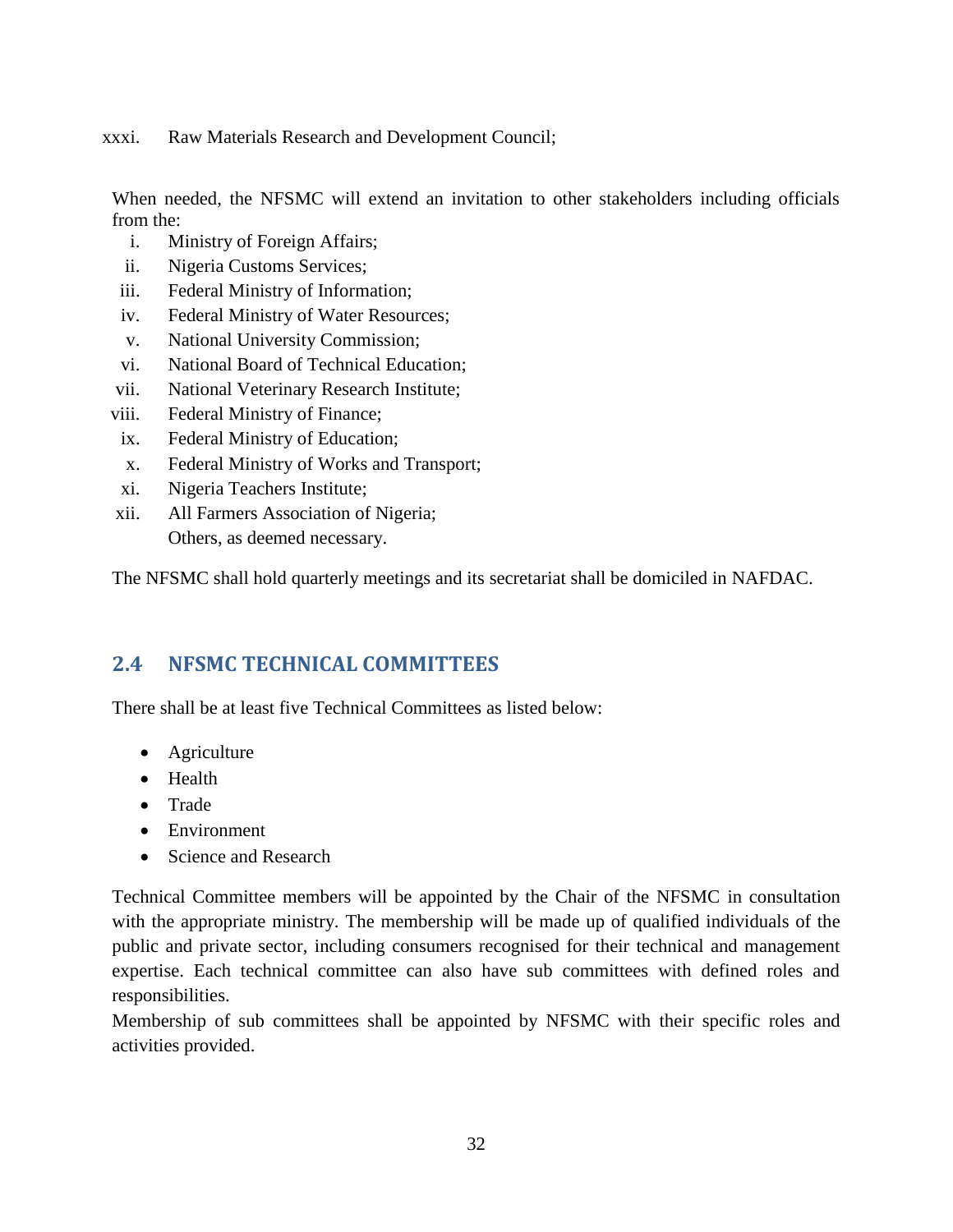xxxi. Raw Materials Research and Development Council;

When needed, the NFSMC will extend an invitation to other stakeholders including officials from the:

i. Ministry of Foreign Affairs;
ii. Nigeria Customs Services;
iii. Federal Ministry of Information;
iv. Federal Ministry of Water Resources;
v. National University Commission;
vi. National Board of Technical Education;
vii. National Veterinary Research Institute;
viii. Federal Ministry of Finance;
ix. Federal Ministry of Education;
x. Federal Ministry of Works and Transport;
xi. Nigeria Teachers Institute;
xii. All Farmers Association of Nigeria;
Others, as deemed necessary.

The NFSMC shall hold quarterly meetings and its secretariat shall be domiciled in NAFDAC.

## 2.4 NFSMC TECHNICAL COMMITTEES

There shall be at least five Technical Committees as listed below:

- Agriculture
- Health
- Trade
- Environment
- Science and Research

Technical Committee members will be appointed by the Chair of the NFSMC in consultation with the appropriate ministry. The membership will be made up of qualified individuals of the public and private sector, including consumers recognised for their technical and management expertise. Each technical committee can also have sub committees with defined roles and responsibilities.

Membership of sub committees shall be appointed by NFSMC with their specific roles and activities provided.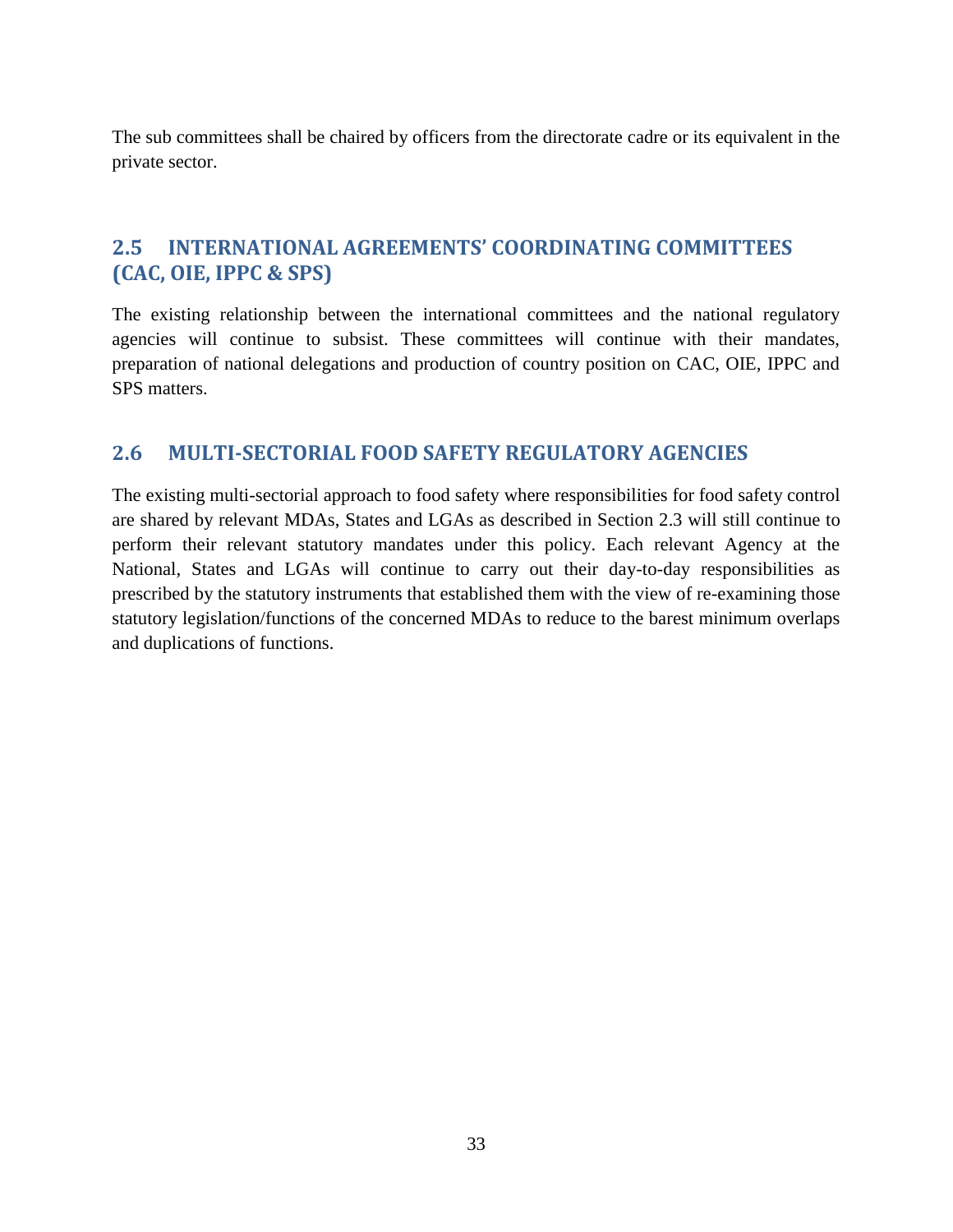The sub committees shall be chaired by officers from the directorate cadre or its equivalent in the private sector.

## 2.5 INTERNATIONAL AGREEMENTS' COORDINATING COMMITTEES (CAC, OIE, IPPC & SPS)

The existing relationship between the international committees and the national regulatory agencies will continue to subsist. These committees will continue with their mandates, preparation of national delegations and production of country position on CAC, OIE, IPPC and SPS matters.

## 2.6 MULTI-SECTORIAL FOOD SAFETY REGULATORY AGENCIES

The existing multi-sectorial approach to food safety where responsibilities for food safety control are shared by relevant MDAs, States and LGAs as described in Section 2.3 will still continue to perform their relevant statutory mandates under this policy. Each relevant Agency at the National, States and LGAs will continue to carry out their day-to-day responsibilities as prescribed by the statutory instruments that established them with the view of re-examining those statutory legislation/functions of the concerned MDAs to reduce to the barest minimum overlaps and duplications of functions.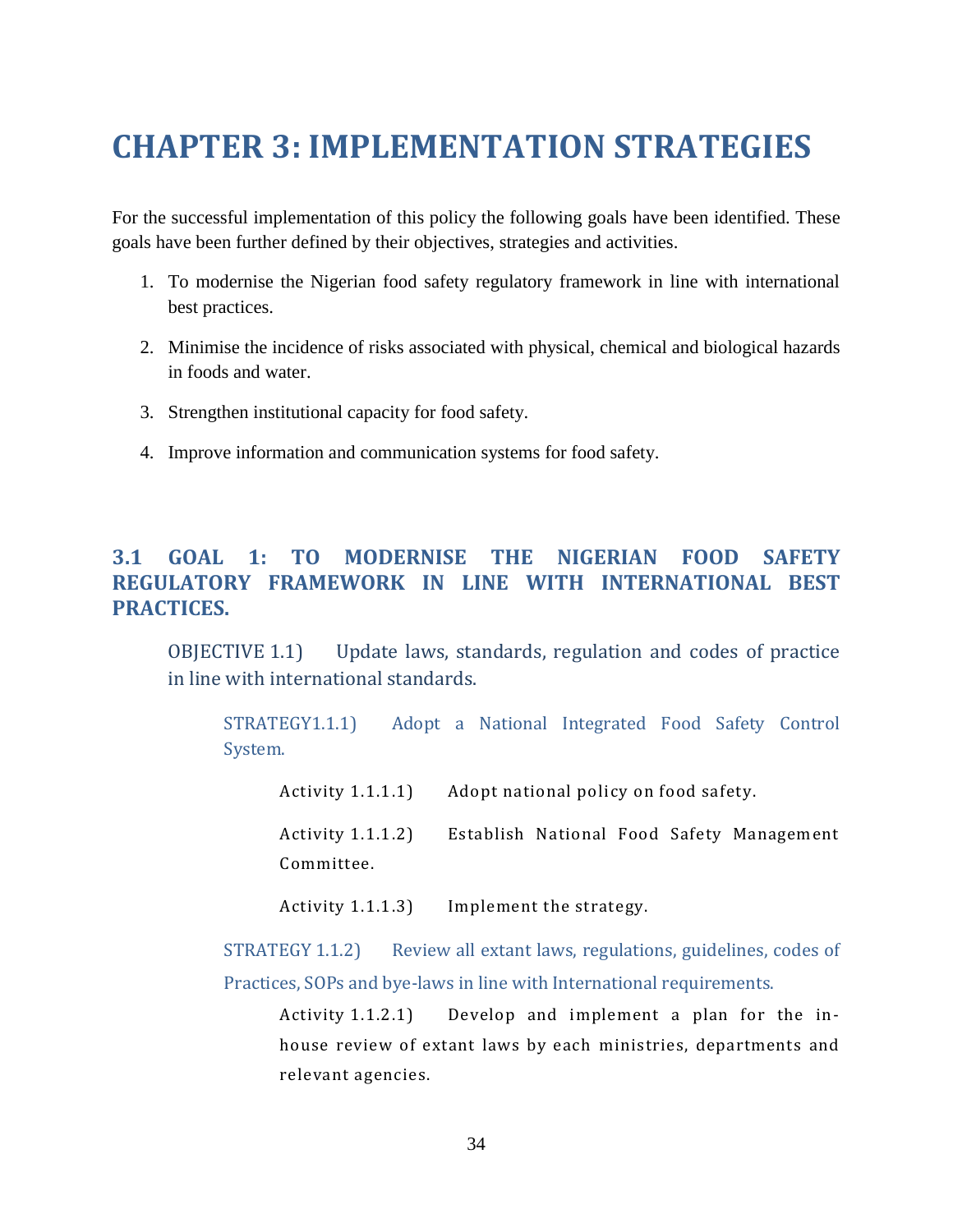# CHAPTER 3: IMPLEMENTATION STRATEGIES

For the successful implementation of this policy the following goals have been identified. These goals have been further defined by their objectives, strategies and activities.

1. To modernise the Nigerian food safety regulatory framework in line with international best practices.
2. Minimise the incidence of risks associated with physical, chemical and biological hazards in foods and water.
3. Strengthen institutional capacity for food safety.
4. Improve information and communication systems for food safety.

## 3.1 GOAL 1: TO MODERNISE THE NIGERIAN FOOD SAFETY REGULATORY FRAMEWORK IN LINE WITH INTERNATIONAL BEST PRACTICES.

OBJECTIVE 1.1) Update laws, standards, regulation and codes of practice in line with international standards.

STRATEGY1.1.1) Adopt a National Integrated Food Safety Control System.

Activity 1.1.1.1) Adopt national policy on food safety.

Activity 1.1.1.2) Establish National Food Safety Management Committee.

Activity 1.1.1.3) Implement the strategy.

STRATEGY 1.1.2) Review all extant laws, regulations, guidelines, codes of Practices, SOPs and bye-laws in line with International requirements.

Activity 1.1.2.1) Develop and implement a plan for the in-house review of extant laws by each ministries, departments and relevant agencies.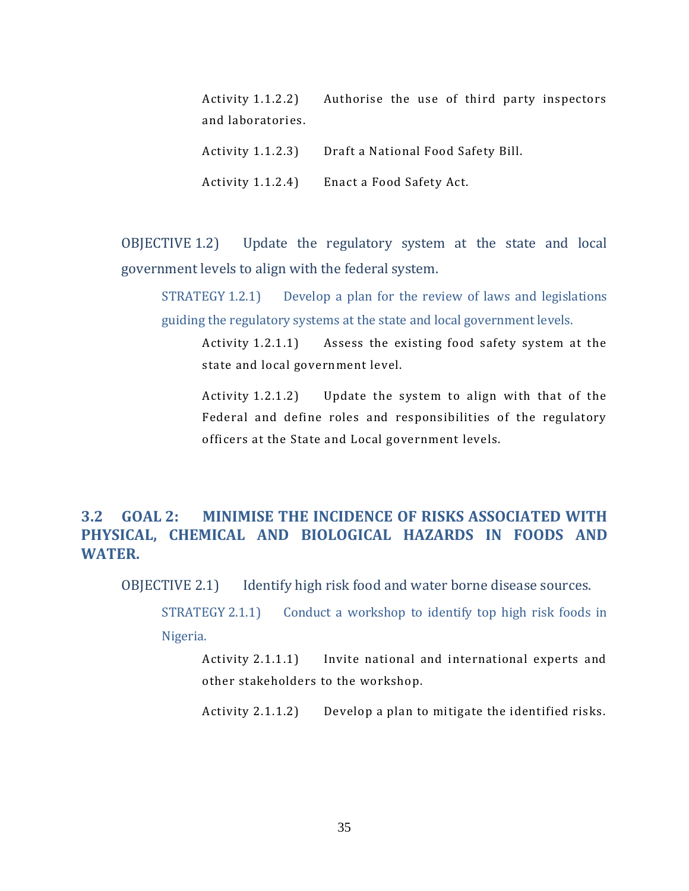Activity 1.1.2.2) Authorise the use of third party inspectors and laboratories.

Activity 1.1.2.3) Draft a National Food Safety Bill.

Activity 1.1.2.4) Enact a Food Safety Act.

OBJECTIVE 1.2) Update the regulatory system at the state and local government levels to align with the federal system.

STRATEGY 1.2.1) Develop a plan for the review of laws and legislations guiding the regulatory systems at the state and local government levels.

Activity 1.2.1.1) Assess the existing food safety system at the state and local government level.

Activity 1.2.1.2) Update the system to align with that of the Federal and define roles and responsibilities of the regulatory officers at the State and Local government levels.

## 3.2 GOAL 2: MINIMISE THE INCIDENCE OF RISKS ASSOCIATED WITH PHYSICAL, CHEMICAL AND BIOLOGICAL HAZARDS IN FOODS AND WATER.

OBJECTIVE 2.1) Identify high risk food and water borne disease sources.

STRATEGY 2.1.1) Conduct a workshop to identify top high risk foods in Nigeria.

Activity 2.1.1.1) Invite national and international experts and other stakeholders to the workshop.

Activity 2.1.1.2) Develop a plan to mitigate the identified risks.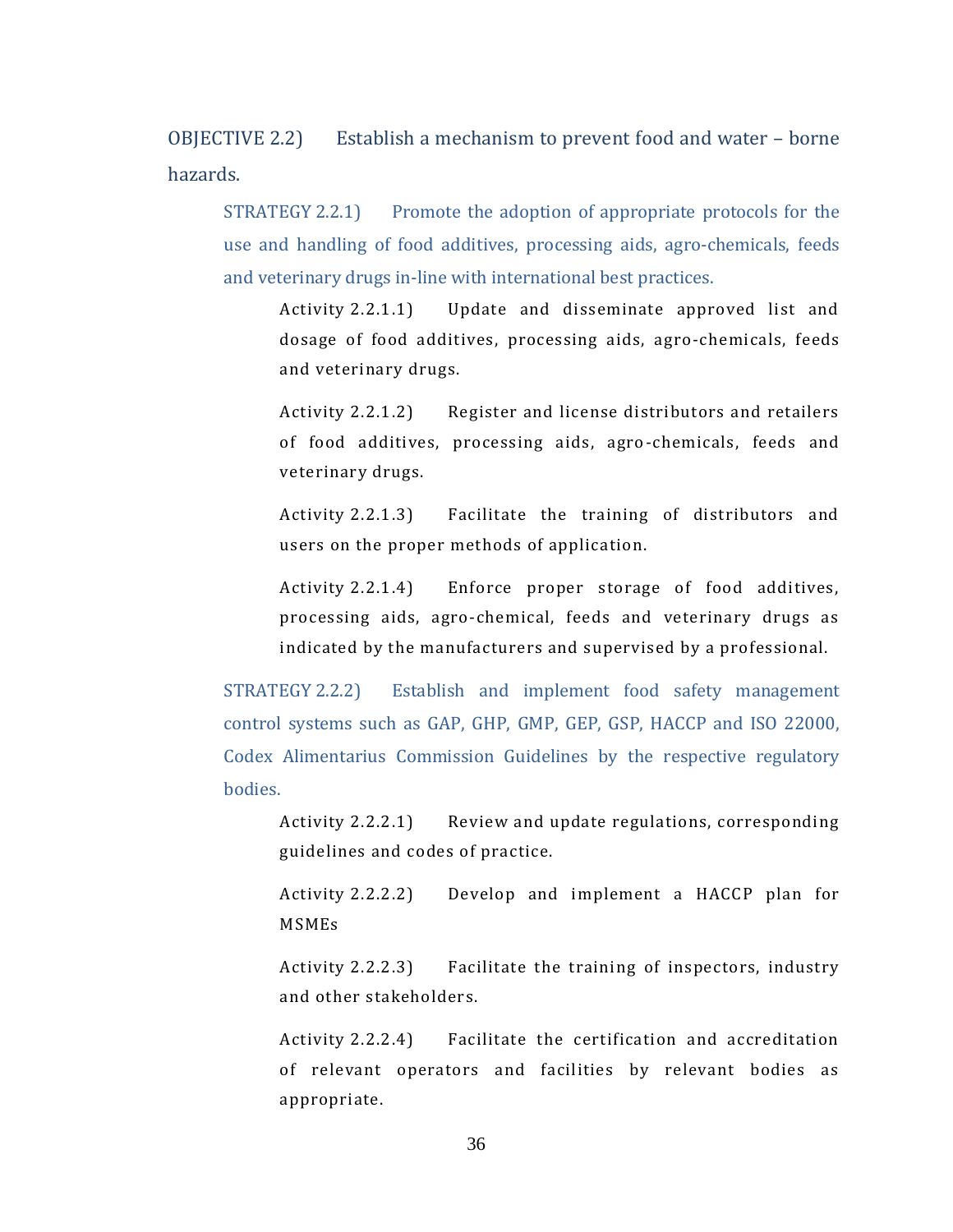### OBJECTIVE 2.2) Establish a mechanism to prevent food and water – borne hazards.

#### STRATEGY 2.2.1) Promote the adoption of appropriate protocols for the use and handling of food additives, processing aids, agro-chemicals, feeds and veterinary drugs in-line with international best practices.

Activity 2.2.1.1) Update and disseminate approved list and dosage of food additives, processing aids, agro-chemicals, feeds and veterinary drugs.

Activity 2.2.1.2) Register and license distributors and retailers of food additives, processing aids, agro-chemicals, feeds and veterinary drugs.

Activity 2.2.1.3) Facilitate the training of distributors and users on the proper methods of application.

Activity 2.2.1.4) Enforce proper storage of food additives, processing aids, agro-chemical, feeds and veterinary drugs as indicated by the manufacturers and supervised by a professional.

#### STRATEGY 2.2.2) Establish and implement food safety management control systems such as GAP, GHP, GMP, GEP, GSP, HACCP and ISO 22000, Codex Alimentarius Commission Guidelines by the respective regulatory bodies.

Activity 2.2.2.1) Review and update regulations, corresponding guidelines and codes of practice.

Activity 2.2.2.2) Develop and implement a HACCP plan for MSMEs

Activity 2.2.2.3) Facilitate the training of inspectors, industry and other stakeholders.

Activity 2.2.2.4) Facilitate the certification and accreditation of relevant operators and facilities by relevant bodies as appropriate.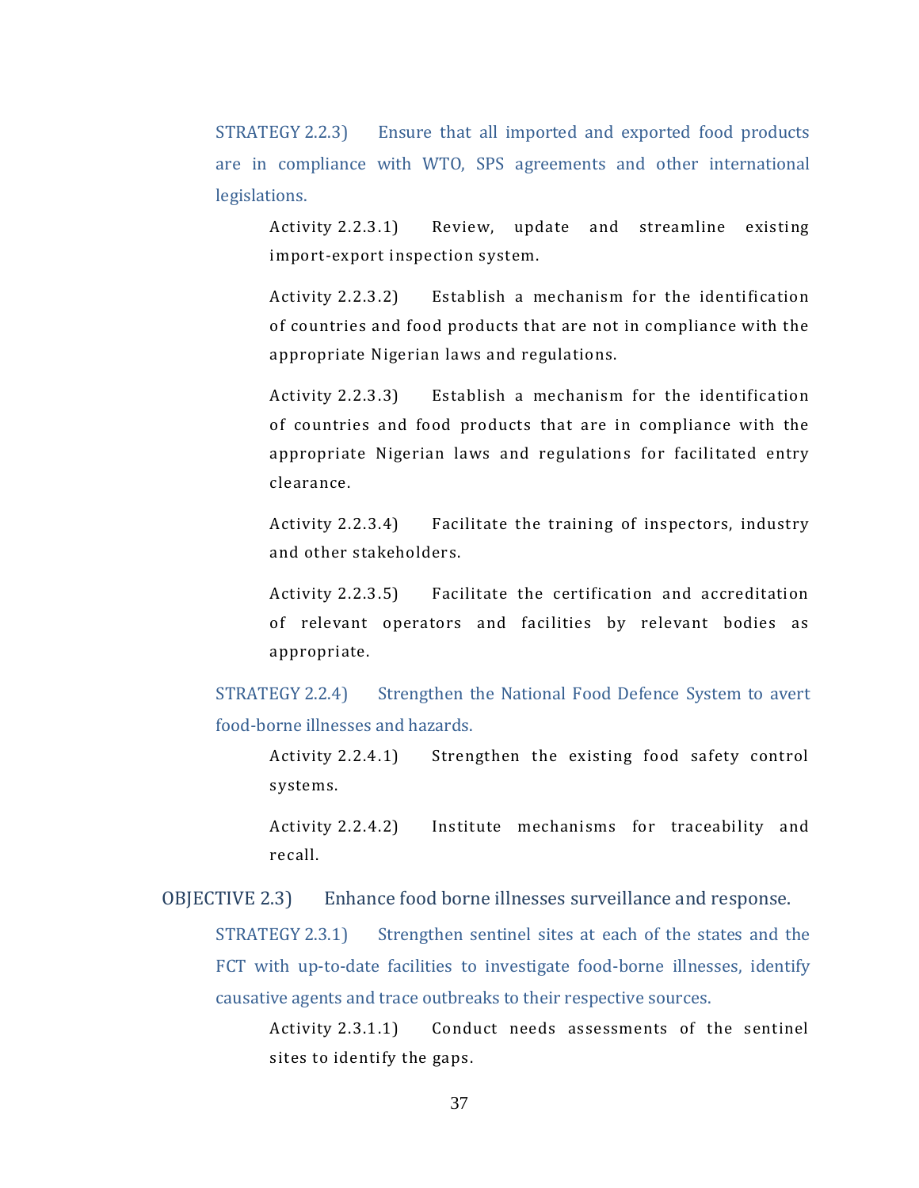STRATEGY 2.2.3) Ensure that all imported and exported food products are in compliance with WTO, SPS agreements and other international legislations.

Activity 2.2.3.1) Review, update and streamline existing import-export inspection system.

Activity 2.2.3.2) Establish a mechanism for the identification of countries and food products that are not in compliance with the appropriate Nigerian laws and regulations.

Activity 2.2.3.3) Establish a mechanism for the identification of countries and food products that are in compliance with the appropriate Nigerian laws and regulations for facilitated entry clearance.

Activity 2.2.3.4) Facilitate the training of inspectors, industry and other stakeholders.

Activity 2.2.3.5) Facilitate the certification and accreditation of relevant operators and facilities by relevant bodies as appropriate.

STRATEGY 2.2.4) Strengthen the National Food Defence System to avert food-borne illnesses and hazards.

Activity 2.2.4.1) Strengthen the existing food safety control systems.

Activity 2.2.4.2) Institute mechanisms for traceability and recall.

## OBJECTIVE 2.3) Enhance food borne illnesses surveillance and response.

STRATEGY 2.3.1) Strengthen sentinel sites at each of the states and the FCT with up-to-date facilities to investigate food-borne illnesses, identify causative agents and trace outbreaks to their respective sources.

Activity 2.3.1.1) Conduct needs assessments of the sentinel sites to identify the gaps.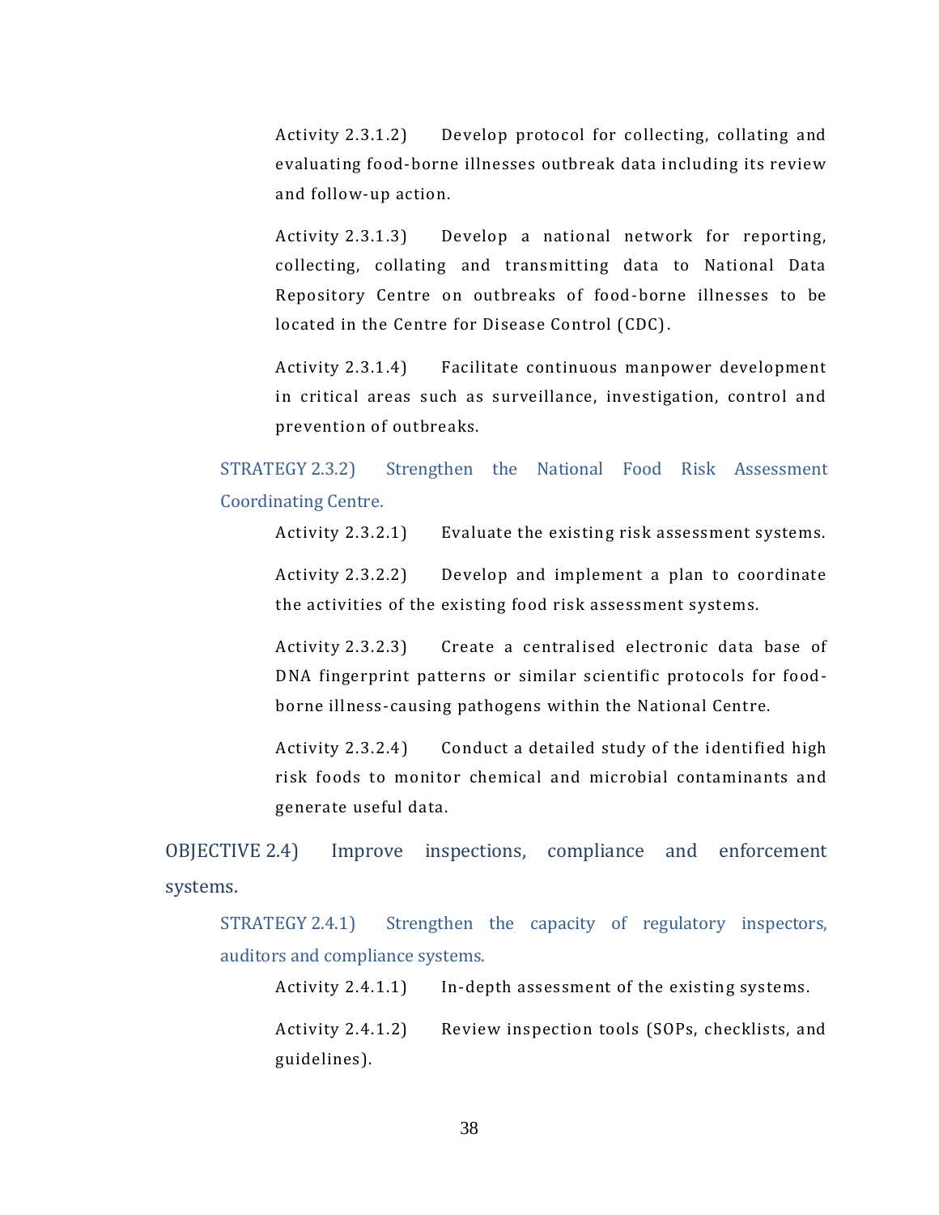Activity 2.3.1.2) Develop protocol for collecting, collating and evaluating food-borne illnesses outbreak data including its review and follow-up action.

Activity 2.3.1.3) Develop a national network for reporting, collecting, collating and transmitting data to National Data Repository Centre on outbreaks of food-borne illnesses to be located in the Centre for Disease Control (CDC).

Activity 2.3.1.4) Facilitate continuous manpower development in critical areas such as surveillance, investigation, control and prevention of outbreaks.

### STRATEGY 2.3.2) Strengthen the National Food Risk Assessment Coordinating Centre.

Activity 2.3.2.1) Evaluate the existing risk assessment systems.

Activity 2.3.2.2) Develop and implement a plan to coordinate the activities of the existing food risk assessment systems.

Activity 2.3.2.3) Create a centralised electronic data base of DNA fingerprint patterns or similar scientific protocols for food-borne illness-causing pathogens within the National Centre.

Activity 2.3.2.4) Conduct a detailed study of the identified high risk foods to monitor chemical and microbial contaminants and generate useful data.

## OBJECTIVE 2.4) Improve inspections, compliance and enforcement systems.

### STRATEGY 2.4.1) Strengthen the capacity of regulatory inspectors, auditors and compliance systems.

Activity 2.4.1.1) In-depth assessment of the existing systems.

Activity 2.4.1.2) Review inspection tools (SOPs, checklists, and guidelines).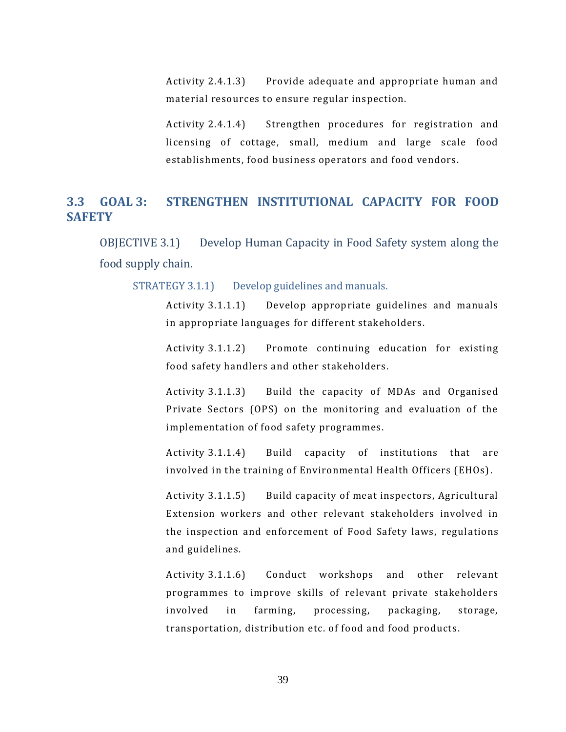Activity 2.4.1.3) Provide adequate and appropriate human and material resources to ensure regular inspection.

Activity 2.4.1.4) Strengthen procedures for registration and licensing of cottage, small, medium and large scale food establishments, food business operators and food vendors.

## 3.3 GOAL 3: STRENGTHEN INSTITUTIONAL CAPACITY FOR FOOD SAFETY

### OBJECTIVE 3.1) Develop Human Capacity in Food Safety system along the food supply chain.

#### STRATEGY 3.1.1) Develop guidelines and manuals.

Activity 3.1.1.1) Develop appropriate guidelines and manuals in appropriate languages for different stakeholders.

Activity 3.1.1.2) Promote continuing education for existing food safety handlers and other stakeholders.

Activity 3.1.1.3) Build the capacity of MDAs and Organised Private Sectors (OPS) on the monitoring and evaluation of the implementation of food safety programmes.

Activity 3.1.1.4) Build capacity of institutions that are involved in the training of Environmental Health Officers (EHOs).

Activity 3.1.1.5) Build capacity of meat inspectors, Agricultural Extension workers and other relevant stakeholders involved in the inspection and enforcement of Food Safety laws, regulations and guidelines.

Activity 3.1.1.6) Conduct workshops and other relevant programmes to improve skills of relevant private stakeholders involved in farming, processing, packaging, storage, transportation, distribution etc. of food and food products.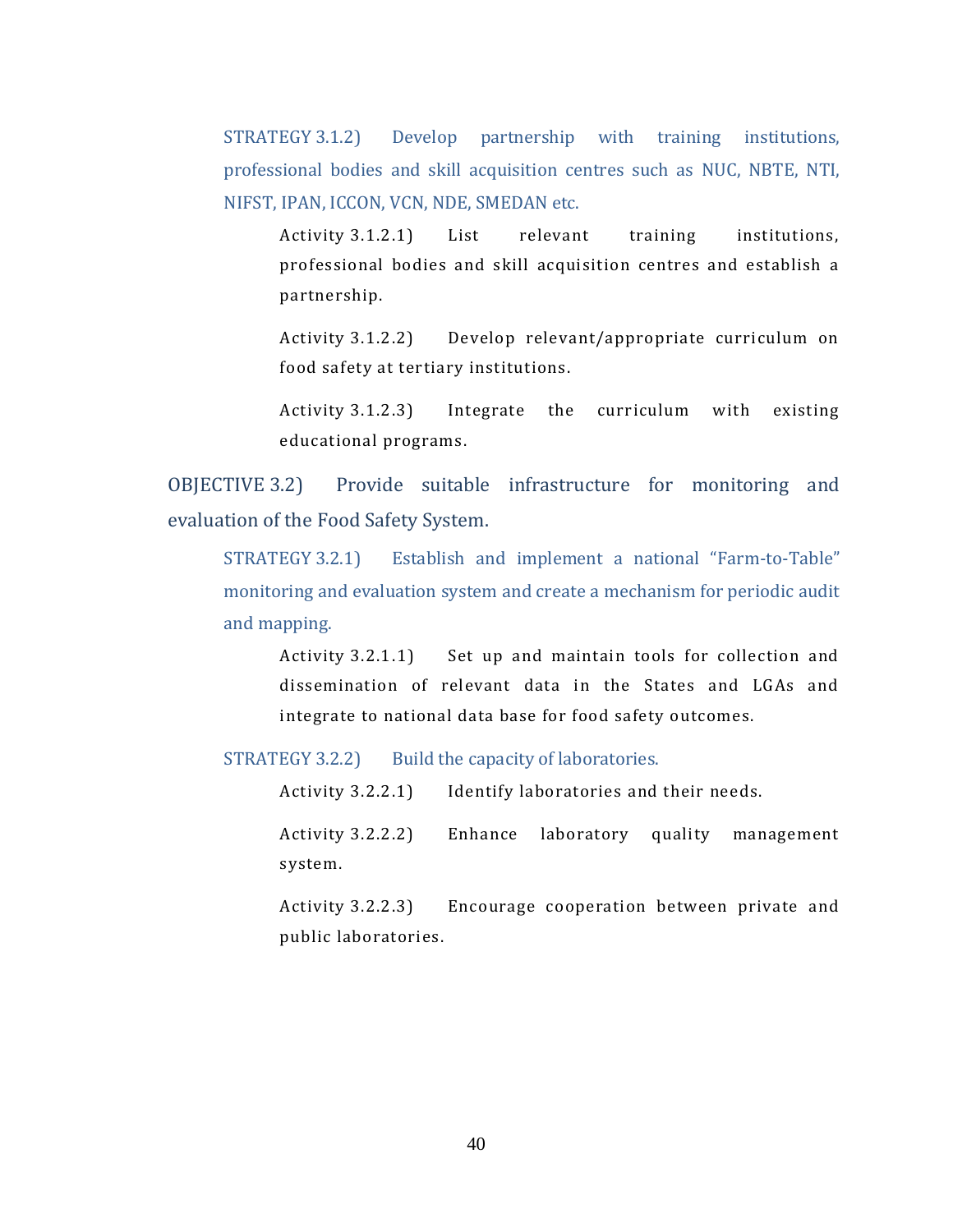#### STRATEGY 3.1.2) Develop partnership with training institutions, professional bodies and skill acquisition centres such as NUC, NBTE, NTI, NIFST, IPAN, ICCON, VCN, NDE, SMEDAN etc.

Activity 3.1.2.1) List relevant training institutions, professional bodies and skill acquisition centres and establish a partnership.

Activity 3.1.2.2) Develop relevant/appropriate curriculum on food safety at tertiary institutions.

Activity 3.1.2.3) Integrate the curriculum with existing educational programs.

### OBJECTIVE 3.2) Provide suitable infrastructure for monitoring and evaluation of the Food Safety System.

#### STRATEGY 3.2.1) Establish and implement a national "Farm-to-Table" monitoring and evaluation system and create a mechanism for periodic audit and mapping.

Activity 3.2.1.1) Set up and maintain tools for collection and dissemination of relevant data in the States and LGAs and integrate to national data base for food safety outcomes.

#### STRATEGY 3.2.2) Build the capacity of laboratories.

Activity 3.2.2.1) Identify laboratories and their needs.

Activity 3.2.2.2) Enhance laboratory quality management system.

Activity 3.2.2.3) Encourage cooperation between private and public laboratories.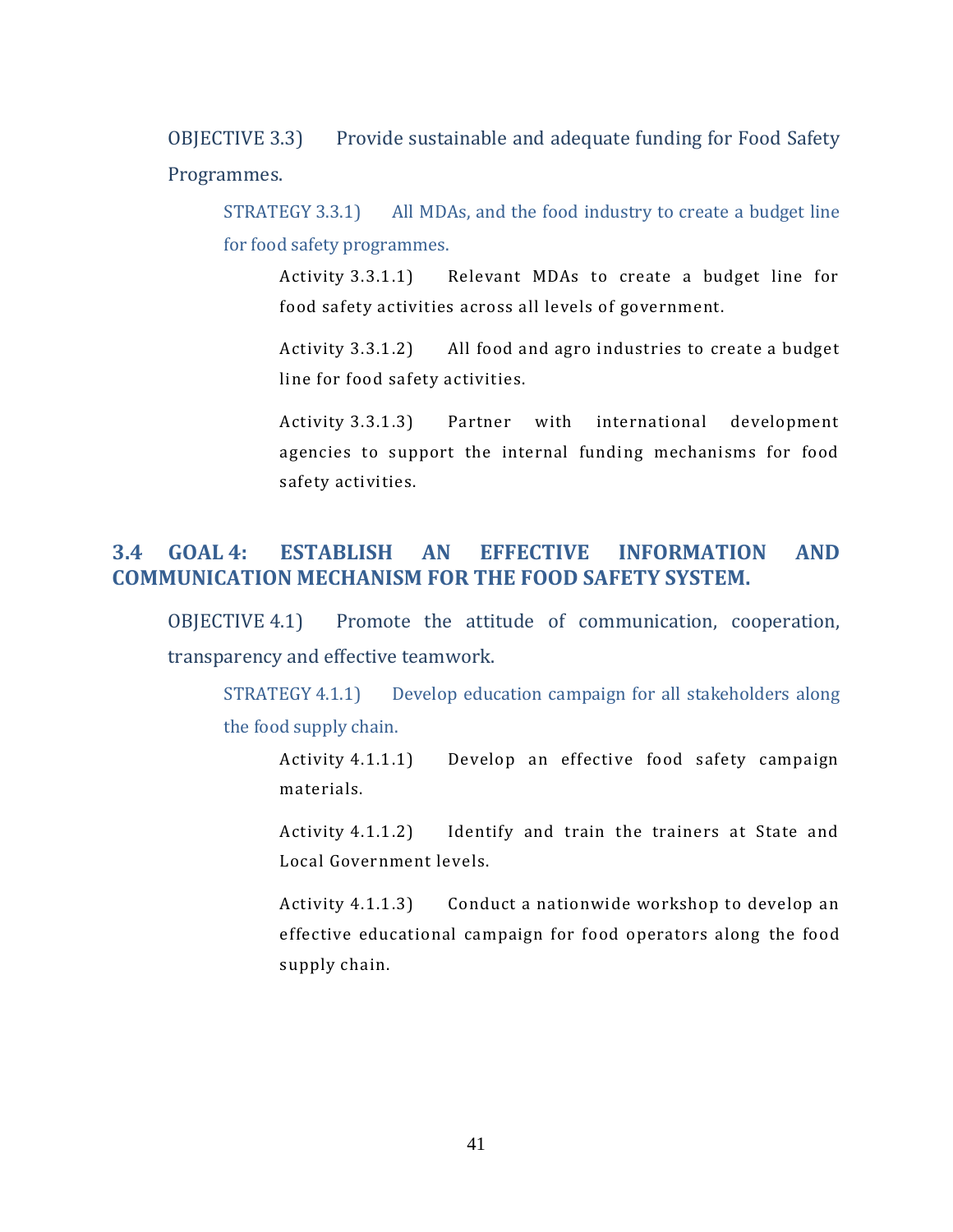OBJECTIVE 3.3) Provide sustainable and adequate funding for Food Safety Programmes.

STRATEGY 3.3.1) All MDAs, and the food industry to create a budget line for food safety programmes.

Activity 3.3.1.1) Relevant MDAs to create a budget line for food safety activities across all levels of government.

Activity 3.3.1.2) All food and agro industries to create a budget line for food safety activities.

Activity 3.3.1.3) Partner with international development agencies to support the internal funding mechanisms for food safety activities.

## 3.4 GOAL 4: ESTABLISH AN EFFECTIVE INFORMATION AND COMMUNICATION MECHANISM FOR THE FOOD SAFETY SYSTEM.

OBJECTIVE 4.1) Promote the attitude of communication, cooperation, transparency and effective teamwork.

STRATEGY 4.1.1) Develop education campaign for all stakeholders along the food supply chain.

Activity 4.1.1.1) Develop an effective food safety campaign materials.

Activity 4.1.1.2) Identify and train the trainers at State and Local Government levels.

Activity 4.1.1.3) Conduct a nationwide workshop to develop an effective educational campaign for food operators along the food supply chain.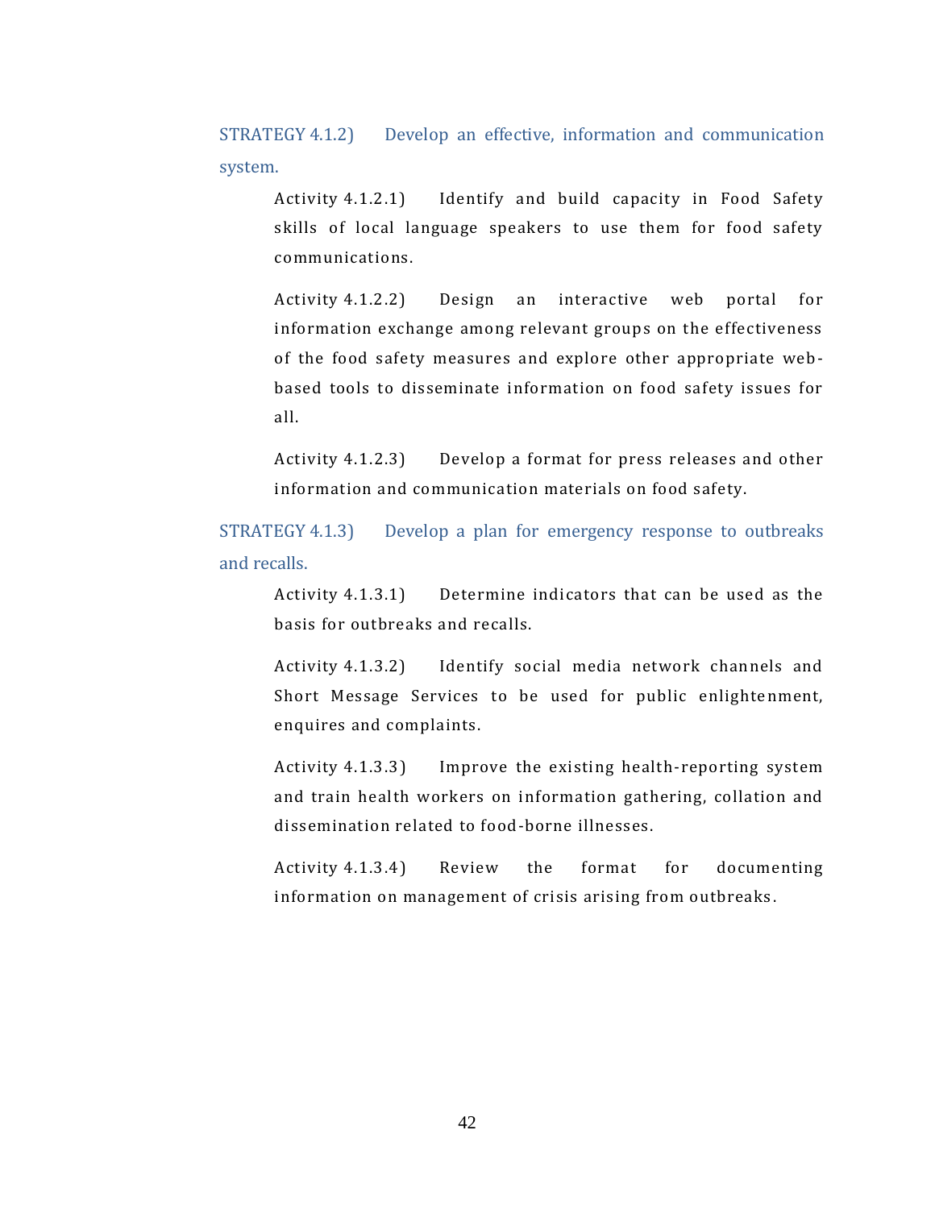### STRATEGY 4.1.2) Develop an effective, information and communication system.

Activity 4.1.2.1) Identify and build capacity in Food Safety skills of local language speakers to use them for food safety communications.

Activity 4.1.2.2) Design an interactive web portal for information exchange among relevant groups on the effectiveness of the food safety measures and explore other appropriate web-based tools to disseminate information on food safety issues for all.

Activity 4.1.2.3) Develop a format for press releases and other information and communication materials on food safety.

### STRATEGY 4.1.3) Develop a plan for emergency response to outbreaks and recalls.

Activity 4.1.3.1) Determine indicators that can be used as the basis for outbreaks and recalls.

Activity 4.1.3.2) Identify social media network channels and Short Message Services to be used for public enlightenment, enquires and complaints.

Activity 4.1.3.3) Improve the existing health-reporting system and train health workers on information gathering, collation and dissemination related to food-borne illnesses.

Activity 4.1.3.4) Review the format for documenting information on management of crisis arising from outbreaks.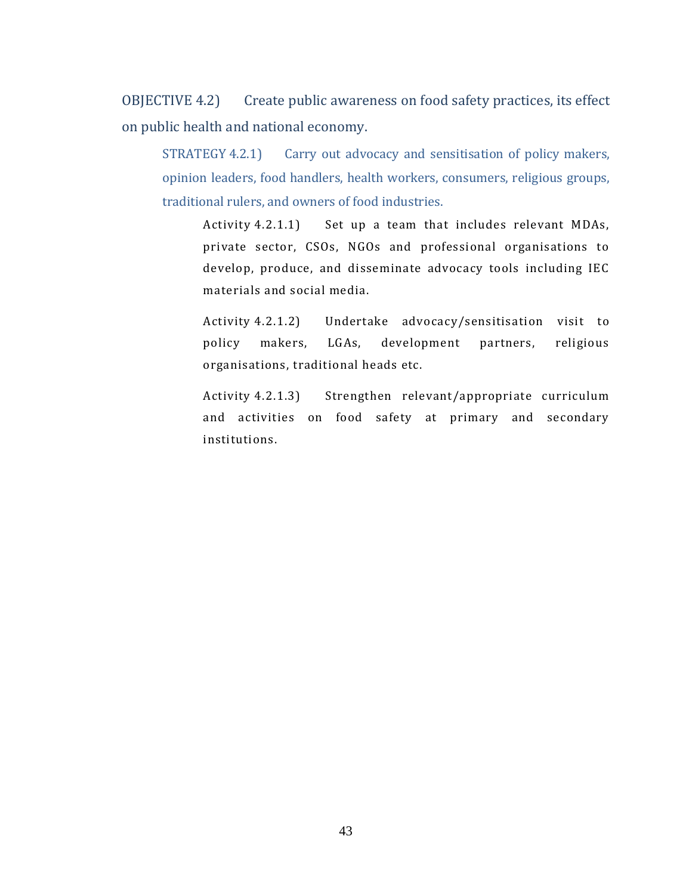### OBJECTIVE 4.2) Create public awareness on food safety practices, its effect on public health and national economy.

#### STRATEGY 4.2.1) Carry out advocacy and sensitisation of policy makers, opinion leaders, food handlers, health workers, consumers, religious groups, traditional rulers, and owners of food industries.

Activity 4.2.1.1) Set up a team that includes relevant MDAs, private sector, CSOs, NGOs and professional organisations to develop, produce, and disseminate advocacy tools including IEC materials and social media.

Activity 4.2.1.2) Undertake advocacy/sensitisation visit to policy makers, LGAs, development partners, religious organisations, traditional heads etc.

Activity 4.2.1.3) Strengthen relevant/appropriate curriculum and activities on food safety at primary and secondary institutions.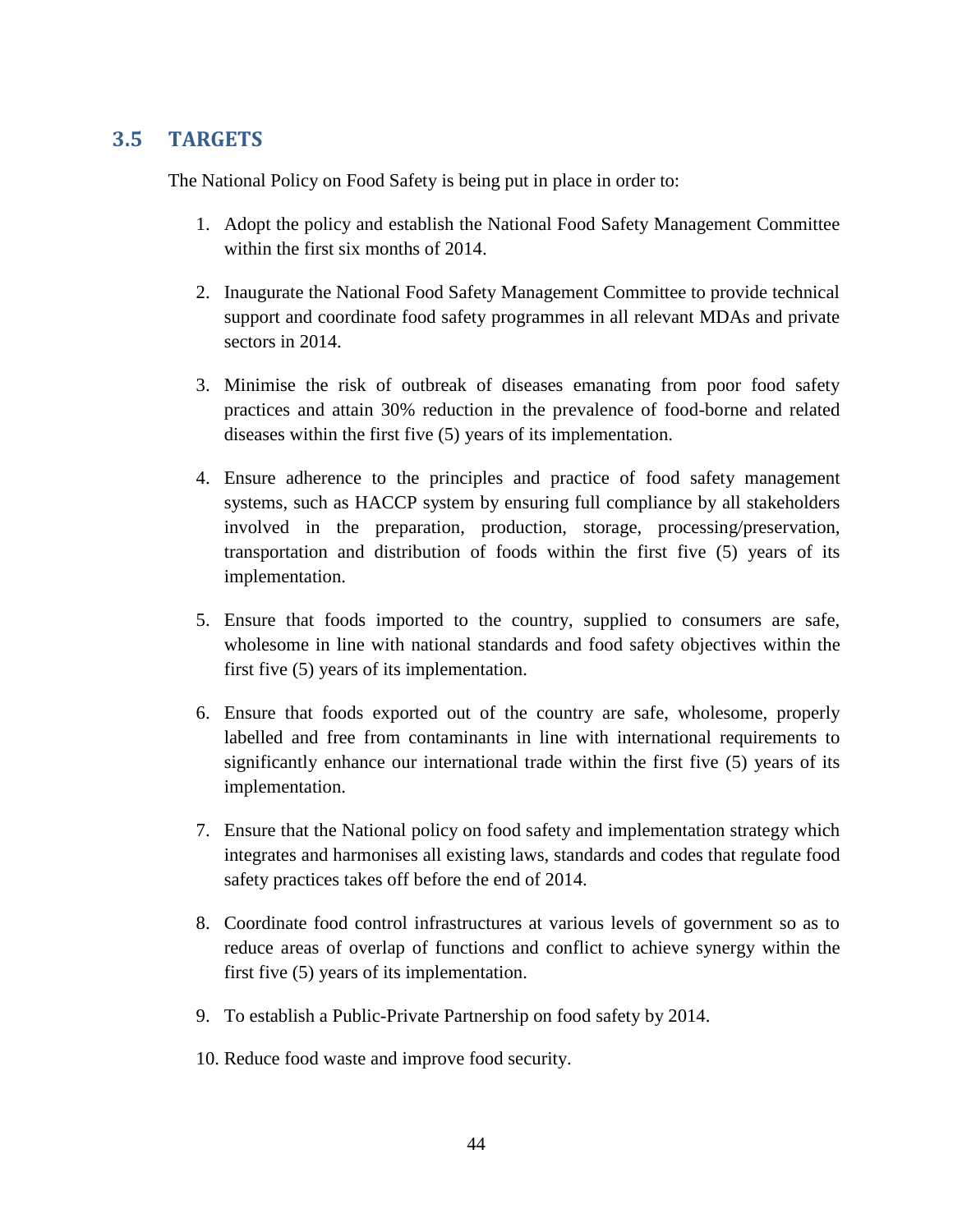## 3.5 TARGETS

The National Policy on Food Safety is being put in place in order to:

1. Adopt the policy and establish the National Food Safety Management Committee within the first six months of 2014.
2. Inaugurate the National Food Safety Management Committee to provide technical support and coordinate food safety programmes in all relevant MDAs and private sectors in 2014.
3. Minimise the risk of outbreak of diseases emanating from poor food safety practices and attain 30% reduction in the prevalence of food-borne and related diseases within the first five (5) years of its implementation.
4. Ensure adherence to the principles and practice of food safety management systems, such as HACCP system by ensuring full compliance by all stakeholders involved in the preparation, production, storage, processing/preservation, transportation and distribution of foods within the first five (5) years of its implementation.
5. Ensure that foods imported to the country, supplied to consumers are safe, wholesome in line with national standards and food safety objectives within the first five (5) years of its implementation.
6. Ensure that foods exported out of the country are safe, wholesome, properly labelled and free from contaminants in line with international requirements to significantly enhance our international trade within the first five (5) years of its implementation.
7. Ensure that the National policy on food safety and implementation strategy which integrates and harmonises all existing laws, standards and codes that regulate food safety practices takes off before the end of 2014.
8. Coordinate food control infrastructures at various levels of government so as to reduce areas of overlap of functions and conflict to achieve synergy within the first five (5) years of its implementation.
9. To establish a Public-Private Partnership on food safety by 2014.
10. Reduce food waste and improve food security.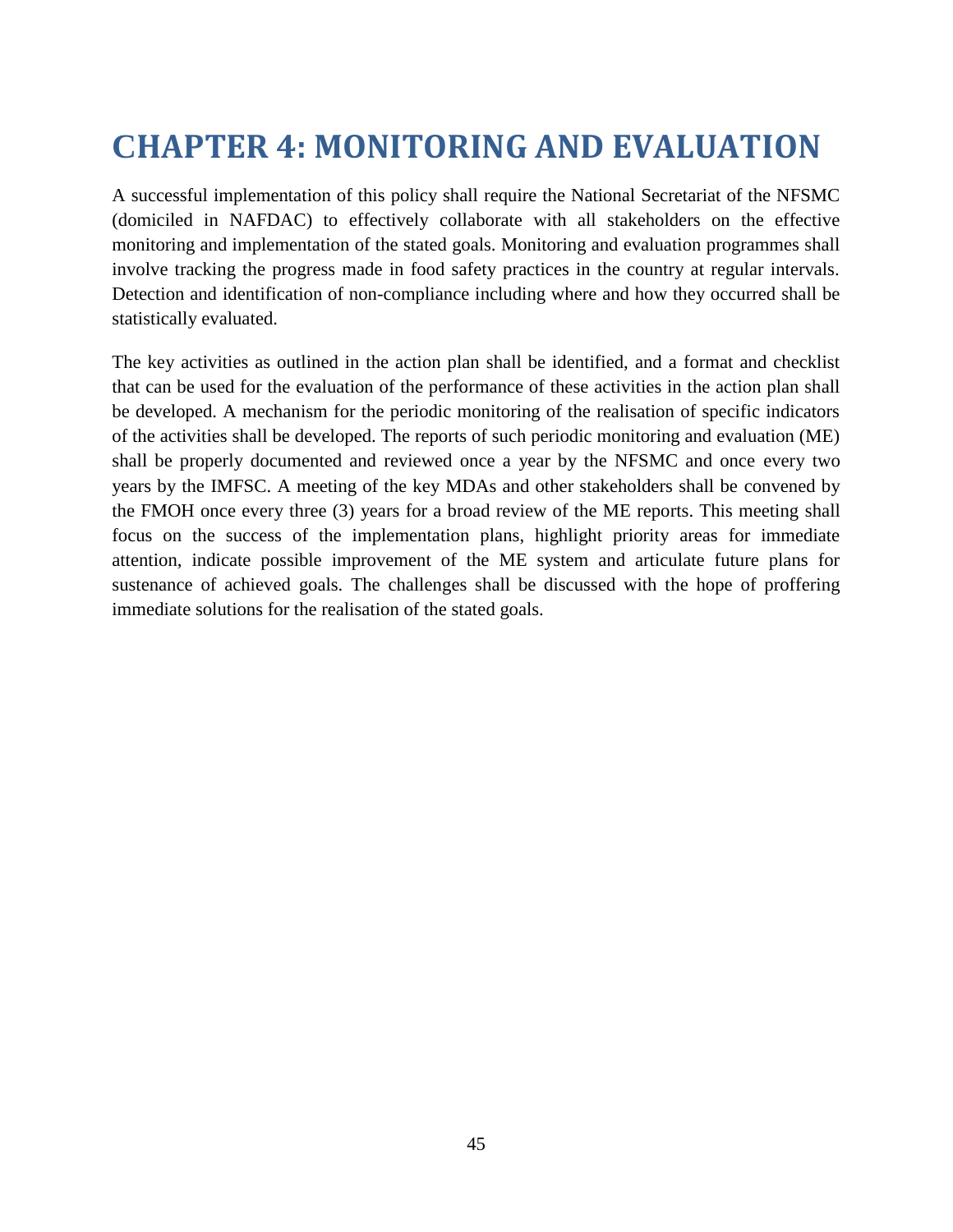# CHAPTER 4: MONITORING AND EVALUATION

A successful implementation of this policy shall require the National Secretariat of the NFSMC (domiciled in NAFDAC) to effectively collaborate with all stakeholders on the effective monitoring and implementation of the stated goals. Monitoring and evaluation programmes shall involve tracking the progress made in food safety practices in the country at regular intervals. Detection and identification of non-compliance including where and how they occurred shall be statistically evaluated.

The key activities as outlined in the action plan shall be identified, and a format and checklist that can be used for the evaluation of the performance of these activities in the action plan shall be developed. A mechanism for the periodic monitoring of the realisation of specific indicators of the activities shall be developed. The reports of such periodic monitoring and evaluation (ME) shall be properly documented and reviewed once a year by the NFSMC and once every two years by the IMFSC. A meeting of the key MDAs and other stakeholders shall be convened by the FMOH once every three (3) years for a broad review of the ME reports. This meeting shall focus on the success of the implementation plans, highlight priority areas for immediate attention, indicate possible improvement of the ME system and articulate future plans for sustenance of achieved goals. The challenges shall be discussed with the hope of proffering immediate solutions for the realisation of the stated goals.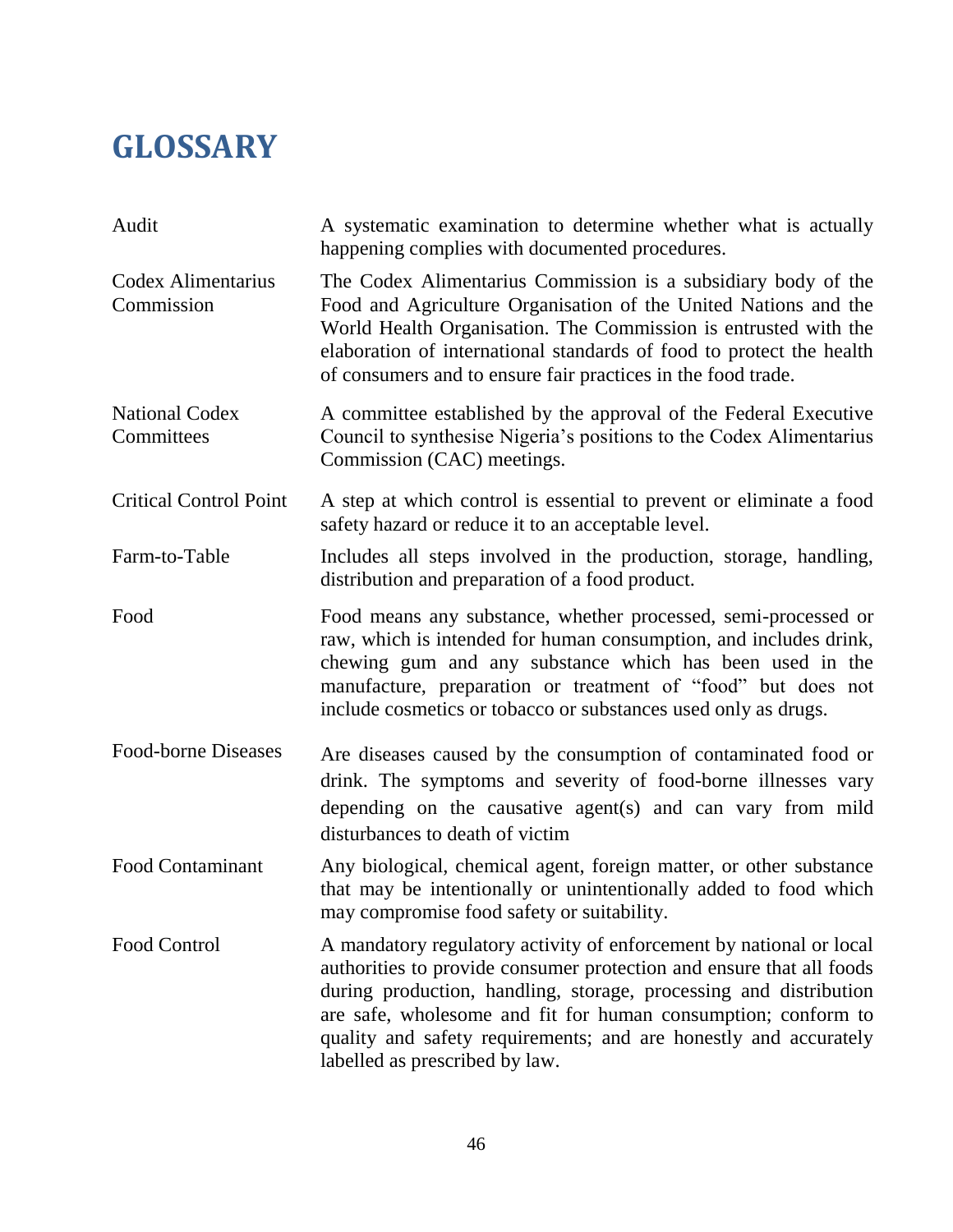# GLOSSARY

| | |
|---|---|
| Audit | A systematic examination to determine whether what is actually happening complies with documented procedures. |
| Codex Alimentarius Commission | The Codex Alimentarius Commission is a subsidiary body of the Food and Agriculture Organisation of the United Nations and the World Health Organisation. The Commission is entrusted with the elaboration of international standards of food to protect the health of consumers and to ensure fair practices in the food trade. |
| National Codex Committees | A committee established by the approval of the Federal Executive Council to synthesise Nigeria's positions to the Codex Alimentarius Commission (CAC) meetings. |
| Critical Control Point | A step at which control is essential to prevent or eliminate a food safety hazard or reduce it to an acceptable level. |
| Farm-to-Table | Includes all steps involved in the production, storage, handling, distribution and preparation of a food product. |
| Food | Food means any substance, whether processed, semi-processed or raw, which is intended for human consumption, and includes drink, chewing gum and any substance which has been used in the manufacture, preparation or treatment of "food" but does not include cosmetics or tobacco or substances used only as drugs. |
| Food-borne Diseases | Are diseases caused by the consumption of contaminated food or drink. The symptoms and severity of food-borne illnesses vary depending on the causative agent(s) and can vary from mild disturbances to death of victim |
| Food Contaminant | Any biological, chemical agent, foreign matter, or other substance that may be intentionally or unintentionally added to food which may compromise food safety or suitability. |
| Food Control | A mandatory regulatory activity of enforcement by national or local authorities to provide consumer protection and ensure that all foods during production, handling, storage, processing and distribution are safe, wholesome and fit for human consumption; conform to quality and safety requirements; and are honestly and accurately labelled as prescribed by law. |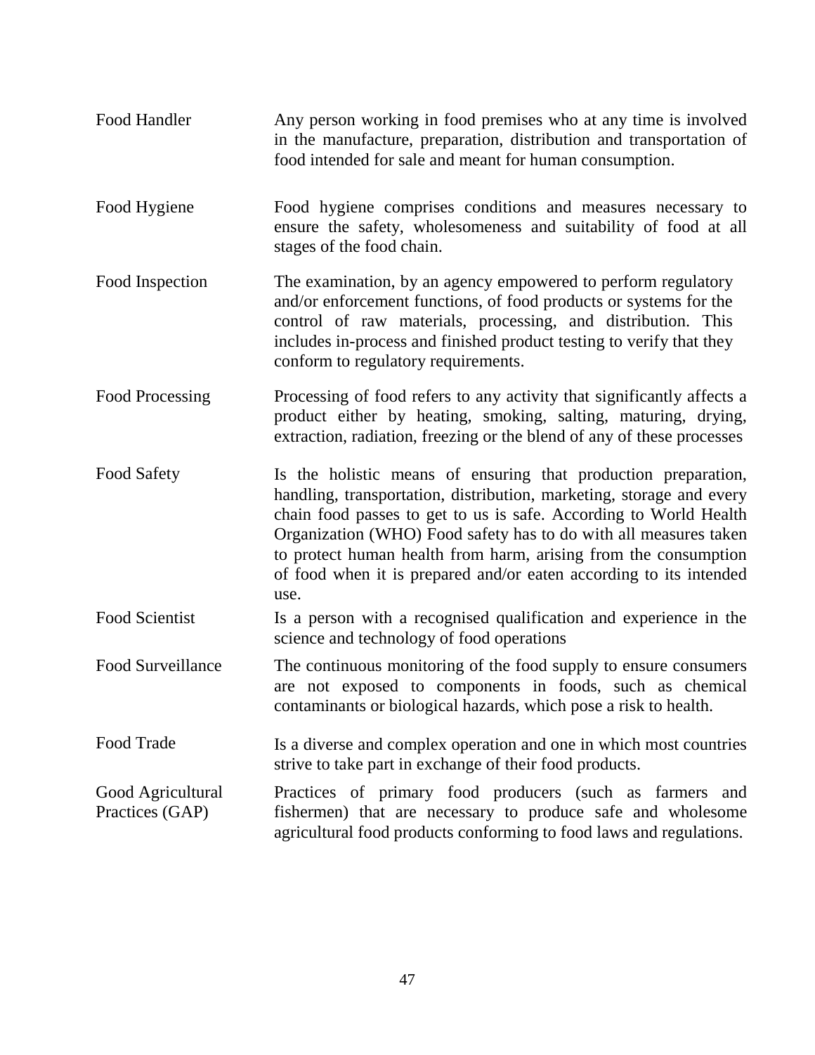| | |
|---|---|
| Food Handler | Any person working in food premises who at any time is involved in the manufacture, preparation, distribution and transportation of food intended for sale and meant for human consumption. |
| Food Hygiene | Food hygiene comprises conditions and measures necessary to ensure the safety, wholesomeness and suitability of food at all stages of the food chain. |
| Food Inspection | The examination, by an agency empowered to perform regulatory and/or enforcement functions, of food products or systems for the control of raw materials, processing, and distribution. This includes in-process and finished product testing to verify that they conform to regulatory requirements. |
| Food Processing | Processing of food refers to any activity that significantly affects a product either by heating, smoking, salting, maturing, drying, extraction, radiation, freezing or the blend of any of these processes |
| Food Safety | Is the holistic means of ensuring that production preparation, handling, transportation, distribution, marketing, storage and every chain food passes to get to us is safe. According to World Health Organization (WHO) Food safety has to do with all measures taken to protect human health from harm, arising from the consumption of food when it is prepared and/or eaten according to its intended use. |
| Food Scientist | Is a person with a recognised qualification and experience in the science and technology of food operations |
| Food Surveillance | The continuous monitoring of the food supply to ensure consumers are not exposed to components in foods, such as chemical contaminants or biological hazards, which pose a risk to health. |
| Food Trade | Is a diverse and complex operation and one in which most countries strive to take part in exchange of their food products. |
| Good Agricultural Practices (GAP) | Practices of primary food producers (such as farmers and fishermen) that are necessary to produce safe and wholesome agricultural food products conforming to food laws and regulations. |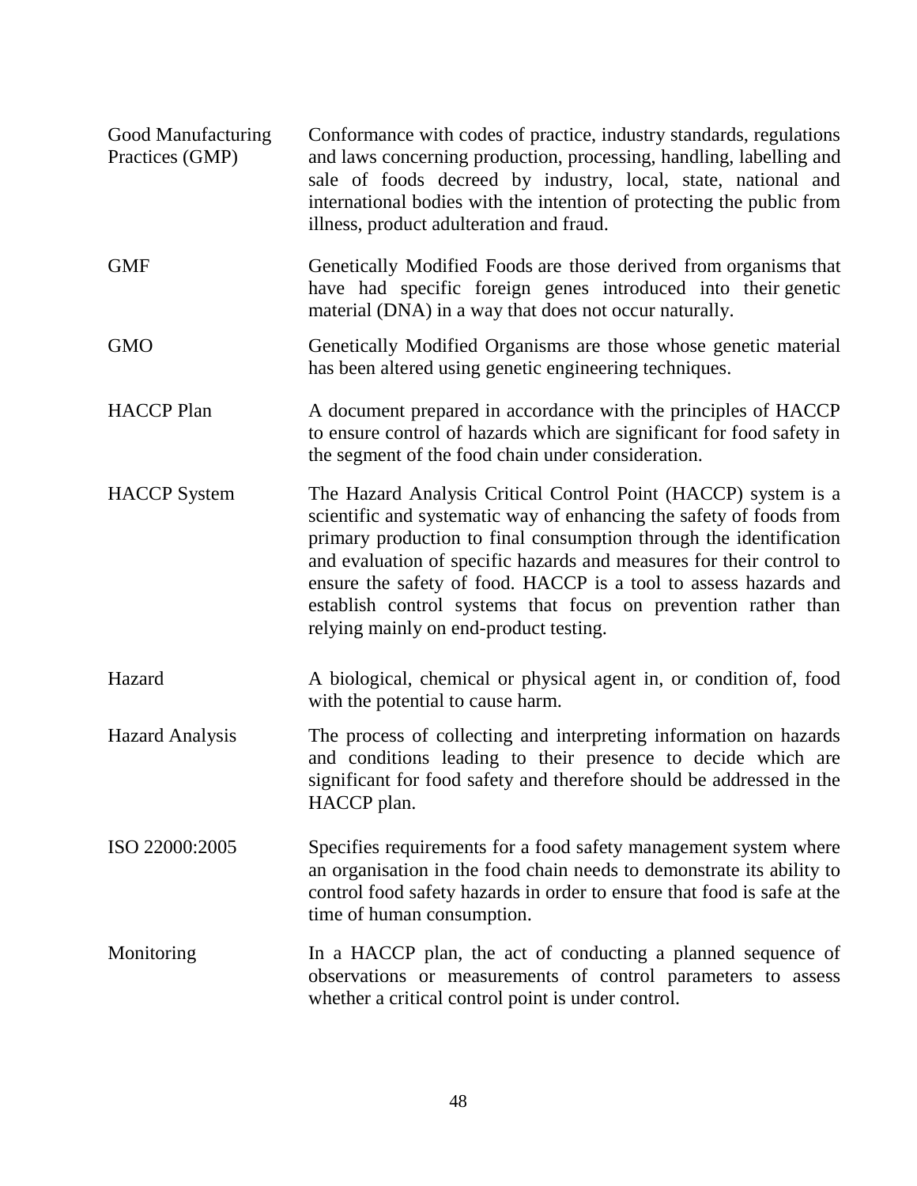| | |
|---|---|
| Good Manufacturing Practices (GMP) | Conformance with codes of practice, industry standards, regulations and laws concerning production, processing, handling, labelling and sale of foods decreed by industry, local, state, national and international bodies with the intention of protecting the public from illness, product adulteration and fraud. |
| GMF | Genetically Modified Foods are those derived from organisms that have had specific foreign genes introduced into their genetic material (DNA) in a way that does not occur naturally. |
| GMO | Genetically Modified Organisms are those whose genetic material has been altered using genetic engineering techniques. |
| HACCP Plan | A document prepared in accordance with the principles of HACCP to ensure control of hazards which are significant for food safety in the segment of the food chain under consideration. |
| HACCP System | The Hazard Analysis Critical Control Point (HACCP) system is a scientific and systematic way of enhancing the safety of foods from primary production to final consumption through the identification and evaluation of specific hazards and measures for their control to ensure the safety of food. HACCP is a tool to assess hazards and establish control systems that focus on prevention rather than relying mainly on end-product testing. |
| Hazard | A biological, chemical or physical agent in, or condition of, food with the potential to cause harm. |
| Hazard Analysis | The process of collecting and interpreting information on hazards and conditions leading to their presence to decide which are significant for food safety and therefore should be addressed in the HACCP plan. |
| ISO 22000:2005 | Specifies requirements for a food safety management system where an organisation in the food chain needs to demonstrate its ability to control food safety hazards in order to ensure that food is safe at the time of human consumption. |
| Monitoring | In a HACCP plan, the act of conducting a planned sequence of observations or measurements of control parameters to assess whether a critical control point is under control. |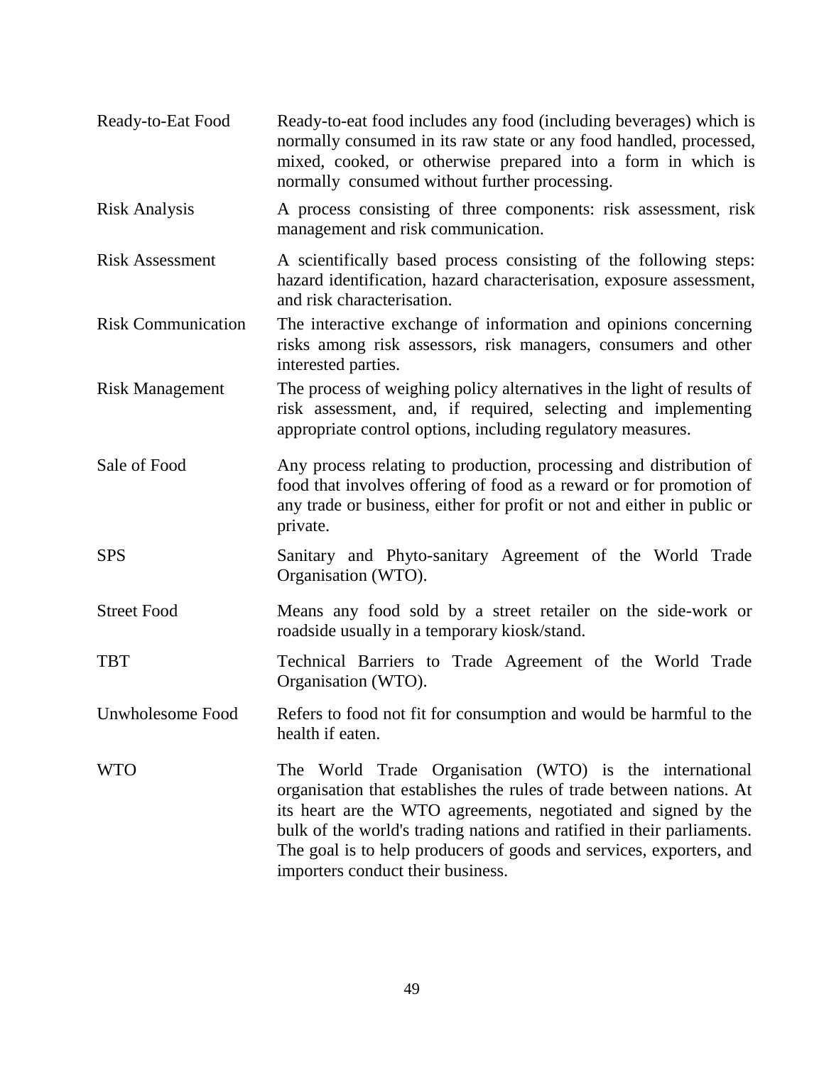| | |
|---|---|
| Ready-to-Eat Food | Ready-to-eat food includes any food (including beverages) which is normally consumed in its raw state or any food handled, processed, mixed, cooked, or otherwise prepared into a form in which is normally consumed without further processing. |
| Risk Analysis | A process consisting of three components: risk assessment, risk management and risk communication. |
| Risk Assessment | A scientifically based process consisting of the following steps: hazard identification, hazard characterisation, exposure assessment, and risk characterisation. |
| Risk Communication | The interactive exchange of information and opinions concerning risks among risk assessors, risk managers, consumers and other interested parties. |
| Risk Management | The process of weighing policy alternatives in the light of results of risk assessment, and, if required, selecting and implementing appropriate control options, including regulatory measures. |
| Sale of Food | Any process relating to production, processing and distribution of food that involves offering of food as a reward or for promotion of any trade or business, either for profit or not and either in public or private. |
| SPS | Sanitary and Phyto-sanitary Agreement of the World Trade Organisation (WTO). |
| Street Food | Means any food sold by a street retailer on the side-work or roadside usually in a temporary kiosk/stand. |
| TBT | Technical Barriers to Trade Agreement of the World Trade Organisation (WTO). |
| Unwholesome Food | Refers to food not fit for consumption and would be harmful to the health if eaten. |
| WTO | The World Trade Organisation (WTO) is the international organisation that establishes the rules of trade between nations. At its heart are the WTO agreements, negotiated and signed by the bulk of the world's trading nations and ratified in their parliaments. The goal is to help producers of goods and services, exporters, and importers conduct their business. |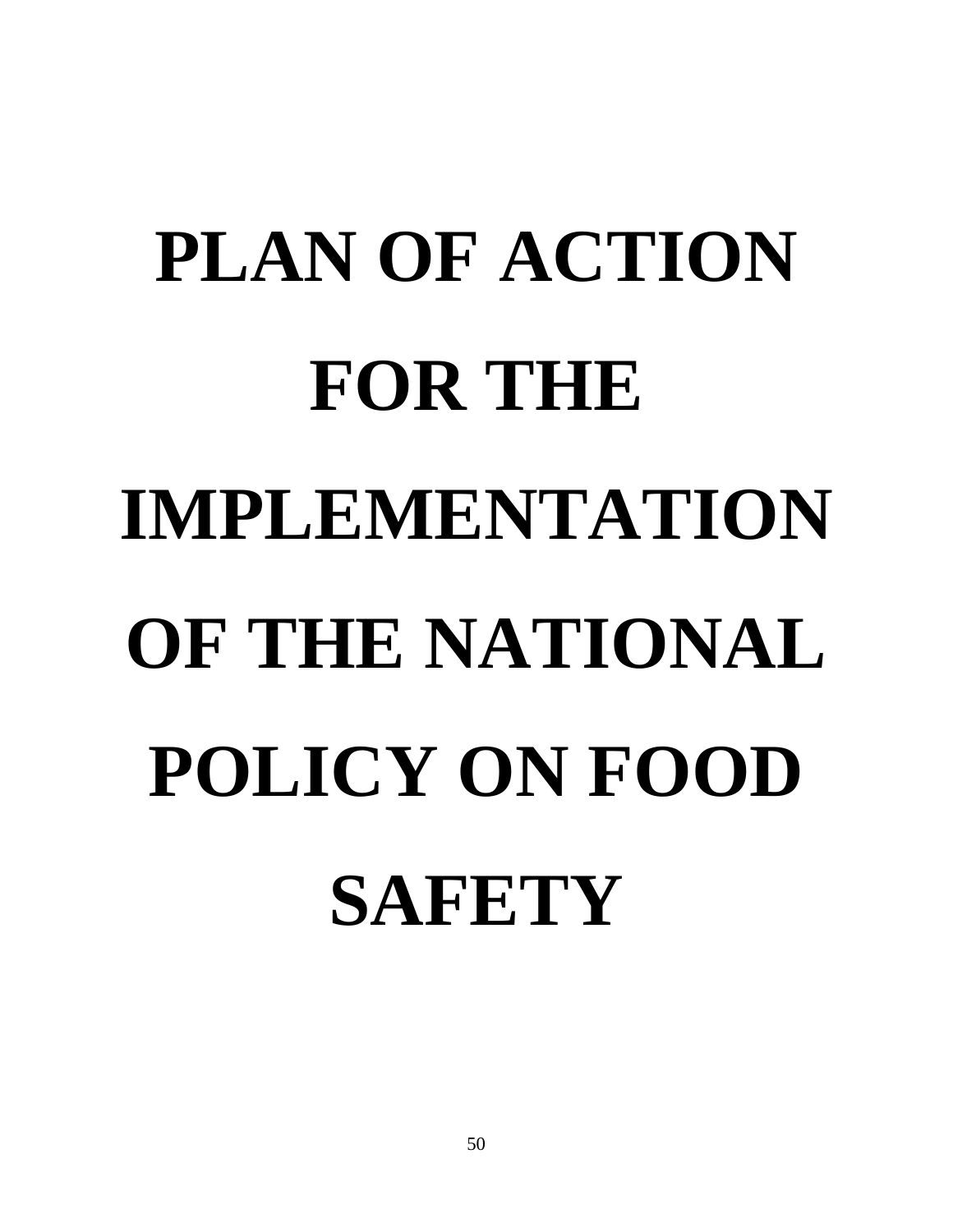# PLAN OF ACTION FOR THE IMPLEMENTATION OF THE NATIONAL POLICY ON FOOD SAFETY